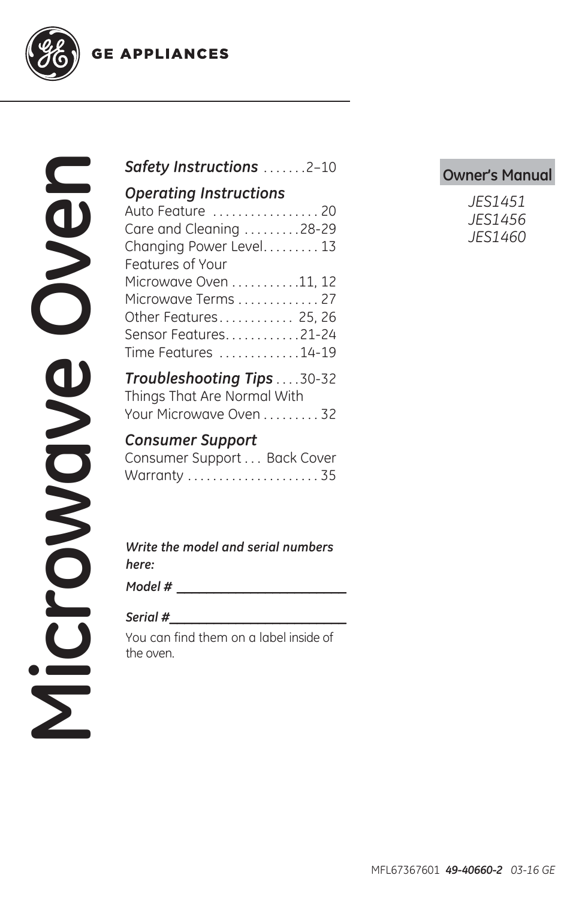GE APPLIANCES

# Microwave Oven

**Owner's Manual**

*JES1451*
*JES1456*
*JES1460*

***Safety Instructions*** . . . . . . .2–10

***Operating Instructions***
Auto Feature . . . . . . . . . . . . . . . . . 20
Care and Cleaning . . . . . . . . .28-29
Changing Power Level. . . . . . . . . 13
Features of Your
Microwave Oven . . . . . . . . . . .11, 12
Microwave Terms . . . . . . . . . . . . 27
Other Features. . . . . . . . . . . . 25, 26
Sensor Features. . . . . . . . . . . .21-24
Time Features . . . . . . . . . . . . .14-19

***Troubleshooting Tips*** . . . .30-32
Things That Are Normal With
Your Microwave Oven . . . . . . . . . 32

***Consumer Support***
Consumer Support . . . Back Cover
Warranty . . . . . . . . . . . . . . . . . . . . 35

***Write the model and serial numbers here:***

***Model #*** ________________________

***Serial #***________________________

You can find them on a label inside of the oven.

MFL67367601 ***49-40660-2*** *03-16 GE*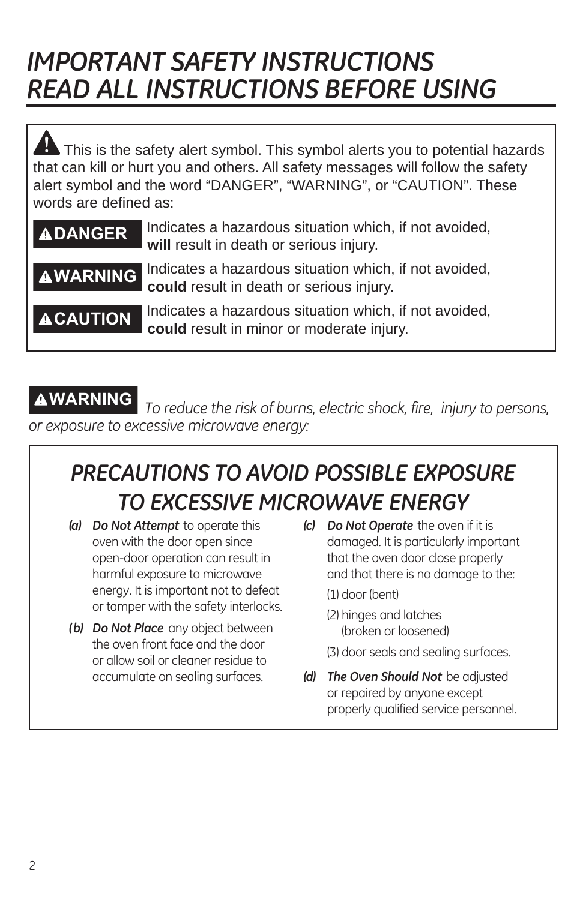# IMPORTANT SAFETY INSTRUCTIONS
# READ ALL INSTRUCTIONS BEFORE USING

⚠ This is the safety alert symbol. This symbol alerts you to potential hazards that can kill or hurt you and others. All safety messages will follow the safety alert symbol and the word "DANGER", "WARNING", or "CAUTION". These words are defined as:

**⚠DANGER** Indicates a hazardous situation which, if not avoided, **will** result in death or serious injury.

**⚠WARNING** Indicates a hazardous situation which, if not avoided, **could** result in death or serious injury.

**⚠CAUTION** Indicates a hazardous situation which, if not avoided, **could** result in minor or moderate injury.

**⚠WARNING** *To reduce the risk of burns, electric shock, fire, injury to persons, or exposure to excessive microwave energy:*

## PRECAUTIONS TO AVOID POSSIBLE EXPOSURE TO EXCESSIVE MICROWAVE ENERGY

*(a)* ***Do Not Attempt*** to operate this oven with the door open since open-door operation can result in harmful exposure to microwave energy. It is important not to defeat or tamper with the safety interlocks.

*(b)* ***Do Not Place*** any object between the oven front face and the door or allow soil or cleaner residue to accumulate on sealing surfaces.

*(c)* ***Do Not Operate*** the oven if it is damaged. It is particularly important that the oven door close properly and that there is no damage to the:

(1) door (bent)

(2) hinges and latches (broken or loosened)

(3) door seals and sealing surfaces.

*(d)* ***The Oven Should Not*** be adjusted or repaired by anyone except properly qualified service personnel.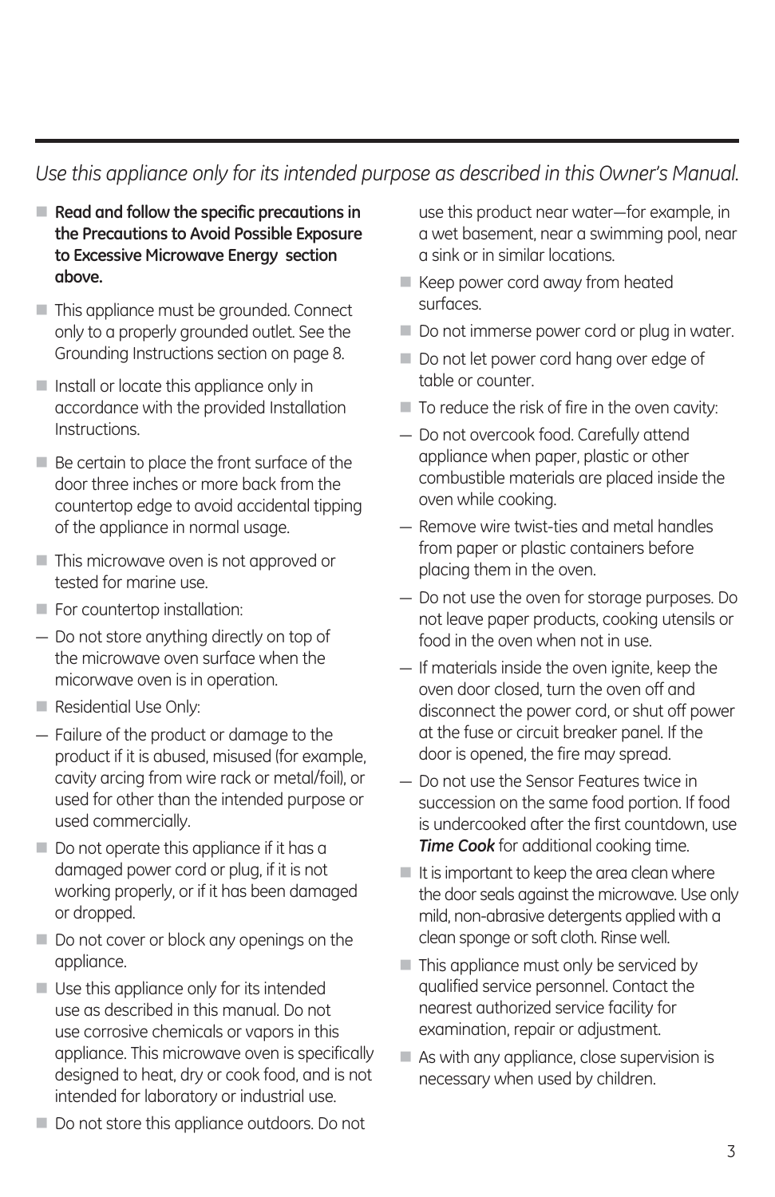*Use this appliance only for its intended purpose as described in this Owner's Manual.*

- **Read and follow the specific precautions in the Precautions to Avoid Possible Exposure to Excessive Microwave Energy section above.**
- This appliance must be grounded. Connect only to a properly grounded outlet. See the Grounding Instructions section on page 8.
- Install or locate this appliance only in accordance with the provided Installation Instructions.
- Be certain to place the front surface of the door three inches or more back from the countertop edge to avoid accidental tipping of the appliance in normal usage.
- This microwave oven is not approved or tested for marine use.
- For countertop installation:

— Do not store anything directly on top of the microwave oven surface when the micorwave oven is in operation.

- Residential Use Only:

— Failure of the product or damage to the product if it is abused, misused (for example, cavity arcing from wire rack or metal/foil), or used for other than the intended purpose or used commercially.

- Do not operate this appliance if it has a damaged power cord or plug, if it is not working properly, or if it has been damaged or dropped.
- Do not cover or block any openings on the appliance.
- Use this appliance only for its intended use as described in this manual. Do not use corrosive chemicals or vapors in this appliance. This microwave oven is specifically designed to heat, dry or cook food, and is not intended for laboratory or industrial use.
- Do not store this appliance outdoors. Do not use this product near water—for example, in a wet basement, near a swimming pool, near a sink or in similar locations.
- Keep power cord away from heated surfaces.
- Do not immerse power cord or plug in water.
- Do not let power cord hang over edge of table or counter.
- To reduce the risk of fire in the oven cavity:

— Do not overcook food. Carefully attend appliance when paper, plastic or other combustible materials are placed inside the oven while cooking.

— Remove wire twist-ties and metal handles from paper or plastic containers before placing them in the oven.

— Do not use the oven for storage purposes. Do not leave paper products, cooking utensils or food in the oven when not in use.

— If materials inside the oven ignite, keep the oven door closed, turn the oven off and disconnect the power cord, or shut off power at the fuse or circuit breaker panel. If the door is opened, the fire may spread.

— Do not use the Sensor Features twice in succession on the same food portion. If food is undercooked after the first countdown, use ***Time Cook*** for additional cooking time.

- It is important to keep the area clean where the door seals against the microwave. Use only mild, non-abrasive detergents applied with a clean sponge or soft cloth. Rinse well.
- This appliance must only be serviced by qualified service personnel. Contact the nearest authorized service facility for examination, repair or adjustment.
- As with any appliance, close supervision is necessary when used by children.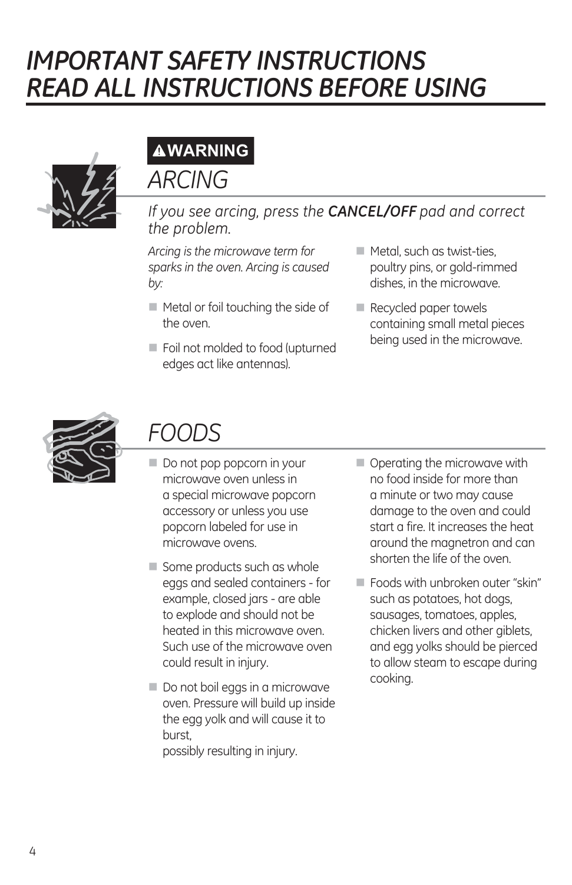# IMPORTANT SAFETY INSTRUCTIONS
# READ ALL INSTRUCTIONS BEFORE USING

**⚠WARNING**

## ARCING

*If you see arcing, press the **CANCEL/OFF** pad and correct the problem.*

*Arcing is the microwave term for sparks in the oven. Arcing is caused by:*

- Metal or foil touching the side of the oven.
- Foil not molded to food (upturned edges act like antennas).
- Metal, such as twist-ties, poultry pins, or gold-rimmed dishes, in the microwave.
- Recycled paper towels containing small metal pieces being used in the microwave.

## FOODS

- Do not pop popcorn in your microwave oven unless in a special microwave popcorn accessory or unless you use popcorn labeled for use in microwave ovens.
- Some products such as whole eggs and sealed containers - for example, closed jars - are able to explode and should not be heated in this microwave oven. Such use of the microwave oven could result in injury.
- Do not boil eggs in a microwave oven. Pressure will build up inside the egg yolk and will cause it to burst, possibly resulting in injury.
- Operating the microwave with no food inside for more than a minute or two may cause damage to the oven and could start a fire. It increases the heat around the magnetron and can shorten the life of the oven.
- Foods with unbroken outer "skin" such as potatoes, hot dogs, sausages, tomatoes, apples, chicken livers and other giblets, and egg yolks should be pierced to allow steam to escape during cooking.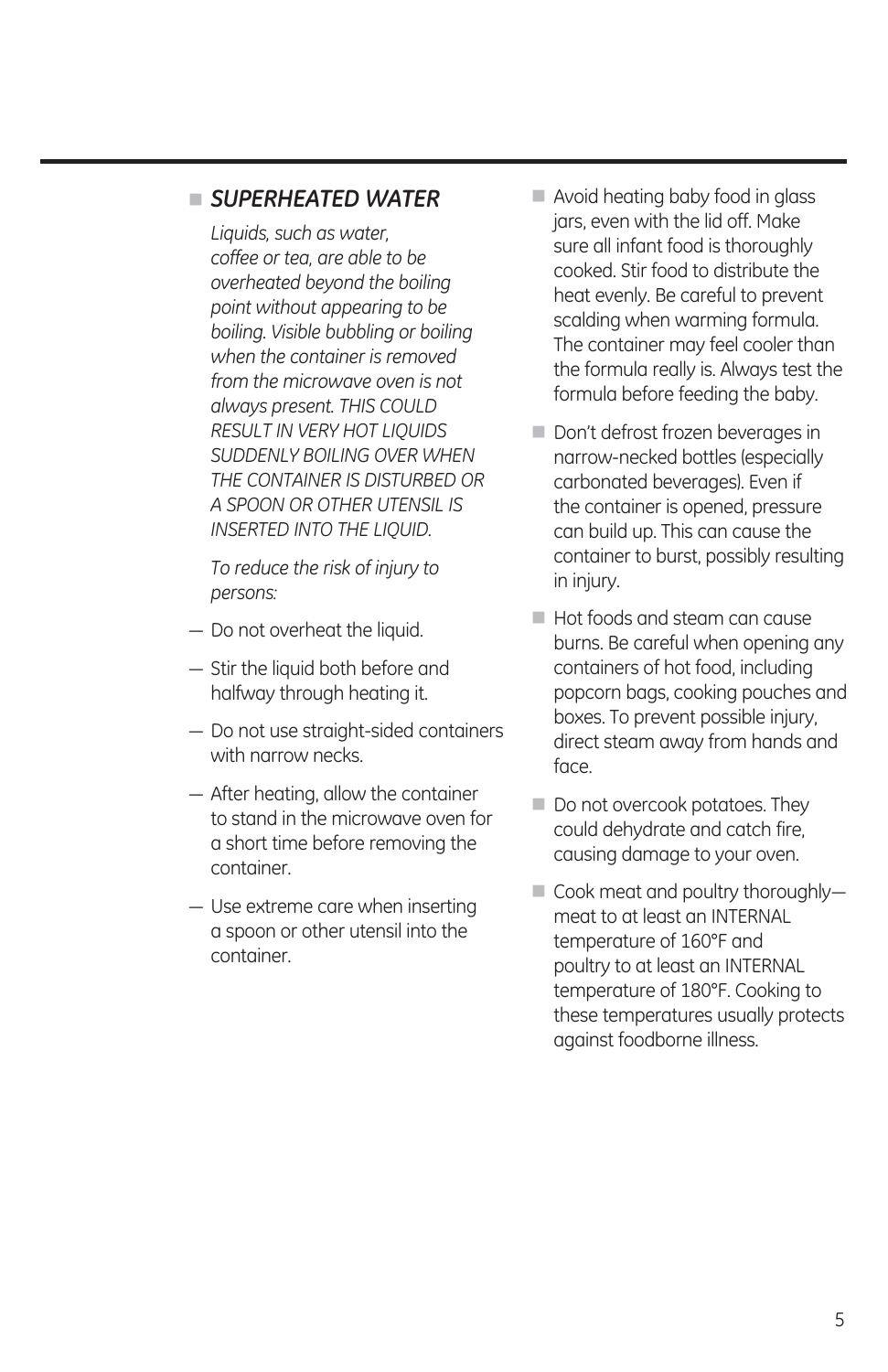- ***SUPERHEATED WATER***

  *Liquids, such as water, coffee or tea, are able to be overheated beyond the boiling point without appearing to be boiling. Visible bubbling or boiling when the container is removed from the microwave oven is not always present. THIS COULD RESULT IN VERY HOT LIQUIDS SUDDENLY BOILING OVER WHEN THE CONTAINER IS DISTURBED OR A SPOON OR OTHER UTENSIL IS INSERTED INTO THE LIQUID.*

  *To reduce the risk of injury to persons:*

— Do not overheat the liquid.

— Stir the liquid both before and halfway through heating it.

— Do not use straight-sided containers with narrow necks.

— After heating, allow the container to stand in the microwave oven for a short time before removing the container.

— Use extreme care when inserting a spoon or other utensil into the container.

- Avoid heating baby food in glass jars, even with the lid off. Make sure all infant food is thoroughly cooked. Stir food to distribute the heat evenly. Be careful to prevent scalding when warming formula. The container may feel cooler than the formula really is. Always test the formula before feeding the baby.

- Don't defrost frozen beverages in narrow-necked bottles (especially carbonated beverages). Even if the container is opened, pressure can build up. This can cause the container to burst, possibly resulting in injury.

- Hot foods and steam can cause burns. Be careful when opening any containers of hot food, including popcorn bags, cooking pouches and boxes. To prevent possible injury, direct steam away from hands and face.

- Do not overcook potatoes. They could dehydrate and catch fire, causing damage to your oven.

- Cook meat and poultry thoroughly—meat to at least an INTERNAL temperature of 160°F and poultry to at least an INTERNAL temperature of 180°F. Cooking to these temperatures usually protects against foodborne illness.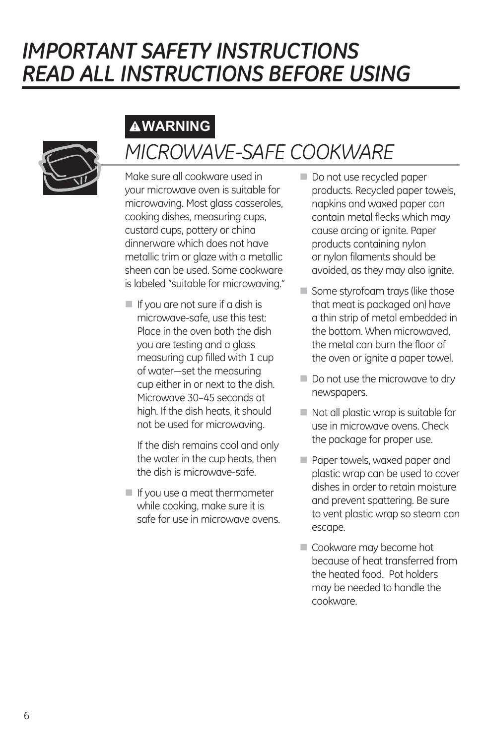# *IMPORTANT SAFETY INSTRUCTIONS READ ALL INSTRUCTIONS BEFORE USING*

**⚠WARNING**

## *MICROWAVE-SAFE COOKWARE*

Make sure all cookware used in your microwave oven is suitable for microwaving. Most glass casseroles, cooking dishes, measuring cups, custard cups, pottery or china dinnerware which does not have metallic trim or glaze with a metallic sheen can be used. Some cookware is labeled "suitable for microwaving."

- If you are not sure if a dish is microwave-safe, use this test: Place in the oven both the dish you are testing and a glass measuring cup filled with 1 cup of water—set the measuring cup either in or next to the dish. Microwave 30–45 seconds at high. If the dish heats, it should not be used for microwaving.

  If the dish remains cool and only the water in the cup heats, then the dish is microwave-safe.

- If you use a meat thermometer while cooking, make sure it is safe for use in microwave ovens.

- Do not use recycled paper products. Recycled paper towels, napkins and waxed paper can contain metal flecks which may cause arcing or ignite. Paper products containing nylon or nylon filaments should be avoided, as they may also ignite.

- Some styrofoam trays (like those that meat is packaged on) have a thin strip of metal embedded in the bottom. When microwaved, the metal can burn the floor of the oven or ignite a paper towel.

- Do not use the microwave to dry newspapers.

- Not all plastic wrap is suitable for use in microwave ovens. Check the package for proper use.

- Paper towels, waxed paper and plastic wrap can be used to cover dishes in order to retain moisture and prevent spattering. Be sure to vent plastic wrap so steam can escape.

- Cookware may become hot because of heat transferred from the heated food. Pot holders may be needed to handle the cookware.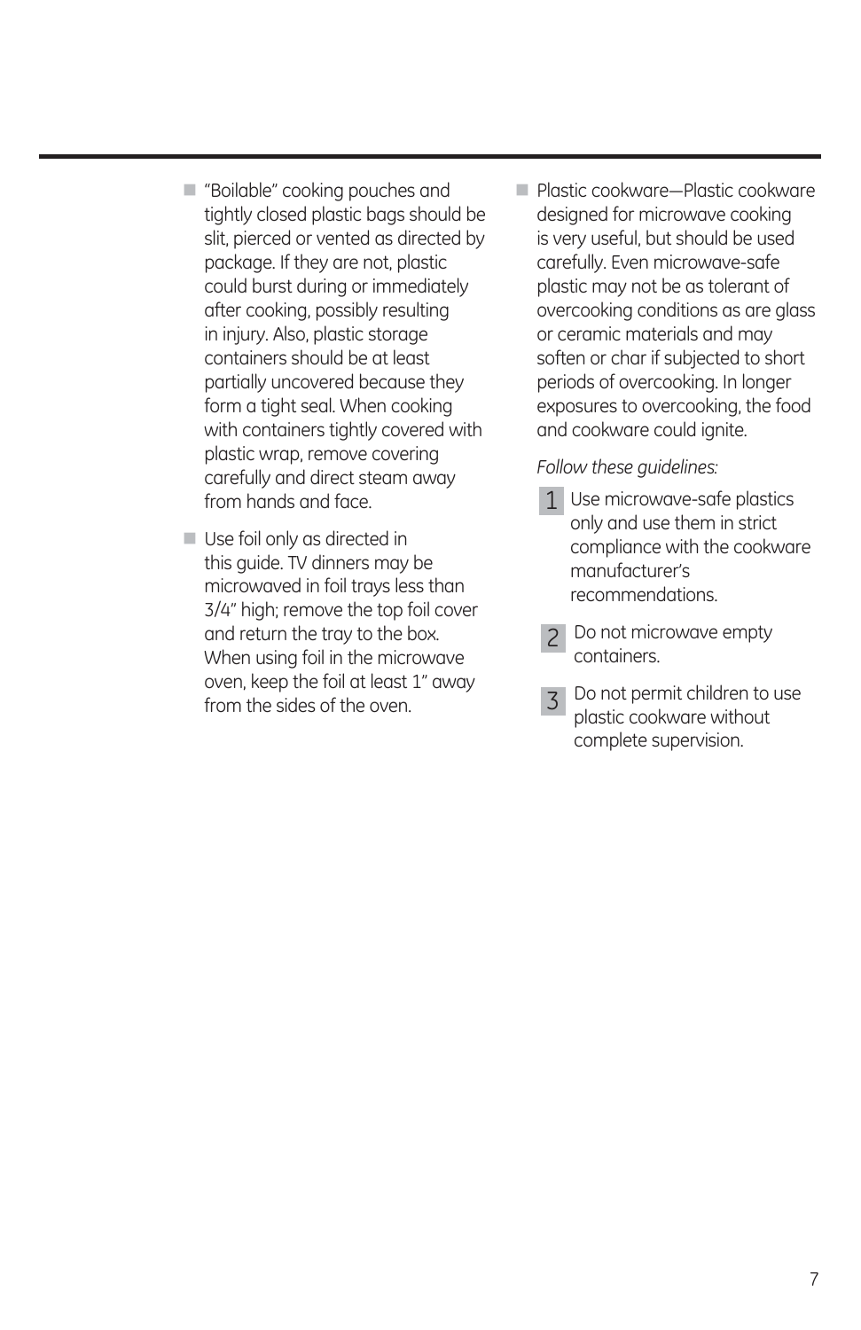- "Boilable" cooking pouches and tightly closed plastic bags should be slit, pierced or vented as directed by package. If they are not, plastic could burst during or immediately after cooking, possibly resulting in injury. Also, plastic storage containers should be at least partially uncovered because they form a tight seal. When cooking with containers tightly covered with plastic wrap, remove covering carefully and direct steam away from hands and face.

- Use foil only as directed in this guide. TV dinners may be microwaved in foil trays less than 3/4" high; remove the top foil cover and return the tray to the box. When using foil in the microwave oven, keep the foil at least 1" away from the sides of the oven.

- Plastic cookware—Plastic cookware designed for microwave cooking is very useful, but should be used carefully. Even microwave-safe plastic may not be as tolerant of overcooking conditions as are glass or ceramic materials and may soften or char if subjected to short periods of overcooking. In longer exposures to overcooking, the food and cookware could ignite.

  *Follow these guidelines:*

  1. Use microwave-safe plastics only and use them in strict compliance with the cookware manufacturer's recommendations.
  2. Do not microwave empty containers.
  3. Do not permit children to use plastic cookware without complete supervision.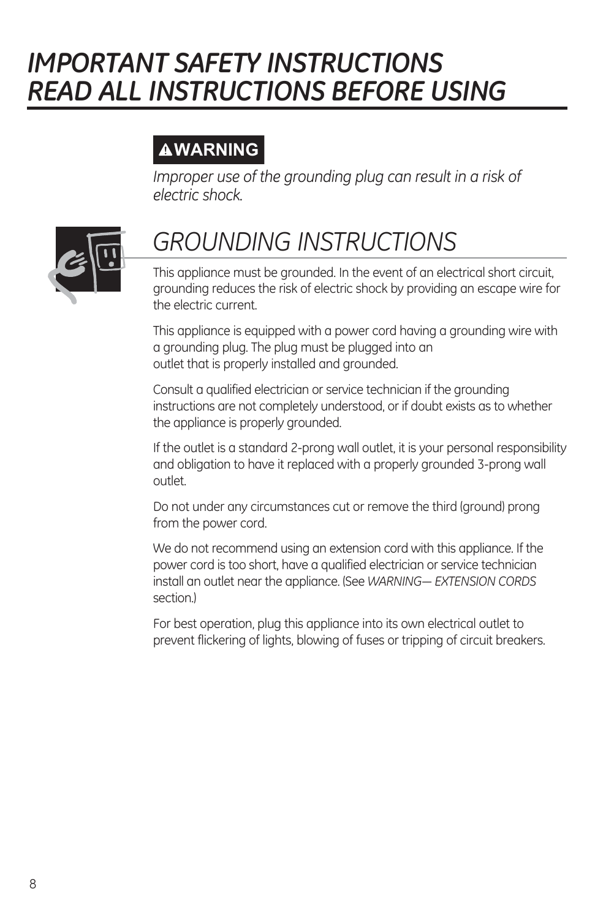# *IMPORTANT SAFETY INSTRUCTIONS READ ALL INSTRUCTIONS BEFORE USING*

**WARNING**

*Improper use of the grounding plug can result in a risk of electric shock.*

## *GROUNDING INSTRUCTIONS*

This appliance must be grounded. In the event of an electrical short circuit, grounding reduces the risk of electric shock by providing an escape wire for the electric current.

This appliance is equipped with a power cord having a grounding wire with a grounding plug. The plug must be plugged into an outlet that is properly installed and grounded.

Consult a qualified electrician or service technician if the grounding instructions are not completely understood, or if doubt exists as to whether the appliance is properly grounded.

If the outlet is a standard 2-prong wall outlet, it is your personal responsibility and obligation to have it replaced with a properly grounded 3-prong wall outlet.

Do not under any circumstances cut or remove the third (ground) prong from the power cord.

We do not recommend using an extension cord with this appliance. If the power cord is too short, have a qualified electrician or service technician install an outlet near the appliance. (See *WARNING— EXTENSION CORDS* section.)

For best operation, plug this appliance into its own electrical outlet to prevent flickering of lights, blowing of fuses or tripping of circuit breakers.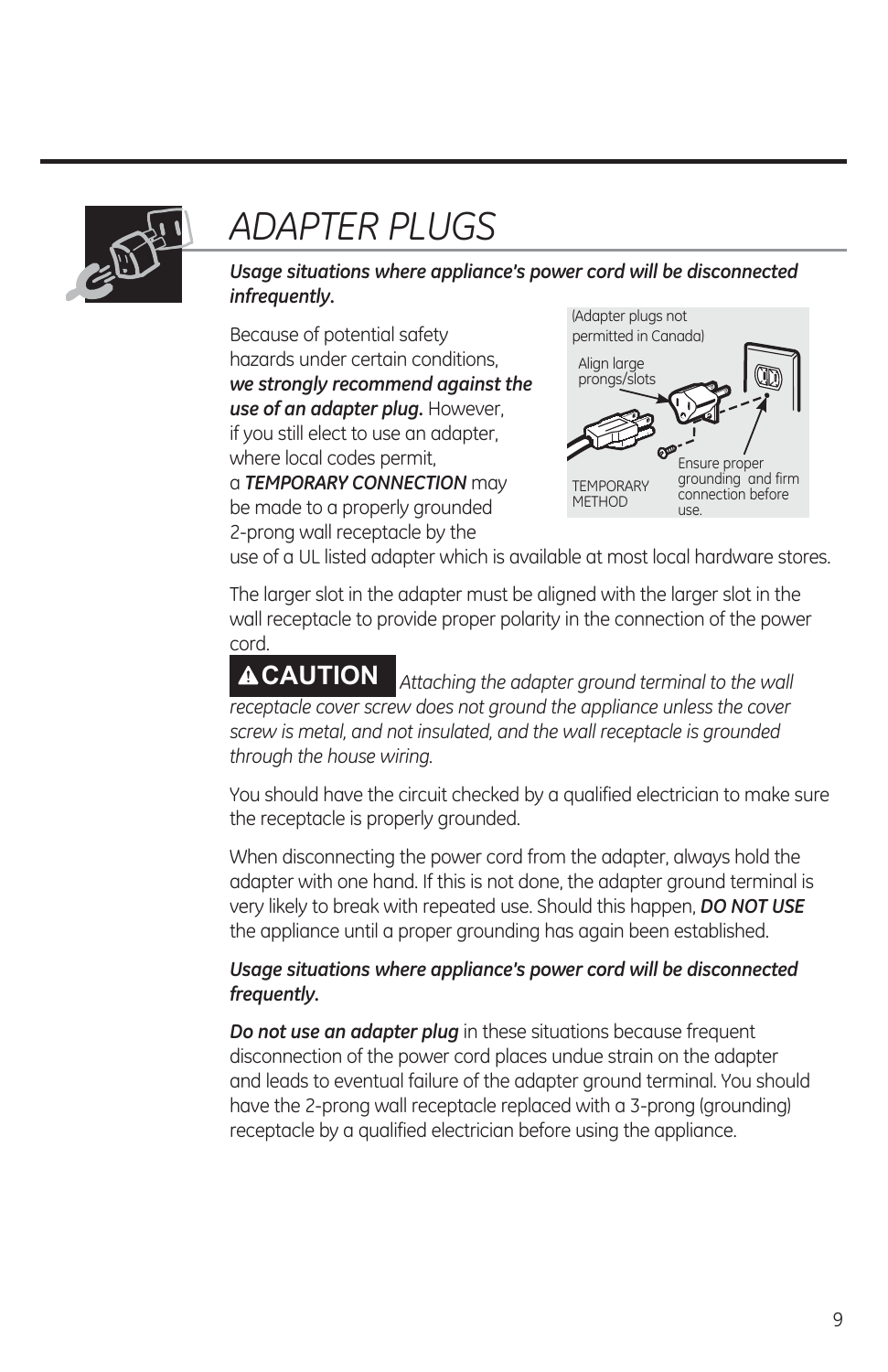# ADAPTER PLUGS

***Usage situations where appliance's power cord will be disconnected infrequently.***

Because of potential safety hazards under certain conditions, ***we strongly recommend against the use of an adapter plug.*** However, if you still elect to use an adapter, where local codes permit, a ***TEMPORARY CONNECTION*** may be made to a properly grounded 2-prong wall receptacle by the use of a UL listed adapter which is available at most local hardware stores.

(Adapter plugs not permitted in Canada)

Align large prongs/slots

Ensure proper grounding and firm connection before use.

TEMPORARY METHOD

The larger slot in the adapter must be aligned with the larger slot in the wall receptacle to provide proper polarity in the connection of the power cord.

**⚠CAUTION** *Attaching the adapter ground terminal to the wall receptacle cover screw does not ground the appliance unless the cover screw is metal, and not insulated, and the wall receptacle is grounded through the house wiring.*

You should have the circuit checked by a qualified electrician to make sure the receptacle is properly grounded.

When disconnecting the power cord from the adapter, always hold the adapter with one hand. If this is not done, the adapter ground terminal is very likely to break with repeated use. Should this happen, ***DO NOT USE*** the appliance until a proper grounding has again been established.

***Usage situations where appliance's power cord will be disconnected frequently.***

***Do not use an adapter plug*** in these situations because frequent disconnection of the power cord places undue strain on the adapter and leads to eventual failure of the adapter ground terminal. You should have the 2-prong wall receptacle replaced with a 3-prong (grounding) receptacle by a qualified electrician before using the appliance.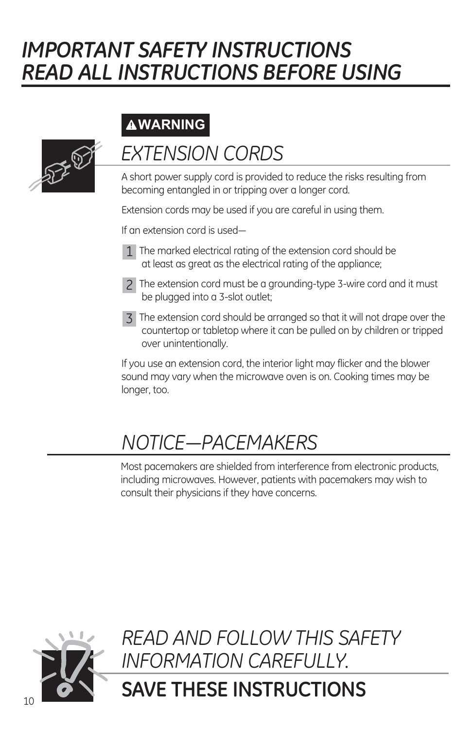# IMPORTANT SAFETY INSTRUCTIONS READ ALL INSTRUCTIONS BEFORE USING

**⚠WARNING**

## EXTENSION CORDS

A short power supply cord is provided to reduce the risks resulting from becoming entangled in or tripping over a longer cord.

Extension cords may be used if you are careful in using them.

If an extension cord is used—

1. The marked electrical rating of the extension cord should be at least as great as the electrical rating of the appliance;
2. The extension cord must be a grounding-type 3-wire cord and it must be plugged into a 3-slot outlet;
3. The extension cord should be arranged so that it will not drape over the countertop or tabletop where it can be pulled on by children or tripped over unintentionally.

If you use an extension cord, the interior light may flicker and the blower sound may vary when the microwave oven is on. Cooking times may be longer, too.

## NOTICE—PACEMAKERS

Most pacemakers are shielded from interference from electronic products, including microwaves. However, patients with pacemakers may wish to consult their physicians if they have concerns.

*READ AND FOLLOW THIS SAFETY INFORMATION CAREFULLY.*

**SAVE THESE INSTRUCTIONS**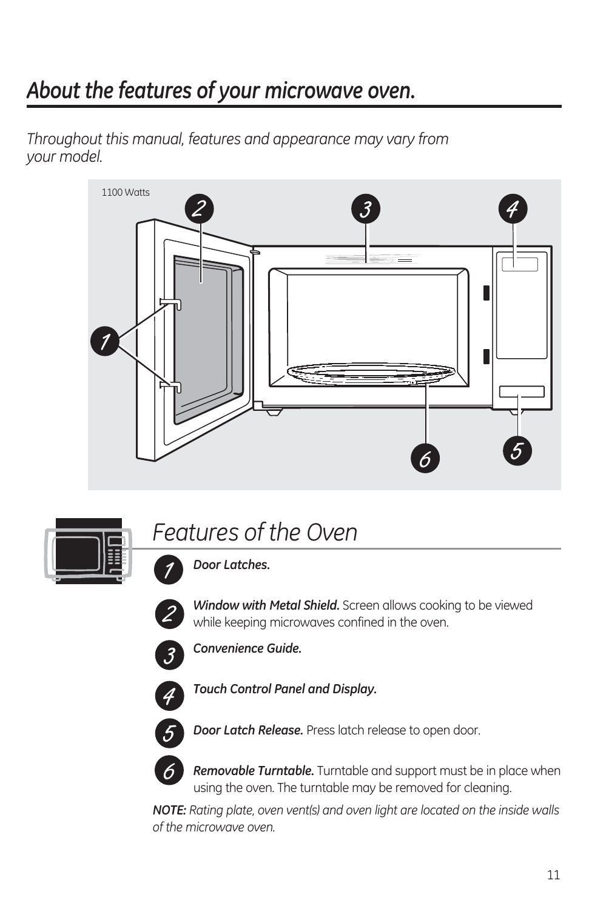# About the features of your microwave oven.

*Throughout this manual, features and appearance may vary from your model.*

1100 Watts

## Features of the Oven

1. ***Door Latches.***

2. ***Window with Metal Shield.*** Screen allows cooking to be viewed while keeping microwaves confined in the oven.

3. ***Convenience Guide.***

4. ***Touch Control Panel and Display.***

5. ***Door Latch Release.*** Press latch release to open door.

6. ***Removable Turntable.*** Turntable and support must be in place when using the oven. The turntable may be removed for cleaning.

***NOTE:*** *Rating plate, oven vent(s) and oven light are located on the inside walls of the microwave oven.*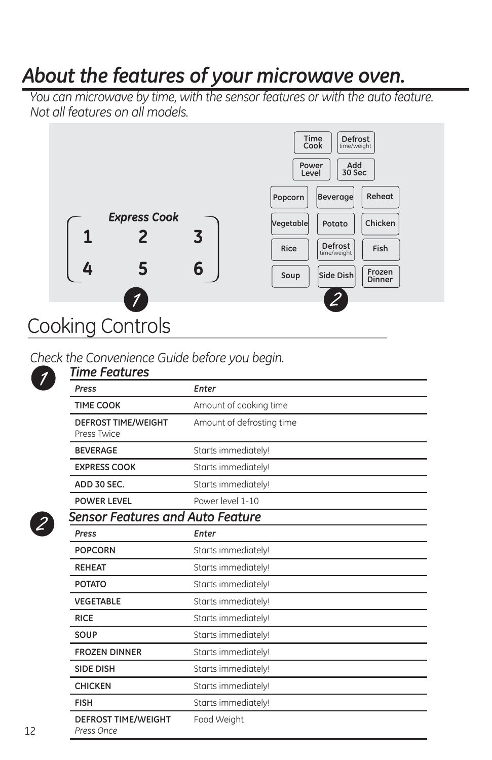# About the features of your microwave oven.

*You can microwave by time, with the sensor features or with the auto feature. Not all features on all models.*

Express Cook

1 2 3
4 5 6

Time Cook | Defrost time/weight | Power Level | Add 30 Sec | Popcorn | Beverage | Reheat | Vegetable | Potato | Chicken | Rice | Defrost time/weight | Fish | Soup | Side Dish | Frozen Dinner

## Cooking Controls

*Check the Convenience Guide before you begin.*

### 1 Time Features

| *Press* | *Enter* |
|---|---|
| **TIME COOK** | Amount of cooking time |
| **DEFROST TIME/WEIGHT** Press Twice | Amount of defrosting time |
| **BEVERAGE** | Starts immediately! |
| **EXPRESS COOK** | Starts immediately! |
| **ADD 30 SEC.** | Starts immediately! |
| **POWER LEVEL** | Power level 1-10 |

### 2 Sensor Features and Auto Feature

| *Press* | *Enter* |
|---|---|
| **POPCORN** | Starts immediately! |
| **REHEAT** | Starts immediately! |
| **POTATO** | Starts immediately! |
| **VEGETABLE** | Starts immediately! |
| **RICE** | Starts immediately! |
| **SOUP** | Starts immediately! |
| **FROZEN DINNER** | Starts immediately! |
| **SIDE DISH** | Starts immediately! |
| **CHICKEN** | Starts immediately! |
| **FISH** | Starts immediately! |
| **DEFROST TIME/WEIGHT** *Press Once* | Food Weight |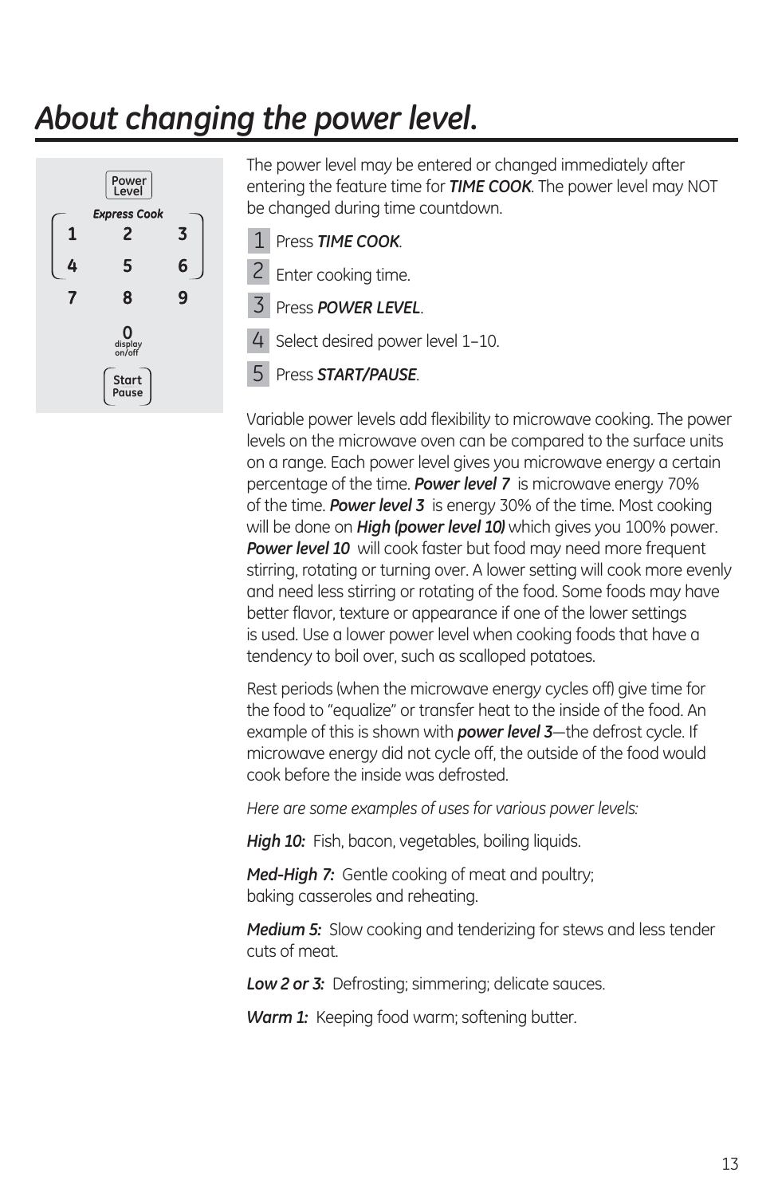# About changing the power level.

Power Level

Express Cook

1 2 3
4 5 6
7 8 9
0 display on/off

Start Pause

The power level may be entered or changed immediately after entering the feature time for ***TIME COOK***. The power level may NOT be changed during time countdown.

1. Press ***TIME COOK***.
2. Enter cooking time.
3. Press ***POWER LEVEL***.
4. Select desired power level 1–10.
5. Press ***START/PAUSE***.

Variable power levels add flexibility to microwave cooking. The power levels on the microwave oven can be compared to the surface units on a range. Each power level gives you microwave energy a certain percentage of the time. ***Power level 7*** is microwave energy 70% of the time. ***Power level 3*** is energy 30% of the time. Most cooking will be done on ***High (power level 10)*** which gives you 100% power. ***Power level 10*** will cook faster but food may need more frequent stirring, rotating or turning over. A lower setting will cook more evenly and need less stirring or rotating of the food. Some foods may have better flavor, texture or appearance if one of the lower settings is used. Use a lower power level when cooking foods that have a tendency to boil over, such as scalloped potatoes.

Rest periods (when the microwave energy cycles off) give time for the food to "equalize" or transfer heat to the inside of the food. An example of this is shown with ***power level 3***—the defrost cycle. If microwave energy did not cycle off, the outside of the food would cook before the inside was defrosted.

*Here are some examples of uses for various power levels:*

***High 10:*** Fish, bacon, vegetables, boiling liquids.

***Med-High 7:*** Gentle cooking of meat and poultry; baking casseroles and reheating.

***Medium 5:*** Slow cooking and tenderizing for stews and less tender cuts of meat.

***Low 2 or 3:*** Defrosting; simmering; delicate sauces.

***Warm 1:*** Keeping food warm; softening butter.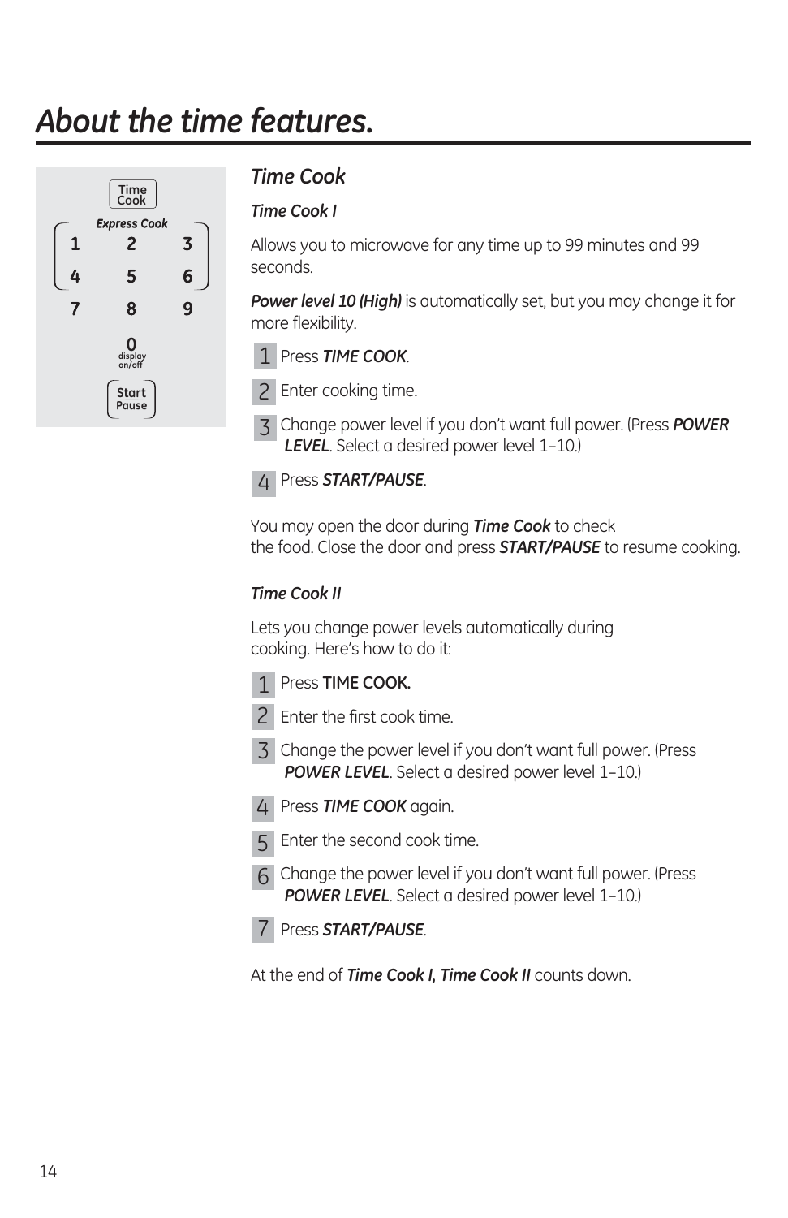# *About the time features.*

Time Cook

Express Cook

| 1 | 2 | 3 |
|---|---|---|
| 4 | 5 | 6 |
| 7 | 8 | 9 |
| | 0 display on/off | |

Start Pause

## *Time Cook*

### *Time Cook I*

Allows you to microwave for any time up to 99 minutes and 99 seconds.

***Power level 10 (High)*** is automatically set, but you may change it for more flexibility.

1. Press ***TIME COOK***.
2. Enter cooking time.
3. Change power level if you don't want full power. (Press ***POWER LEVEL***. Select a desired power level 1–10.)
4. Press ***START/PAUSE***.

You may open the door during ***Time Cook*** to check the food. Close the door and press ***START/PAUSE*** to resume cooking.

### *Time Cook II*

Lets you change power levels automatically during cooking. Here's how to do it:

1. Press **TIME COOK.**
2. Enter the first cook time.
3. Change the power level if you don't want full power. (Press ***POWER LEVEL***. Select a desired power level 1–10.)
4. Press ***TIME COOK*** again.
5. Enter the second cook time.
6. Change the power level if you don't want full power. (Press ***POWER LEVEL***. Select a desired power level 1–10.)
7. Press ***START/PAUSE***.

At the end of ***Time Cook I, Time Cook II*** counts down.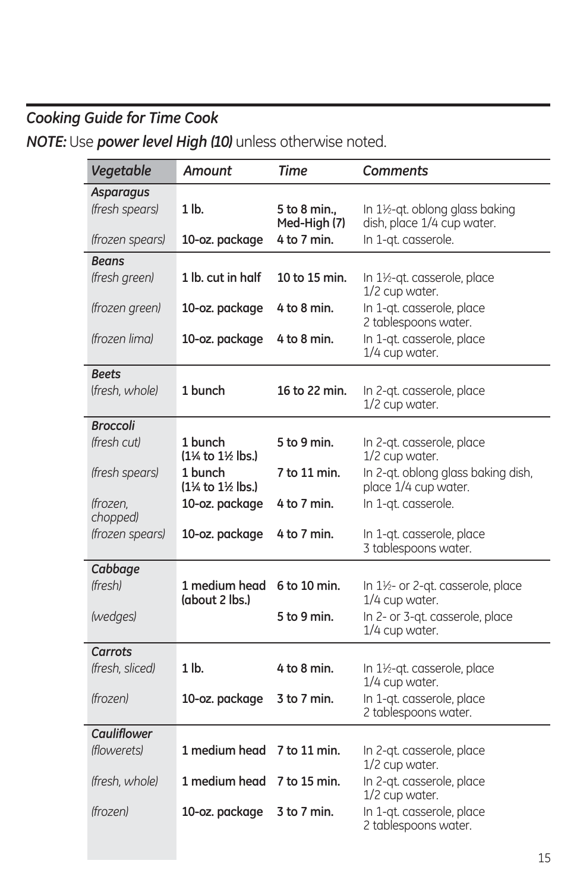## *Cooking Guide for Time Cook*

***NOTE:*** Use ***power level High (10)*** unless otherwise noted.

| *Vegetable* | *Amount* | *Time* | *Comments* |
|---|---|---|---|
| ***Asparagus*** | | | |
| *(fresh spears)* | **1 lb.** | **5 to 8 min., Med-High (7)** | In 1½-qt. oblong glass baking dish, place 1/4 cup water. |
| *(frozen spears)* | **10-oz. package** | **4 to 7 min.** | In 1-qt. casserole. |
| ***Beans*** | | | |
| *(fresh green)* | **1 lb. cut in half** | **10 to 15 min.** | In 1½-qt. casserole, place 1/2 cup water. |
| *(frozen green)* | **10-oz. package** | **4 to 8 min.** | In 1-qt. casserole, place 2 tablespoons water. |
| *(frozen lima)* | **10-oz. package** | **4 to 8 min.** | In 1-qt. casserole, place 1/4 cup water. |
| ***Beets*** | | | |
| *(fresh, whole)* | **1 bunch** | **16 to 22 min.** | In 2-qt. casserole, place 1/2 cup water. |
| ***Broccoli*** | | | |
| *(fresh cut)* | **1 bunch (1¼ to 1½ lbs.)** | **5 to 9 min.** | In 2-qt. casserole, place 1/2 cup water. |
| *(fresh spears)* | **1 bunch (1¼ to 1½ lbs.)** | **7 to 11 min.** | In 2-qt. oblong glass baking dish, place 1/4 cup water. |
| *(frozen, chopped)* | **10-oz. package** | **4 to 7 min.** | In 1-qt. casserole. |
| *(frozen spears)* | **10-oz. package** | **4 to 7 min.** | In 1-qt. casserole, place 3 tablespoons water. |
| ***Cabbage*** | | | |
| *(fresh)* | **1 medium head (about 2 lbs.)** | **6 to 10 min.** | In 1½- or 2-qt. casserole, place 1/4 cup water. |
| *(wedges)* | | **5 to 9 min.** | In 2- or 3-qt. casserole, place 1/4 cup water. |
| ***Carrots*** | | | |
| *(fresh, sliced)* | **1 lb.** | **4 to 8 min.** | In 1½-qt. casserole, place 1/4 cup water. |
| *(frozen)* | **10-oz. package** | **3 to 7 min.** | In 1-qt. casserole, place 2 tablespoons water. |
| ***Cauliflower*** | | | |
| *(flowerets)* | **1 medium head** | **7 to 11 min.** | In 2-qt. casserole, place 1/2 cup water. |
| *(fresh, whole)* | **1 medium head** | **7 to 15 min.** | In 2-qt. casserole, place 1/2 cup water. |
| *(frozen)* | **10-oz. package** | **3 to 7 min.** | In 1-qt. casserole, place 2 tablespoons water. |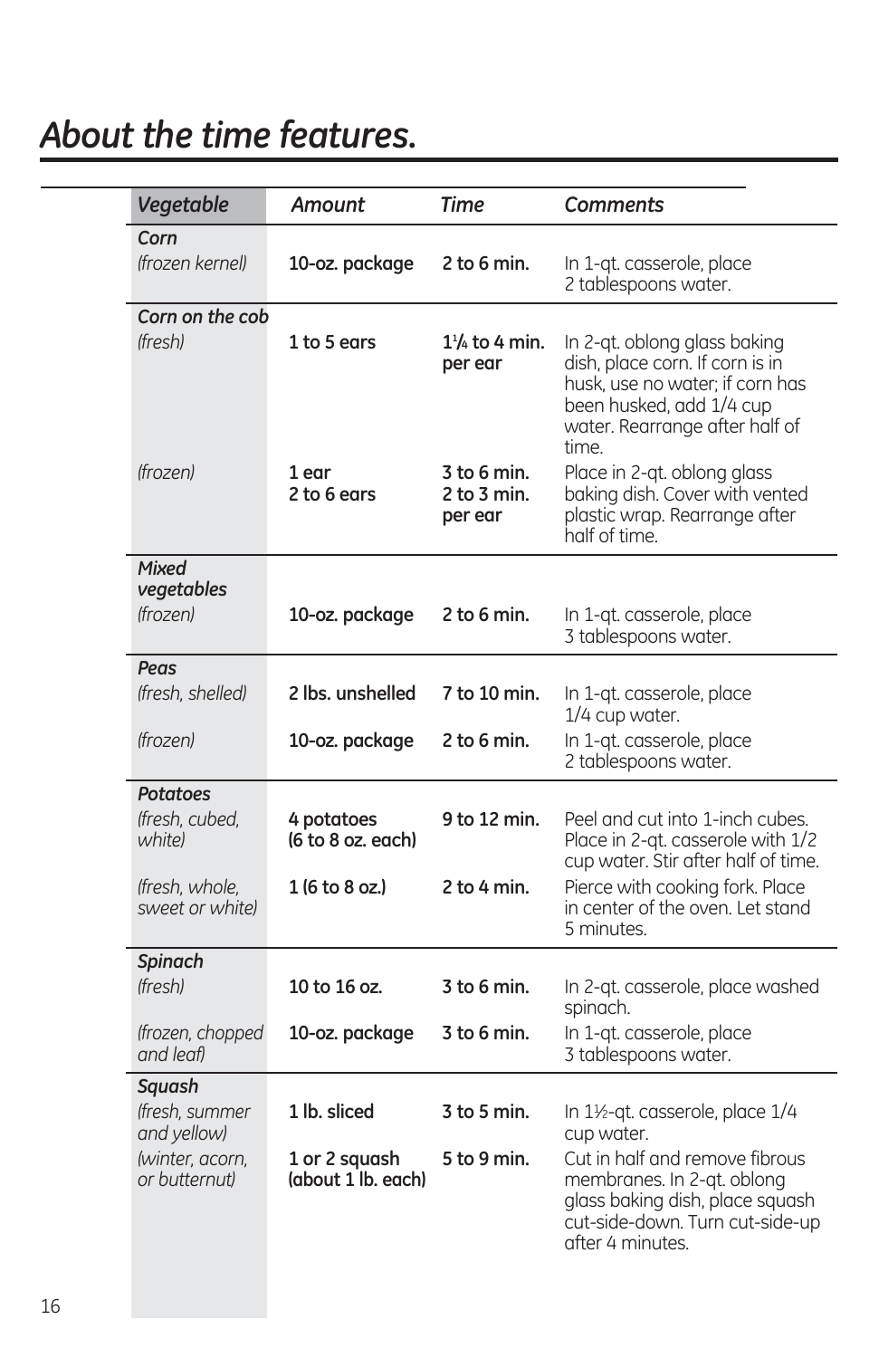# About the time features.

| Vegetable | Amount | Time | Comments |
|---|---|---|---|
| ***Corn*** | | | |
| *(frozen kernel)* | **10-oz. package** | **2 to 6 min.** | In 1-qt. casserole, place 2 tablespoons water. |
| ***Corn on the cob*** | | | |
| *(fresh)* | **1 to 5 ears** | **1¼ to 4 min. per ear** | In 2-qt. oblong glass baking dish, place corn. If corn is in husk, use no water; if corn has been husked, add 1/4 cup water. Rearrange after half of time. |
| *(frozen)* | **1 ear** **2 to 6 ears** | **3 to 6 min.** **2 to 3 min. per ear** | Place in 2-qt. oblong glass baking dish. Cover with vented plastic wrap. Rearrange after half of time. |
| ***Mixed vegetables*** | | | |
| *(frozen)* | **10-oz. package** | **2 to 6 min.** | In 1-qt. casserole, place 3 tablespoons water. |
| ***Peas*** | | | |
| *(fresh, shelled)* | **2 lbs. unshelled** | **7 to 10 min.** | In 1-qt. casserole, place 1/4 cup water. |
| *(frozen)* | **10-oz. package** | **2 to 6 min.** | In 1-qt. casserole, place 2 tablespoons water. |
| ***Potatoes*** | | | |
| *(fresh, cubed, white)* | **4 potatoes (6 to 8 oz. each)** | **9 to 12 min.** | Peel and cut into 1-inch cubes. Place in 2-qt. casserole with 1/2 cup water. Stir after half of time. |
| *(fresh, whole, sweet or white)* | **1 (6 to 8 oz.)** | **2 to 4 min.** | Pierce with cooking fork. Place in center of the oven. Let stand 5 minutes. |
| ***Spinach*** | | | |
| *(fresh)* | **10 to 16 oz.** | **3 to 6 min.** | In 2-qt. casserole, place washed spinach. |
| *(frozen, chopped and leaf)* | **10-oz. package** | **3 to 6 min.** | In 1-qt. casserole, place 3 tablespoons water. |
| ***Squash*** | | | |
| *(fresh, summer and yellow)* | **1 lb. sliced** | **3 to 5 min.** | In 1½-qt. casserole, place 1/4 cup water. |
| *(winter, acorn, or butternut)* | **1 or 2 squash (about 1 lb. each)** | **5 to 9 min.** | Cut in half and remove fibrous membranes. In 2-qt. oblong glass baking dish, place squash cut-side-down. Turn cut-side-up after 4 minutes. |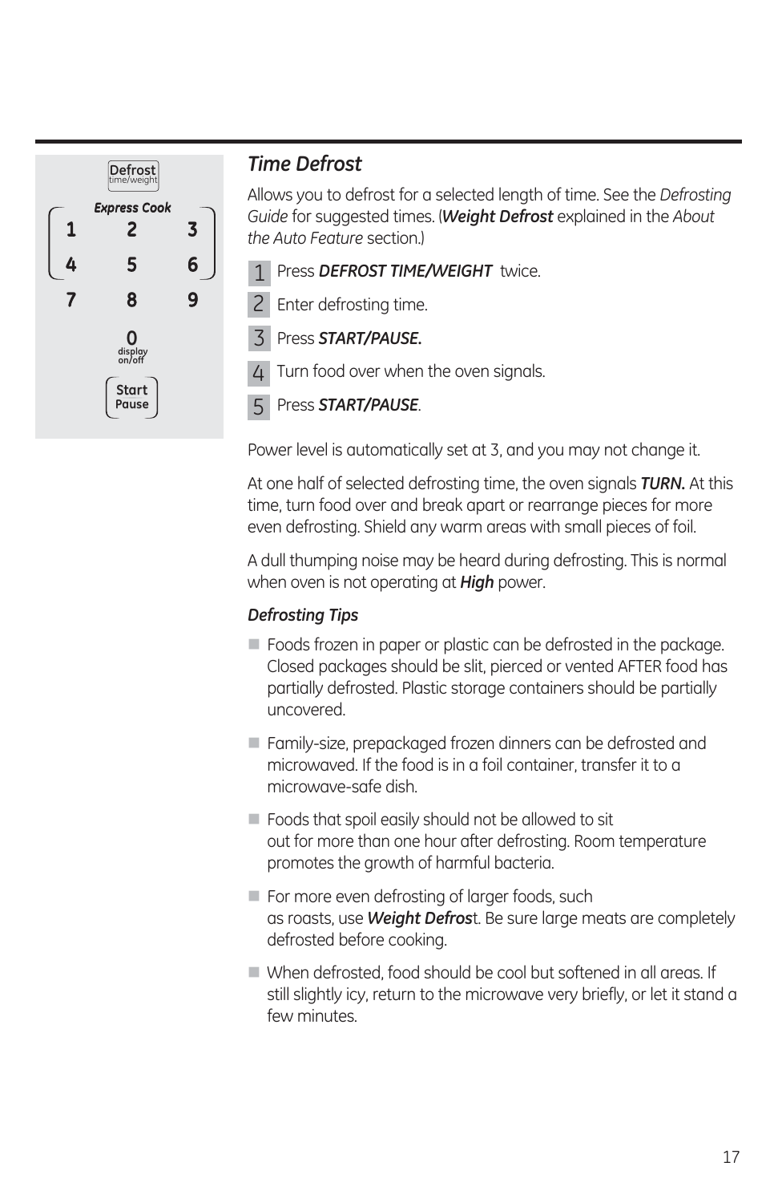Defrost
time/weight

*Express Cook*

1 2 3
4 5 6
7 8 9
0
display on/off

Start
Pause

## *Time Defrost*

Allows you to defrost for a selected length of time. See the *Defrosting Guide* for suggested times. (***Weight Defrost*** explained in the *About the Auto Feature* section.)

1. Press ***DEFROST TIME/WEIGHT*** twice.
2. Enter defrosting time.
3. Press ***START/PAUSE.***
4. Turn food over when the oven signals.
5. Press ***START/PAUSE***.

Power level is automatically set at 3, and you may not change it.

At one half of selected defrosting time, the oven signals ***TURN.*** At this time, turn food over and break apart or rearrange pieces for more even defrosting. Shield any warm areas with small pieces of foil.

A dull thumping noise may be heard during defrosting. This is normal when oven is not operating at ***High*** power.

### *Defrosting Tips*

- Foods frozen in paper or plastic can be defrosted in the package. Closed packages should be slit, pierced or vented AFTER food has partially defrosted. Plastic storage containers should be partially uncovered.
- Family-size, prepackaged frozen dinners can be defrosted and microwaved. If the food is in a foil container, transfer it to a microwave-safe dish.
- Foods that spoil easily should not be allowed to sit out for more than one hour after defrosting. Room temperature promotes the growth of harmful bacteria.
- For more even defrosting of larger foods, such as roasts, use ***Weight Defros***t. Be sure large meats are completely defrosted before cooking.
- When defrosted, food should be cool but softened in all areas. If still slightly icy, return to the microwave very briefly, or let it stand a few minutes.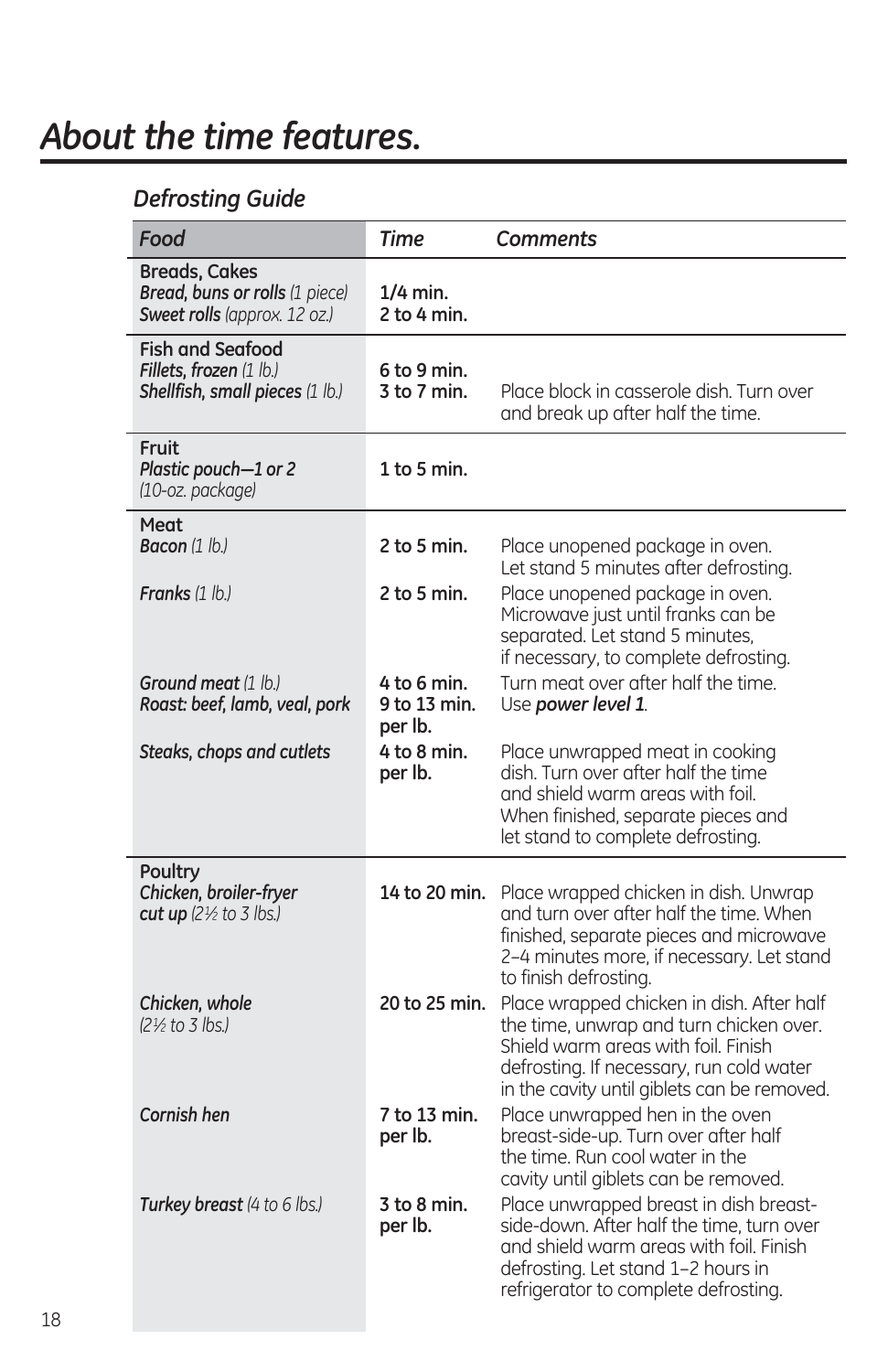# About the time features.

## *Defrosting Guide*

| *Food* | *Time* | *Comments* |
|---|---|---|
| **Breads, Cakes** | | |
| ***Bread, buns or rolls*** *(1 piece)* | **1/4 min.** | |
| ***Sweet rolls*** *(approx. 12 oz.)* | **2 to 4 min.** | |
| **Fish and Seafood** | | |
| ***Fillets, frozen*** *(1 lb.)* | **6 to 9 min.** | |
| ***Shellfish, small pieces*** *(1 lb.)* | **3 to 7 min.** | Place block in casserole dish. Turn over and break up after half the time. |
| **Fruit** | | |
| ***Plastic pouch—1 or 2*** *(10-oz. package)* | **1 to 5 min.** | |
| **Meat** | | |
| ***Bacon*** *(1 lb.)* | **2 to 5 min.** | Place unopened package in oven. Let stand 5 minutes after defrosting. |
| ***Franks*** *(1 lb.)* | **2 to 5 min.** | Place unopened package in oven. Microwave just until franks can be separated. Let stand 5 minutes, if necessary, to complete defrosting. |
| ***Ground meat*** *(1 lb.)* | **4 to 6 min.** | Turn meat over after half the time. |
| ***Roast: beef, lamb, veal, pork*** | **9 to 13 min. per lb.** | Use ***power level 1***. |
| ***Steaks, chops and cutlets*** | **4 to 8 min. per lb.** | Place unwrapped meat in cooking dish. Turn over after half the time and shield warm areas with foil. When finished, separate pieces and let stand to complete defrosting. |
| **Poultry** | | |
| ***Chicken, broiler-fryer cut up*** *(2½ to 3 lbs.)* | **14 to 20 min.** | Place wrapped chicken in dish. Unwrap and turn over after half the time. When finished, separate pieces and microwave 2–4 minutes more, if necessary. Let stand to finish defrosting. |
| ***Chicken, whole*** *(2½ to 3 lbs.)* | **20 to 25 min.** | Place wrapped chicken in dish. After half the time, unwrap and turn chicken over. Shield warm areas with foil. Finish defrosting. If necessary, run cold water in the cavity until giblets can be removed. |
| ***Cornish hen*** | **7 to 13 min. per lb.** | Place unwrapped hen in the oven breast-side-up. Turn over after half the time. Run cool water in the cavity until giblets can be removed. |
| ***Turkey breast*** *(4 to 6 lbs.)* | **3 to 8 min. per lb.** | Place unwrapped breast in dish breast-side-down. After half the time, turn over and shield warm areas with foil. Finish defrosting. Let stand 1–2 hours in refrigerator to complete defrosting. |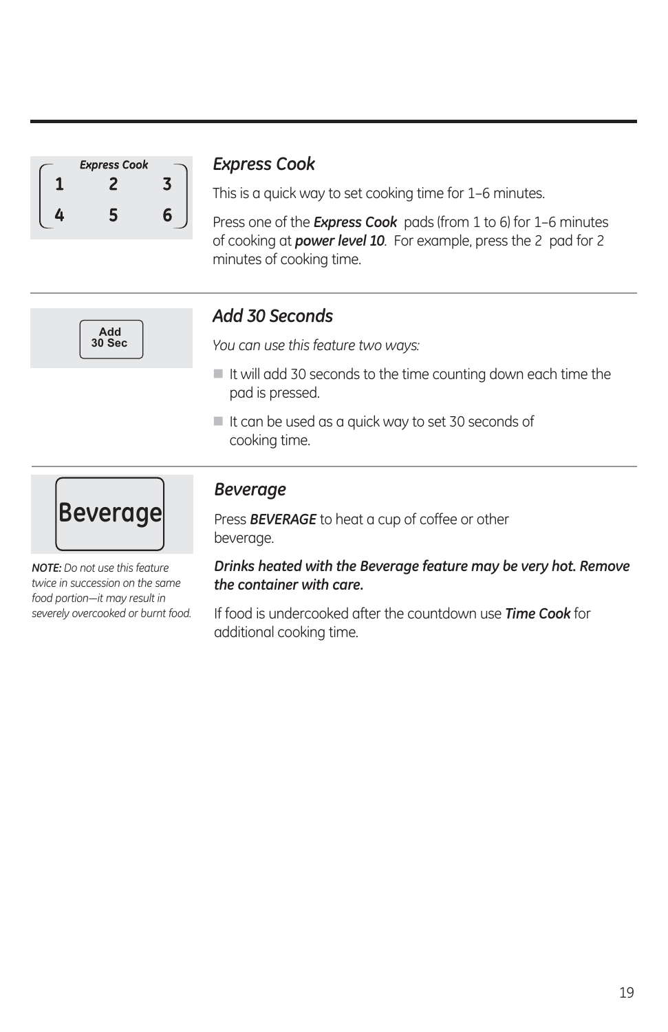## *Express Cook*

This is a quick way to set cooking time for 1–6 minutes.

Press one of the ***Express Cook*** pads (from 1 to 6) for 1–6 minutes of cooking at ***power level 10***. For example, press the 2 pad for 2 minutes of cooking time.

## *Add 30 Seconds*

*You can use this feature two ways:*

- It will add 30 seconds to the time counting down each time the pad is pressed.
- It can be used as a quick way to set 30 seconds of cooking time.

## *Beverage*

*NOTE: Do not use this feature twice in succession on the same food portion—it may result in severely overcooked or burnt food.*

Press ***BEVERAGE*** to heat a cup of coffee or other beverage.

***Drinks heated with the Beverage feature may be very hot. Remove the container with care.***

If food is undercooked after the countdown use ***Time Cook*** for additional cooking time.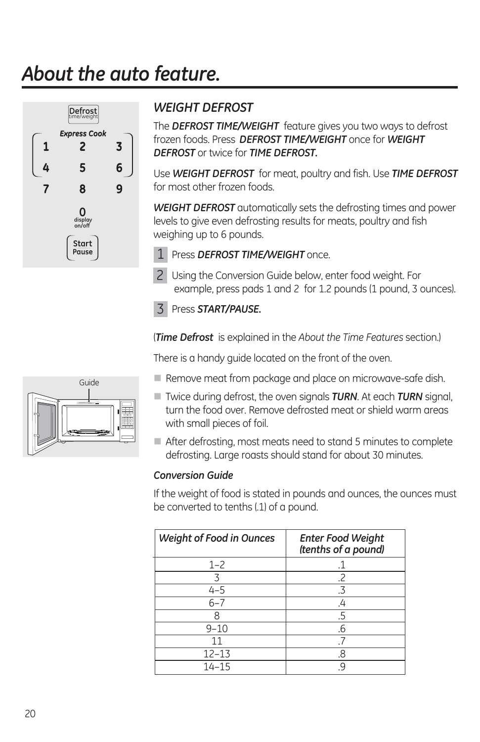# About the auto feature.

## *WEIGHT DEFROST*

The ***DEFROST TIME/WEIGHT*** feature gives you two ways to defrost frozen foods. Press ***DEFROST TIME/WEIGHT*** once for ***WEIGHT DEFROST*** or twice for ***TIME DEFROST.***

Use ***WEIGHT DEFROST*** for meat, poultry and fish. Use ***TIME DEFROST*** for most other frozen foods.

***WEIGHT DEFROST*** automatically sets the defrosting times and power levels to give even defrosting results for meats, poultry and fish weighing up to 6 pounds.

1. Press ***DEFROST TIME/WEIGHT*** once.
2. Using the Conversion Guide below, enter food weight. For example, press pads 1 and 2 for 1.2 pounds (1 pound, 3 ounces).
3. Press ***START/PAUSE.***

(***Time Defrost*** is explained in the *About the Time Features* section.)

There is a handy guide located on the front of the oven.

- Remove meat from package and place on microwave-safe dish.
- Twice during defrost, the oven signals ***TURN***. At each ***TURN*** signal, turn the food over. Remove defrosted meat or shield warm areas with small pieces of foil.
- After defrosting, most meats need to stand 5 minutes to complete defrosting. Large roasts should stand for about 30 minutes.

***Conversion Guide***

If the weight of food is stated in pounds and ounces, the ounces must be converted to tenths (.1) of a pound.

| *Weight of Food in Ounces* | *Enter Food Weight (tenths of a pound)* |
|---|---|
| 1–2 | .1 |
| 3 | .2 |
| 4–5 | .3 |
| 6–7 | .4 |
| 8 | .5 |
| 9–10 | .6 |
| 11 | .7 |
| 12–13 | .8 |
| 14–15 | .9 |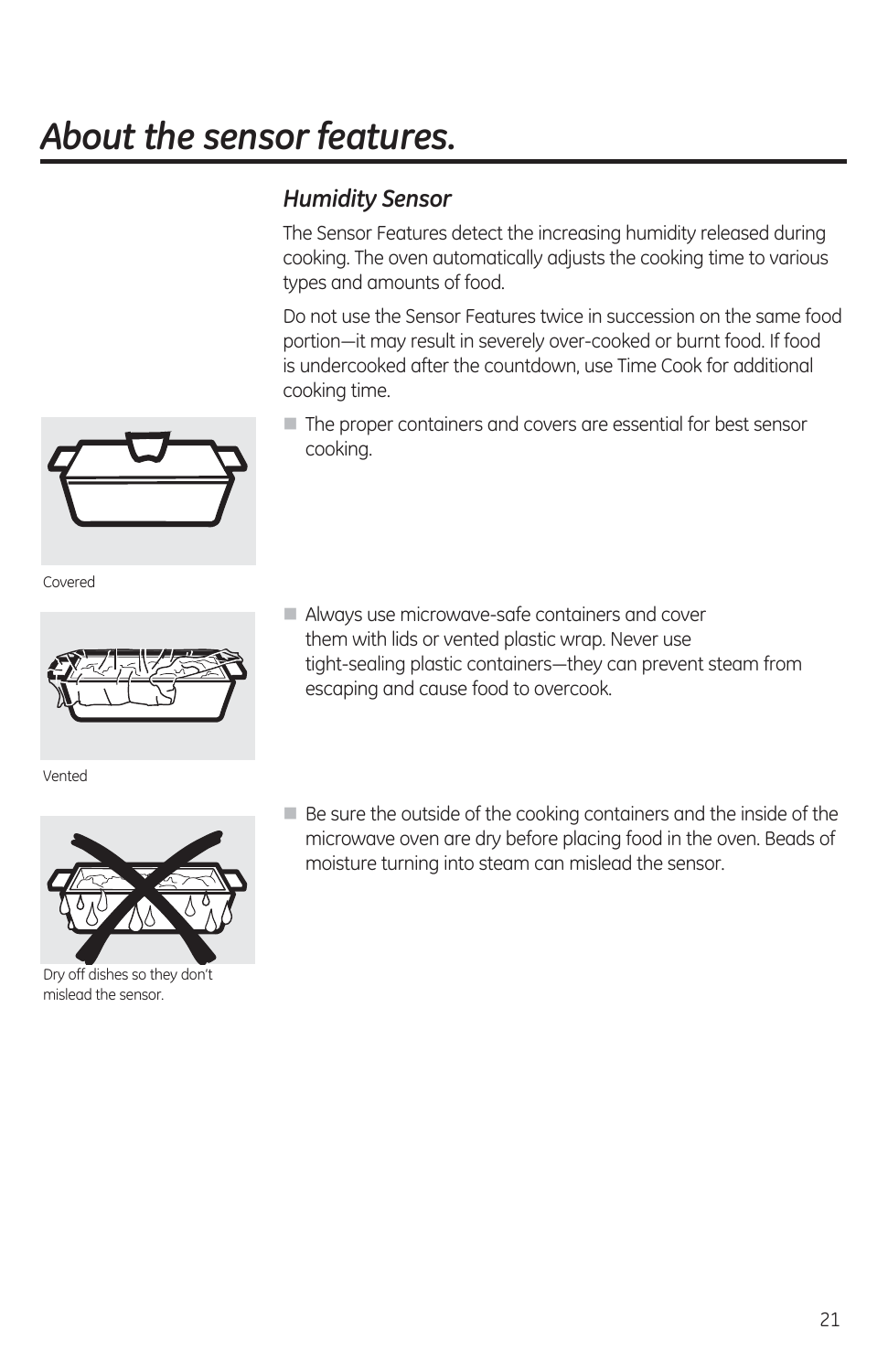# About the sensor features.

## Humidity Sensor

The Sensor Features detect the increasing humidity released during cooking. The oven automatically adjusts the cooking time to various types and amounts of food.

Do not use the Sensor Features twice in succession on the same food portion—it may result in severely over-cooked or burnt food. If food is undercooked after the countdown, use Time Cook for additional cooking time.

- The proper containers and covers are essential for best sensor cooking.

Covered

- Always use microwave-safe containers and cover them with lids or vented plastic wrap. Never use tight-sealing plastic containers—they can prevent steam from escaping and cause food to overcook.

Vented

- Be sure the outside of the cooking containers and the inside of the microwave oven are dry before placing food in the oven. Beads of moisture turning into steam can mislead the sensor.

Dry off dishes so they don't mislead the sensor.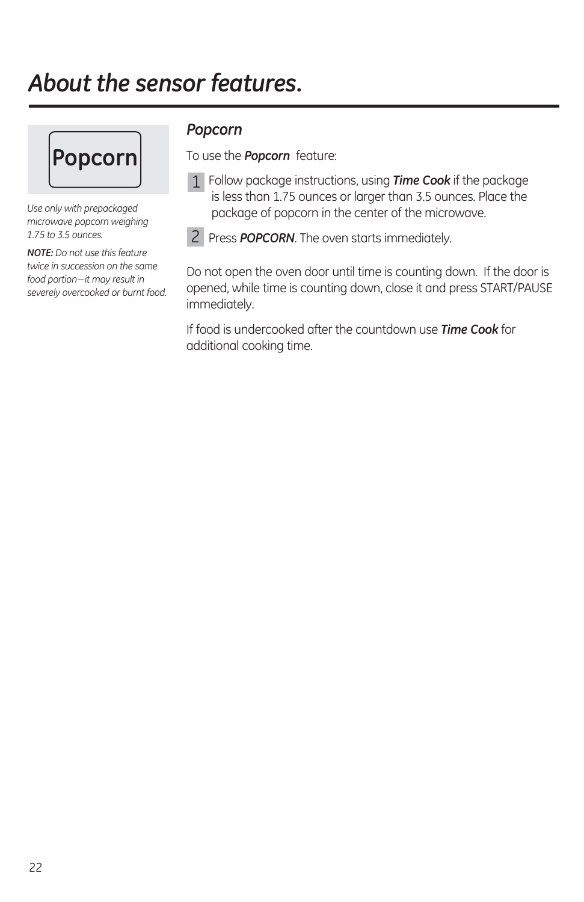# About the sensor features.

**Popcorn**

*Use only with prepackaged microwave popcorn weighing 1.75 to 3.5 ounces.*

***NOTE:*** *Do not use this feature twice in succession on the same food portion—it may result in severely overcooked or burnt food.*

### *Popcorn*

To use the ***Popcorn*** feature:

1. Follow package instructions, using ***Time Cook*** if the package is less than 1.75 ounces or larger than 3.5 ounces. Place the package of popcorn in the center of the microwave.
2. Press ***POPCORN***. The oven starts immediately.

Do not open the oven door until time is counting down. If the door is opened, while time is counting down, close it and press START/PAUSE immediately.

If food is undercooked after the countdown use ***Time Cook*** for additional cooking time.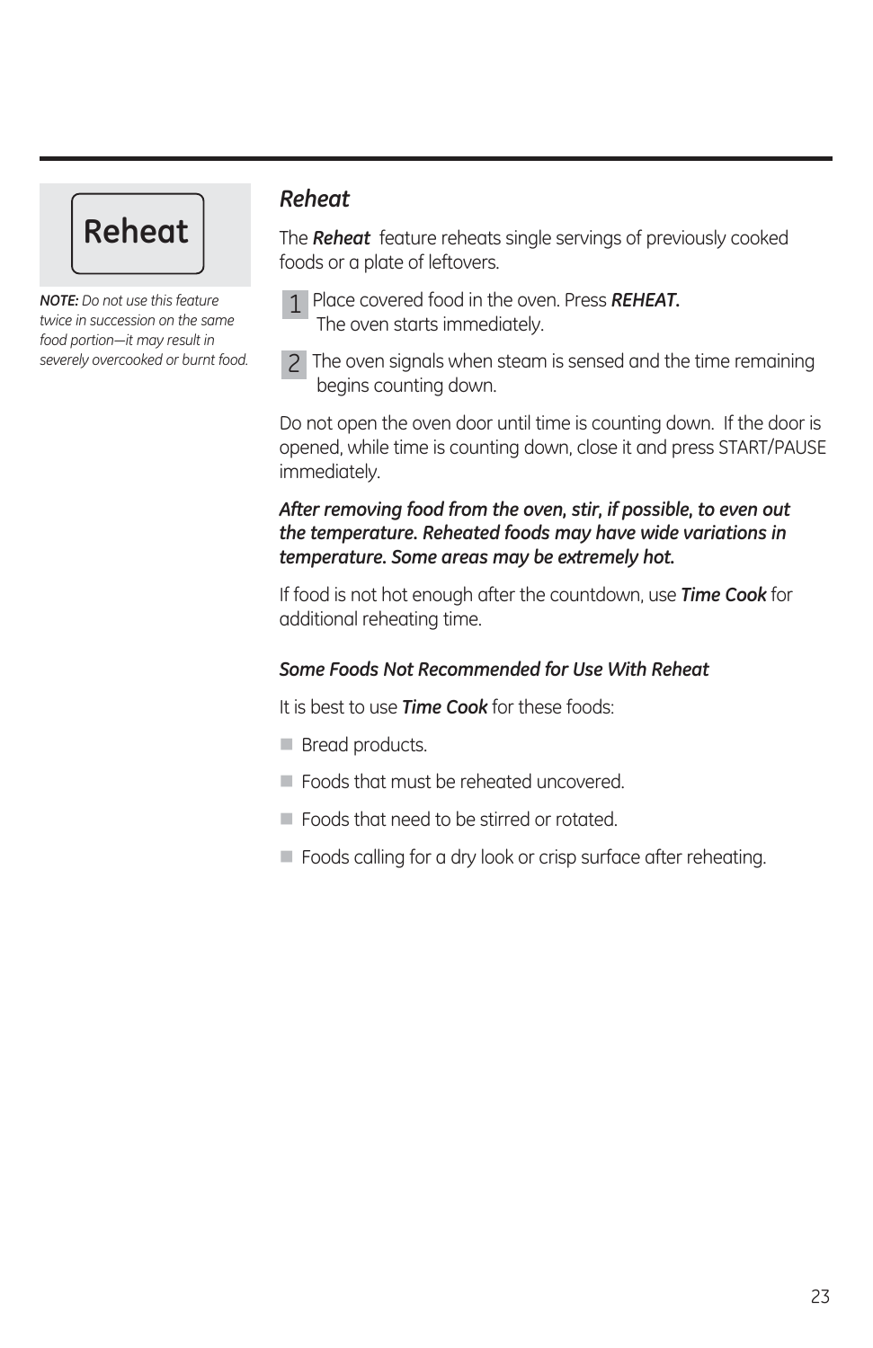**Reheat**

*NOTE: Do not use this feature twice in succession on the same food portion—it may result in severely overcooked or burnt food.*

## *Reheat*

The ***Reheat*** feature reheats single servings of previously cooked foods or a plate of leftovers.

1. Place covered food in the oven. Press ***REHEAT.*** The oven starts immediately.
2. The oven signals when steam is sensed and the time remaining begins counting down.

Do not open the oven door until time is counting down. If the door is opened, while time is counting down, close it and press START/PAUSE immediately.

***After removing food from the oven, stir, if possible, to even out the temperature. Reheated foods may have wide variations in temperature. Some areas may be extremely hot.***

If food is not hot enough after the countdown, use ***Time Cook*** for additional reheating time.

### *Some Foods Not Recommended for Use With Reheat*

It is best to use ***Time Cook*** for these foods:

- Bread products.
- Foods that must be reheated uncovered.
- Foods that need to be stirred or rotated.
- Foods calling for a dry look or crisp surface after reheating.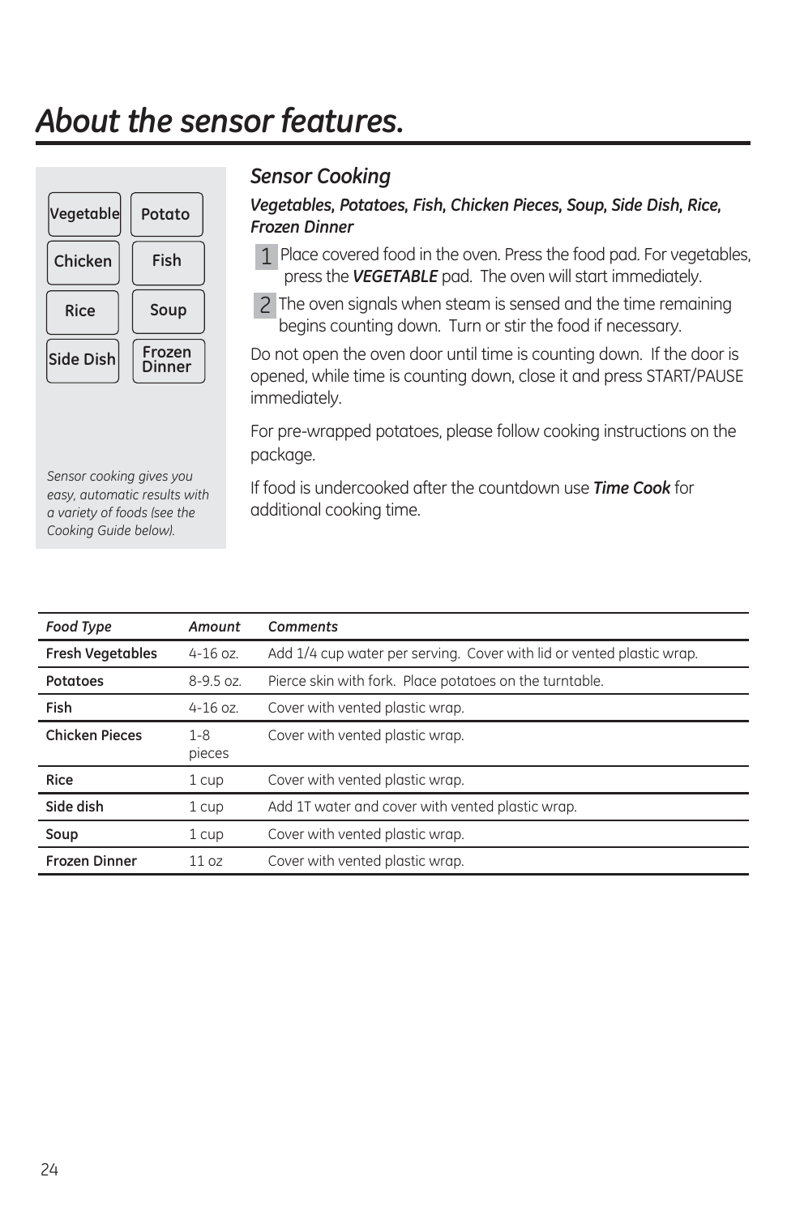# About the sensor features.

Vegetable | Potato
Chicken | Fish
Rice | Soup
Side Dish | Frozen Dinner

*Sensor cooking gives you easy, automatic results with a variety of foods (see the Cooking Guide below).*

## Sensor Cooking

***Vegetables, Potatoes, Fish, Chicken Pieces, Soup, Side Dish, Rice, Frozen Dinner***

1. Place covered food in the oven. Press the food pad. For vegetables, press the ***VEGETABLE*** pad. The oven will start immediately.
2. The oven signals when steam is sensed and the time remaining begins counting down. Turn or stir the food if necessary.

Do not open the oven door until time is counting down. If the door is opened, while time is counting down, close it and press START/PAUSE immediately.

For pre-wrapped potatoes, please follow cooking instructions on the package.

If food is undercooked after the countdown use ***Time Cook*** for additional cooking time.

| *Food Type* | *Amount* | *Comments* |
|---|---|---|
| **Fresh Vegetables** | 4-16 oz. | Add 1/4 cup water per serving. Cover with lid or vented plastic wrap. |
| **Potatoes** | 8-9.5 oz. | Pierce skin with fork. Place potatoes on the turntable. |
| **Fish** | 4-16 oz. | Cover with vented plastic wrap. |
| **Chicken Pieces** | 1-8 pieces | Cover with vented plastic wrap. |
| **Rice** | 1 cup | Cover with vented plastic wrap. |
| **Side dish** | 1 cup | Add 1T water and cover with vented plastic wrap. |
| **Soup** | 1 cup | Cover with vented plastic wrap. |
| **Frozen Dinner** | 11 oz | Cover with vented plastic wrap. |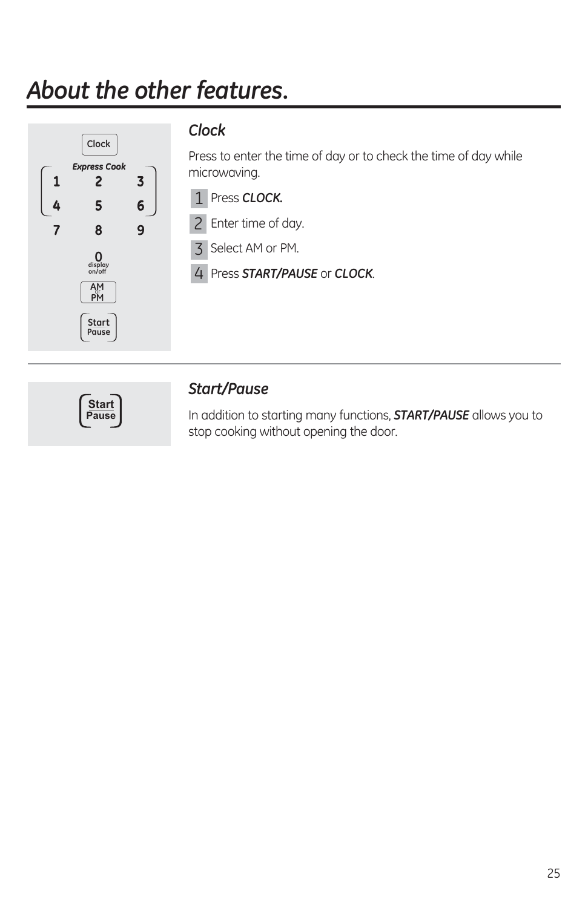# About the other features.

## Clock

Press to enter the time of day or to check the time of day while microwaving.

1. Press ***CLOCK.***
2. Enter time of day.
3. Select AM or PM.
4. Press ***START/PAUSE*** or ***CLOCK***.

## Start/Pause

In addition to starting many functions, ***START/PAUSE*** allows you to stop cooking without opening the door.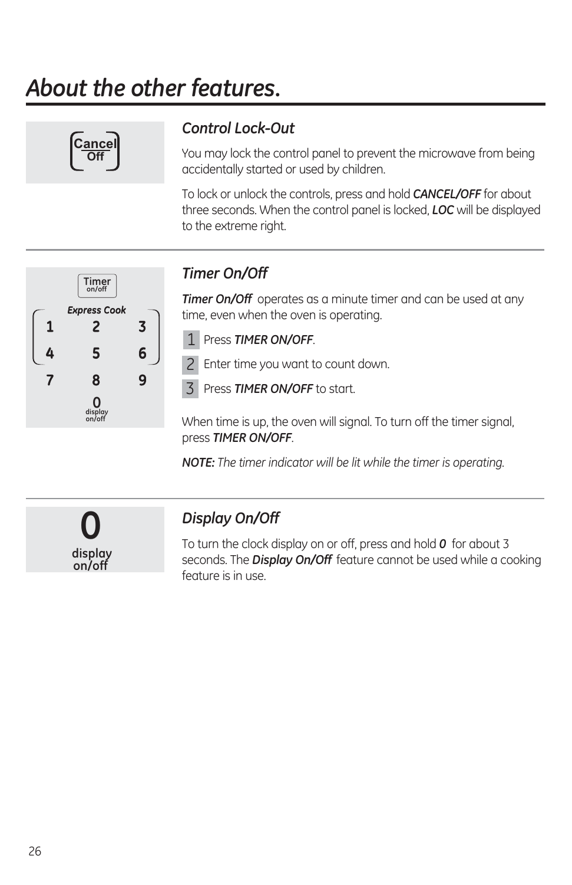# *About the other features.*

## *Control Lock-Out*

You may lock the control panel to prevent the microwave from being accidentally started or used by children.

To lock or unlock the controls, press and hold ***CANCEL/OFF*** for about three seconds. When the control panel is locked, ***LOC*** will be displayed to the extreme right.

## *Timer On/Off*

***Timer On/Off*** operates as a minute timer and can be used at any time, even when the oven is operating.

1. Press ***TIMER ON/OFF***.
2. Enter time you want to count down.
3. Press ***TIMER ON/OFF*** to start.

When time is up, the oven will signal. To turn off the timer signal, press ***TIMER ON/OFF***.

***NOTE:*** *The timer indicator will be lit while the timer is operating.*

## *Display On/Off*

To turn the clock display on or off, press and hold ***0*** for about 3 seconds. The ***Display On/Off*** feature cannot be used while a cooking feature is in use.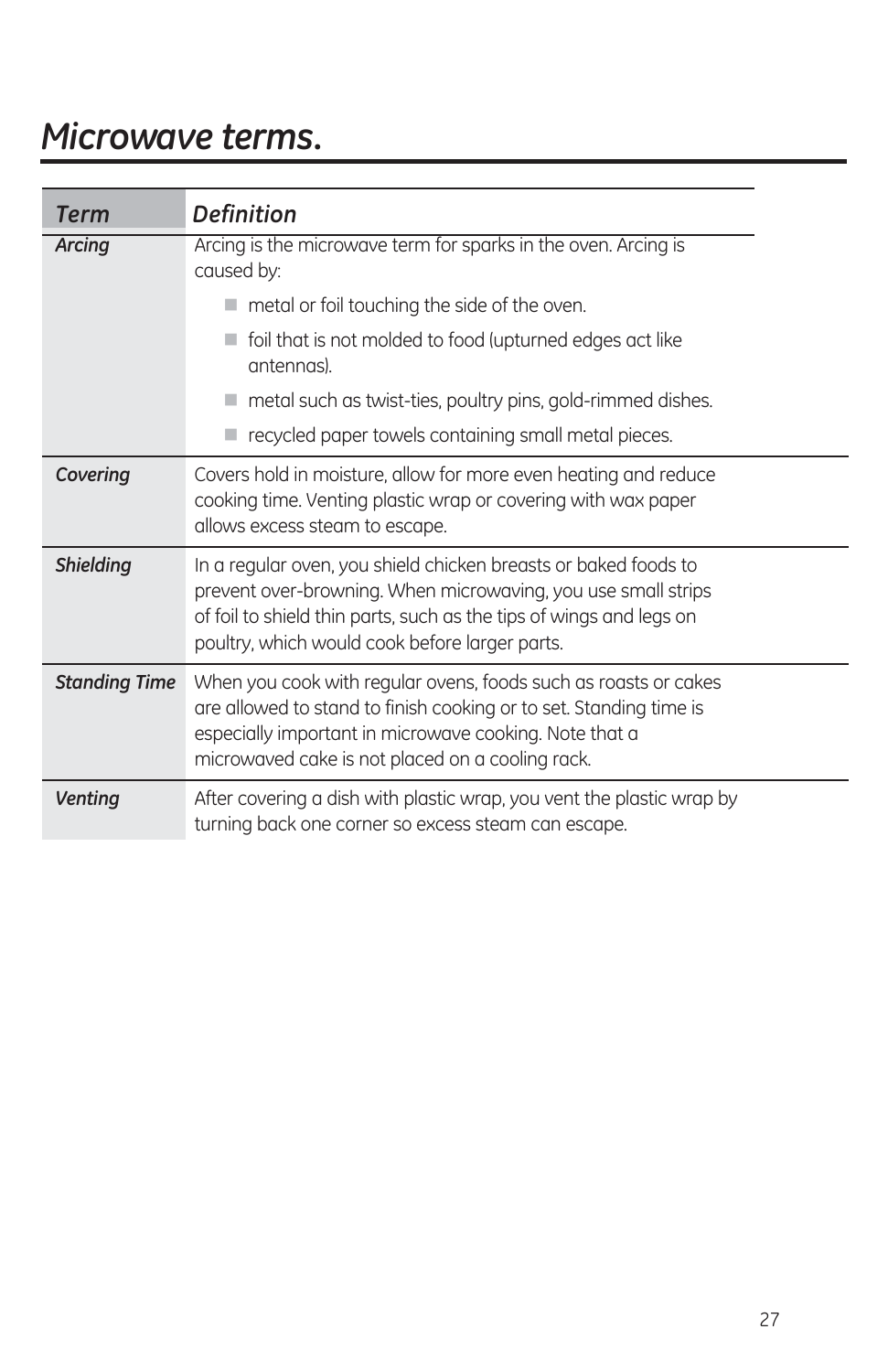# *Microwave terms.*

| *Term* | *Definition* |
|---|---|
| ***Arcing*** | Arcing is the microwave term for sparks in the oven. Arcing is caused by:<br>■ metal or foil touching the side of the oven.<br>■ foil that is not molded to food (upturned edges act like antennas).<br>■ metal such as twist-ties, poultry pins, gold-rimmed dishes.<br>■ recycled paper towels containing small metal pieces. |
| ***Covering*** | Covers hold in moisture, allow for more even heating and reduce cooking time. Venting plastic wrap or covering with wax paper allows excess steam to escape. |
| ***Shielding*** | In a regular oven, you shield chicken breasts or baked foods to prevent over-browning. When microwaving, you use small strips of foil to shield thin parts, such as the tips of wings and legs on poultry, which would cook before larger parts. |
| ***Standing Time*** | When you cook with regular ovens, foods such as roasts or cakes are allowed to stand to finish cooking or to set. Standing time is especially important in microwave cooking. Note that a microwaved cake is not placed on a cooling rack. |
| ***Venting*** | After covering a dish with plastic wrap, you vent the plastic wrap by turning back one corner so excess steam can escape. |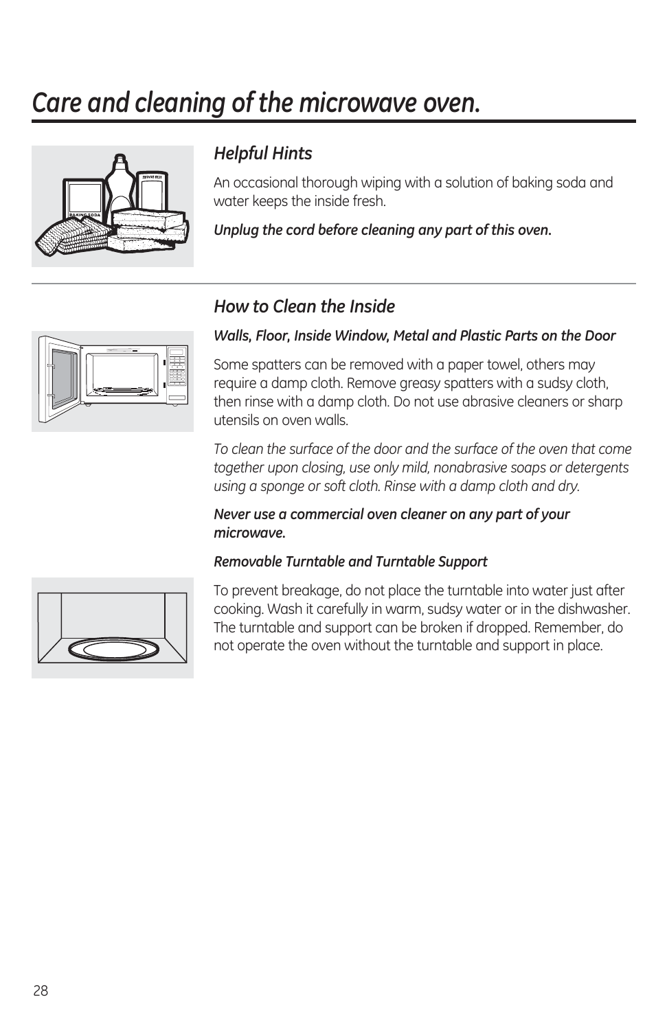# *Care and cleaning of the microwave oven.*

## *Helpful Hints*

An occasional thorough wiping with a solution of baking soda and water keeps the inside fresh.

***Unplug the cord before cleaning any part of this oven.***

## *How to Clean the Inside*

***Walls, Floor, Inside Window, Metal and Plastic Parts on the Door***

Some spatters can be removed with a paper towel, others may require a damp cloth. Remove greasy spatters with a sudsy cloth, then rinse with a damp cloth. Do not use abrasive cleaners or sharp utensils on oven walls.

*To clean the surface of the door and the surface of the oven that come together upon closing, use only mild, nonabrasive soaps or detergents using a sponge or soft cloth. Rinse with a damp cloth and dry.*

***Never use a commercial oven cleaner on any part of your microwave.***

***Removable Turntable and Turntable Support***

To prevent breakage, do not place the turntable into water just after cooking. Wash it carefully in warm, sudsy water or in the dishwasher. The turntable and support can be broken if dropped. Remember, do not operate the oven without the turntable and support in place.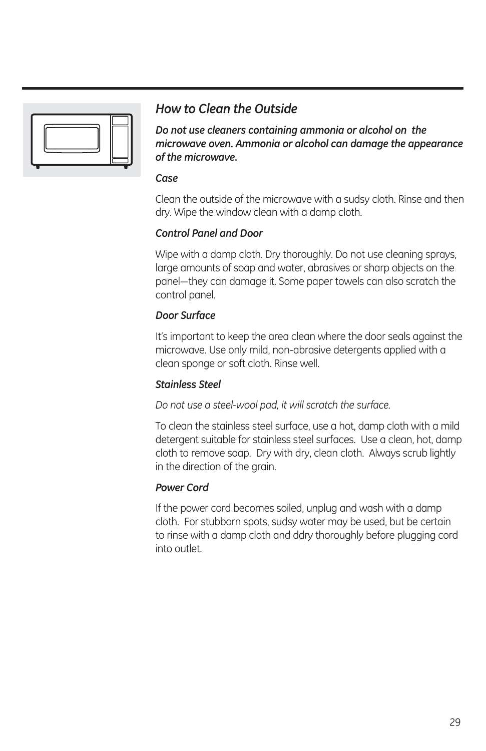## *How to Clean the Outside*

***Do not use cleaners containing ammonia or alcohol on  the microwave oven. Ammonia or alcohol can damage the appearance of the microwave.***

***Case***

Clean the outside of the microwave with a sudsy cloth. Rinse and then dry. Wipe the window clean with a damp cloth.

***Control Panel and Door***

Wipe with a damp cloth. Dry thoroughly. Do not use cleaning sprays, large amounts of soap and water, abrasives or sharp objects on the panel—they can damage it. Some paper towels can also scratch the control panel.

***Door Surface***

It's important to keep the area clean where the door seals against the microwave. Use only mild, non-abrasive detergents applied with a clean sponge or soft cloth. Rinse well.

***Stainless Steel***

*Do not use a steel-wool pad, it will scratch the surface.*

To clean the stainless steel surface, use a hot, damp cloth with a mild detergent suitable for stainless steel surfaces.  Use a clean, hot, damp cloth to remove soap.  Dry with dry, clean cloth.  Always scrub lightly in the direction of the grain.

***Power Cord***

If the power cord becomes soiled, unplug and wash with a damp cloth.  For stubborn spots, sudsy water may be used, but be certain to rinse with a damp cloth and ddry thoroughly before plugging cord into outlet.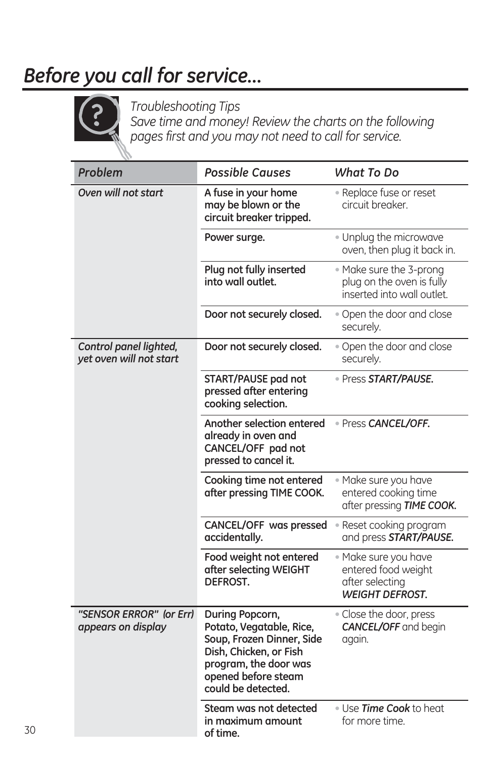# *Before you call for service…*

*Troubleshooting Tips*
*Save time and money! Review the charts on the following pages first and you may not need to call for service.*

| *Problem* | *Possible Causes* | *What To Do* |
|---|---|---|
| *Oven will not start* | A fuse in your home may be blown or the circuit breaker tripped. | • Replace fuse or reset circuit breaker. |
| | Power surge. | • Unplug the microwave oven, then plug it back in. |
| | Plug not fully inserted into wall outlet. | • Make sure the 3-prong plug on the oven is fully inserted into wall outlet. |
| | Door not securely closed. | • Open the door and close securely. |
| *Control panel lighted, yet oven will not start* | Door not securely closed. | • Open the door and close securely. |
| | START/PAUSE pad not pressed after entering cooking selection. | • Press ***START/PAUSE.*** |
| | Another selection entered already in oven and CANCEL/OFF pad not pressed to cancel it. | • Press ***CANCEL/OFF.*** |
| | Cooking time not entered after pressing TIME COOK. | • Make sure you have entered cooking time after pressing ***TIME COOK.*** |
| | CANCEL/OFF was pressed accidentally. | • Reset cooking program and press ***START/PAUSE.*** |
| | Food weight not entered after selecting WEIGHT DEFROST. | • Make sure you have entered food weight after selecting ***WEIGHT DEFROST.*** |
| *"SENSOR ERROR" (or Err) appears on display* | During Popcorn, Potato, Vegetable, Rice, Soup, Frozen Dinner, Side Dish, Chicken, or Fish program, the door was opened before steam could be detected. | • Close the door, press ***CANCEL/OFF*** and begin again. |
| | Steam was not detected in maximum amount of time. | • Use ***Time Cook*** to heat for more time. |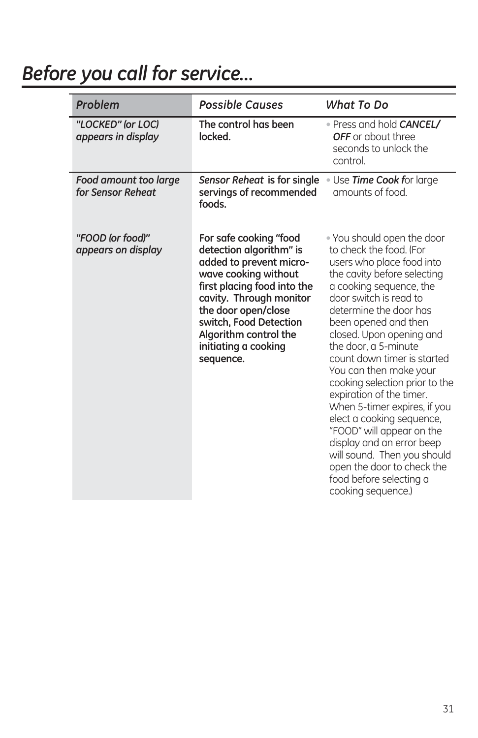# Before you call for service...

| *Problem* | *Possible Causes* | *What To Do* |
| --- | --- | --- |
| *"LOCKED" (or LOC) appears in display* | **The control has been locked.** | • Press and hold ***CANCEL/ OFF*** or about three seconds to unlock the control. |
| *Food amount too large for Sensor Reheat* | ***Sensor Reheat* is for single servings of recommended foods.** | • Use ***Time Cook f***or large amounts of food. |
| *"FOOD (or food)" appears on display* | **For safe cooking "food detection algorithm" is added to prevent micro-wave cooking without first placing food into the cavity. Through monitor the door open/close switch, Food Detection Algorithm control the initiating a cooking sequence.** | • You should open the door to check the food. (For users who place food into the cavity before selecting a cooking sequence, the door switch is read to determine the door has been opened and then closed. Upon opening and the door, a 5-minute count down timer is started You can then make your cooking selection prior to the expiration of the timer. When 5-timer expires, if you elect a cooking sequence, "FOOD" will appear on the display and an error beep will sound. Then you should open the door to check the food before selecting a cooking sequence.) |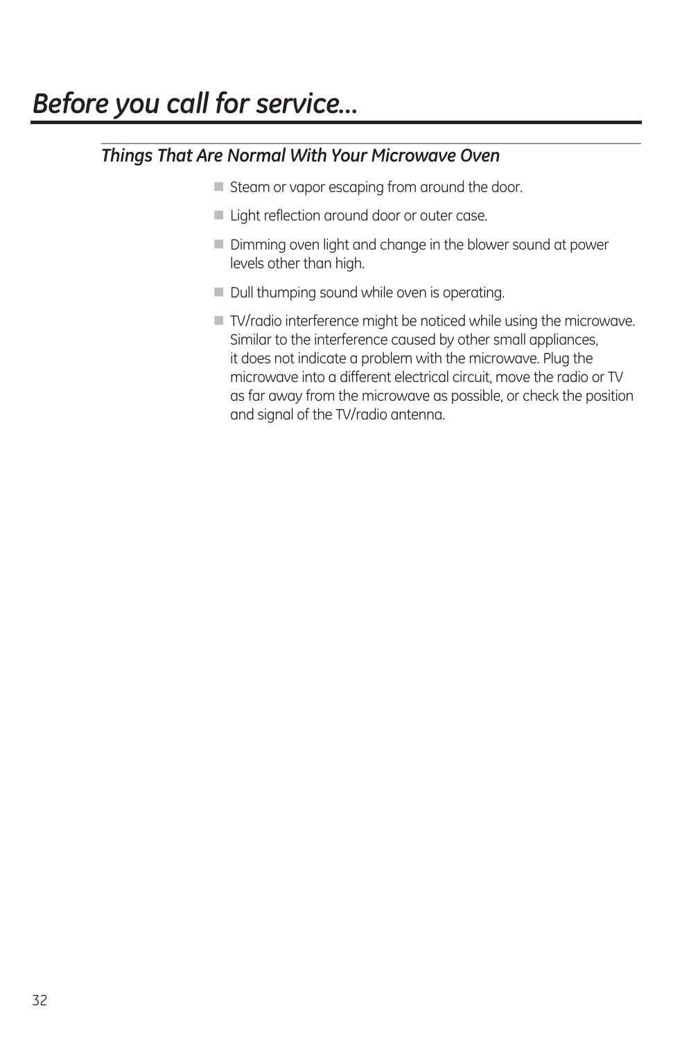# *Before you call for service…*

### *Things That Are Normal With Your Microwave Oven*

- Steam or vapor escaping from around the door.
- Light reflection around door or outer case.
- Dimming oven light and change in the blower sound at power levels other than high.
- Dull thumping sound while oven is operating.
- TV/radio interference might be noticed while using the microwave. Similar to the interference caused by other small appliances, it does not indicate a problem with the microwave. Plug the microwave into a different electrical circuit, move the radio or TV as far away from the microwave as possible, or check the position and signal of the TV/radio antenna.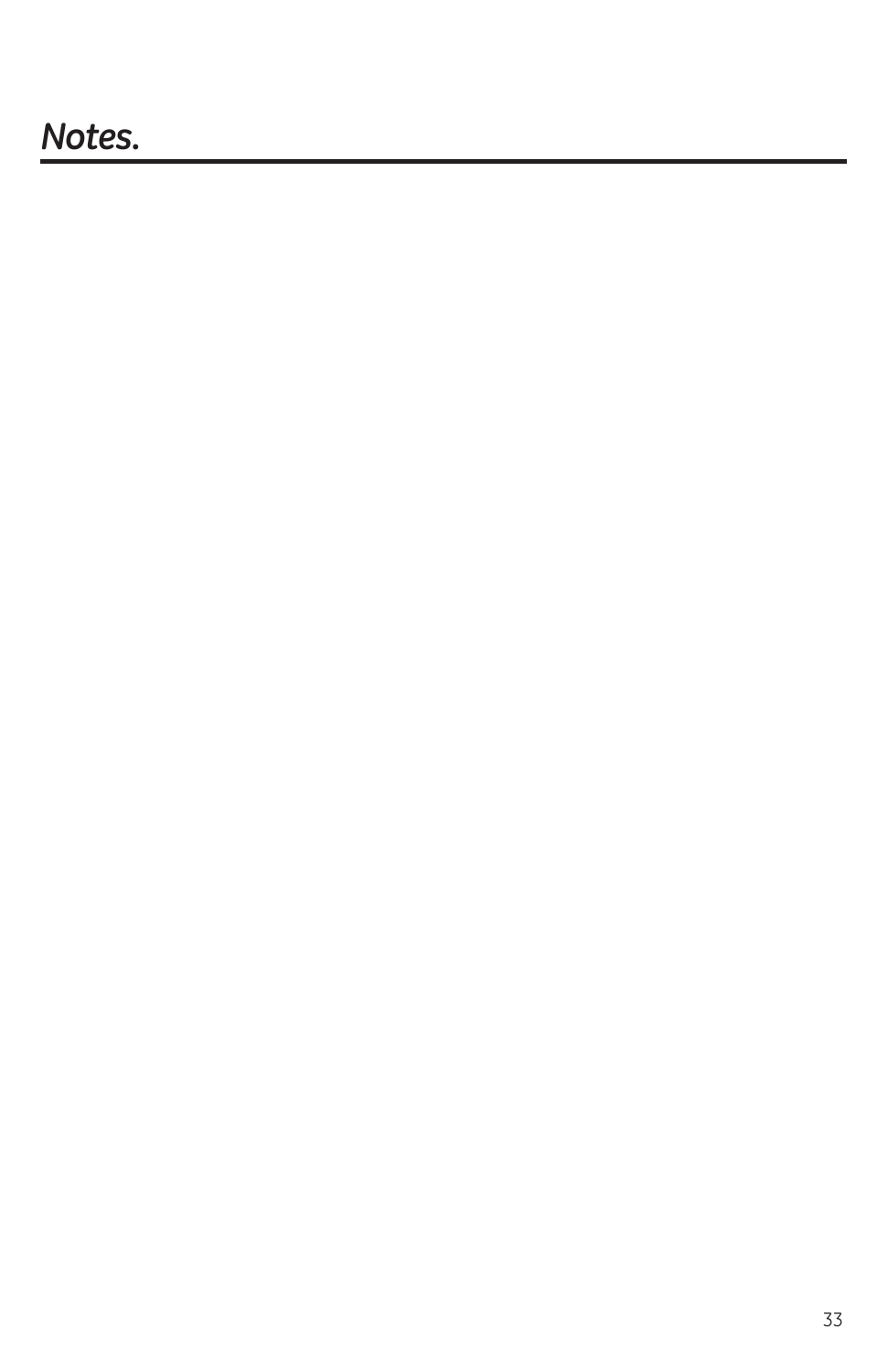# *Notes.*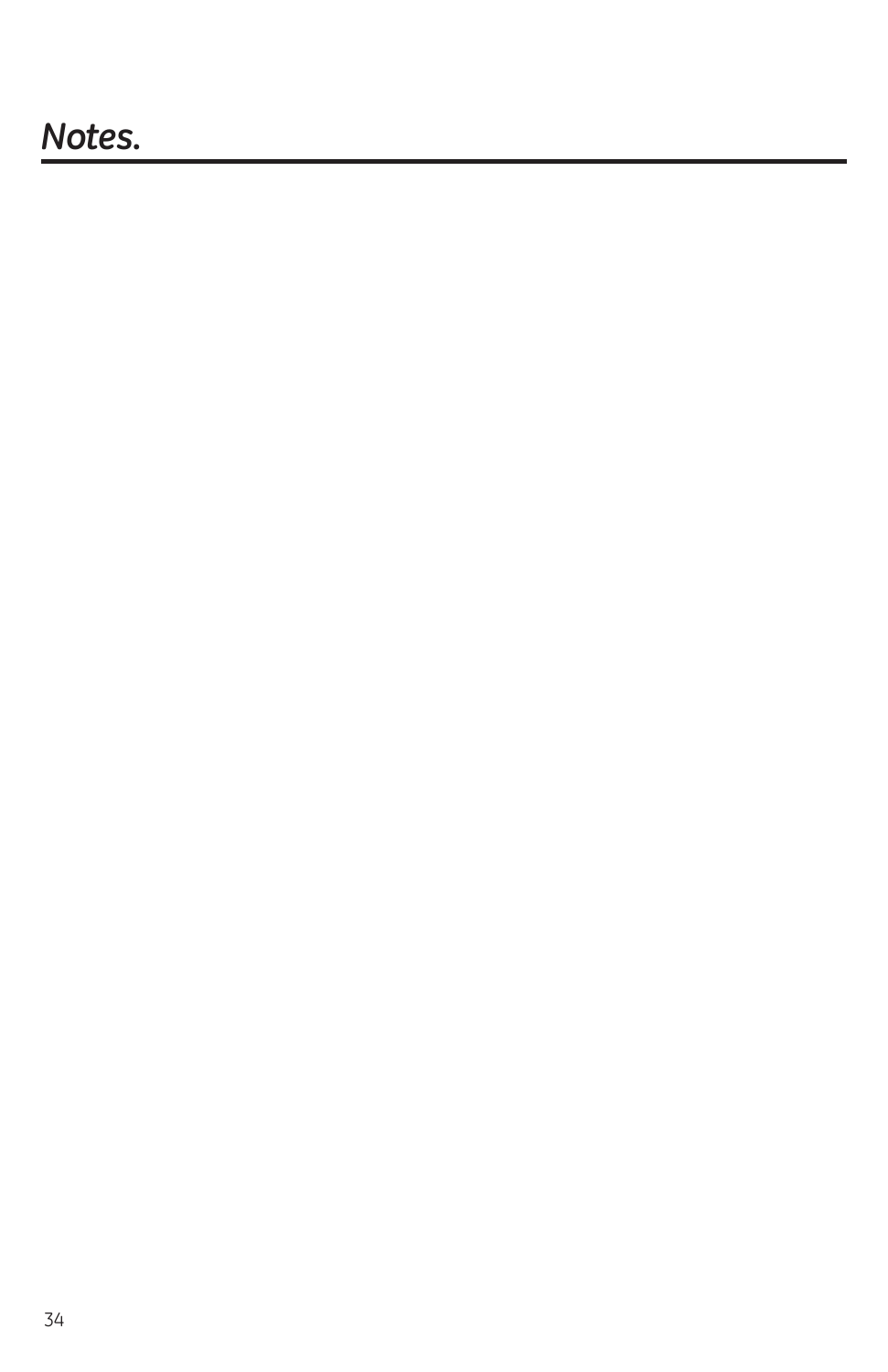# *Notes.*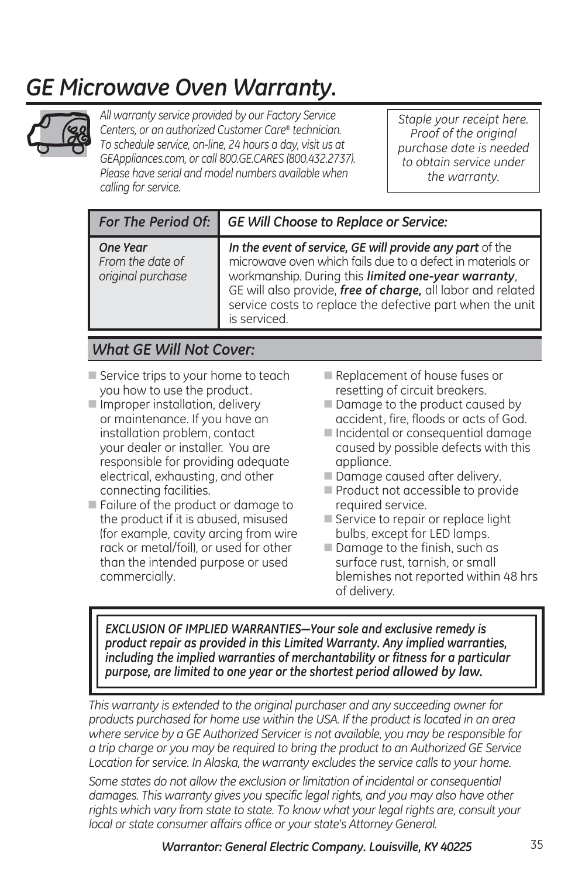# *GE Microwave Oven Warranty.*

*All warranty service provided by our Factory Service Centers, or an authorized Customer Care® technician. To schedule service, on-line, 24 hours a day, visit us at GEAppliances.com, or call 800.GE.CARES (800.432.2737). Please have serial and model numbers available when calling for service.*

*Staple your receipt here. Proof of the original purchase date is needed to obtain service under the warranty.*

| *For The Period Of:* | *GE Will Choose to Replace or Service:* |
|---|---|
| ***One Year*** *From the date of original purchase* | ***In the event of service, GE will provide any part*** of the microwave oven which fails due to a defect in materials or workmanship. During this ***limited one-year warranty***, GE will also provide, ***free of charge,*** all labor and related service costs to replace the defective part when the unit is serviced. |

## *What GE Will Not Cover:*

- Service trips to your home to teach you how to use the product.
- Improper installation, delivery or maintenance. If you have an installation problem, contact your dealer or installer. You are responsible for providing adequate electrical, exhausting, and other connecting facilities.
- Failure of the product or damage to the product if it is abused, misused (for example, cavity arcing from wire rack or metal/foil), or used for other than the intended purpose or used commercially.
- Replacement of house fuses or resetting of circuit breakers.
- Damage to the product caused by accident, fire, floods or acts of God.
- Incidental or consequential damage caused by possible defects with this appliance.
- Damage caused after delivery.
- Product not accessible to provide required service.
- Service to repair or replace light bulbs, except for LED lamps.
- Damage to the finish, such as surface rust, tarnish, or small blemishes not reported within 48 hrs of delivery.

***EXCLUSION OF IMPLIED WARRANTIES—Your sole and exclusive remedy is product repair as provided in this Limited Warranty. Any implied warranties, including the implied warranties of merchantability or fitness for a particular purpose, are limited to one year or the shortest period allowed by law.***

*This warranty is extended to the original purchaser and any succeeding owner for products purchased for home use within the USA. If the product is located in an area where service by a GE Authorized Servicer is not available, you may be responsible for a trip charge or you may be required to bring the product to an Authorized GE Service Location for service. In Alaska, the warranty excludes the service calls to your home.*

*Some states do not allow the exclusion or limitation of incidental or consequential damages. This warranty gives you specific legal rights, and you may also have other rights which vary from state to state. To know what your legal rights are, consult your local or state consumer affairs office or your state's Attorney General.*

***Warrantor: General Electric Company. Louisville, KY 40225***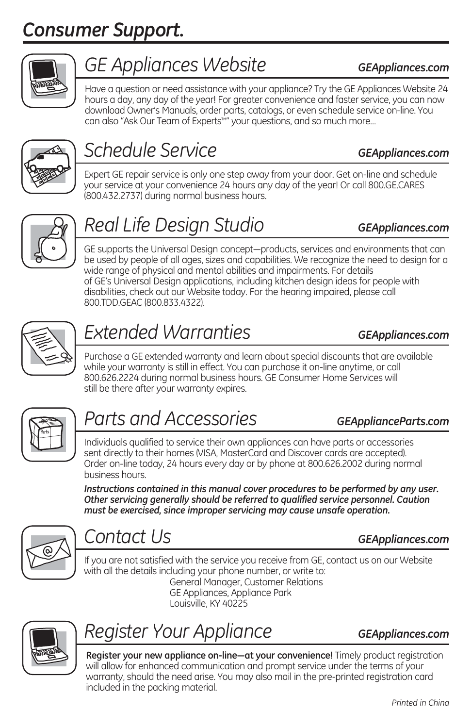# *Consumer Support.*

## *GE Appliances Website* — ***GEAppliances.com***

Have a question or need assistance with your appliance? Try the GE Appliances Website 24 hours a day, any day of the year! For greater convenience and faster service, you can now download Owner's Manuals, order parts, catalogs, or even schedule service on-line. You can also "Ask Our Team of Experts™" your questions, and so much more...

## *Schedule Service* — ***GEAppliances.com***

Expert GE repair service is only one step away from your door. Get on-line and schedule your service at your convenience 24 hours any day of the year! Or call 800.GE.CARES (800.432.2737) during normal business hours.

## *Real Life Design Studio* — ***GEAppliances.com***

GE supports the Universal Design concept—products, services and environments that can be used by people of all ages, sizes and capabilities. We recognize the need to design for a wide range of physical and mental abilities and impairments. For details of GE's Universal Design applications, including kitchen design ideas for people with disabilities, check out our Website today. For the hearing impaired, please call 800.TDD.GEAC (800.833.4322).

## *Extended Warranties* — ***GEAppliances.com***

Purchase a GE extended warranty and learn about special discounts that are available while your warranty is still in effect. You can purchase it on-line anytime, or call 800.626.2224 during normal business hours. GE Consumer Home Services will still be there after your warranty expires.

## *Parts and Accessories* — ***GEApplianceParts.com***

Individuals qualified to service their own appliances can have parts or accessories sent directly to their homes (VISA, MasterCard and Discover cards are accepted). Order on-line today, 24 hours every day or by phone at 800.626.2002 during normal business hours.

***Instructions contained in this manual cover procedures to be performed by any user. Other servicing generally should be referred to qualified service personnel. Caution must be exercised, since improper servicing may cause unsafe operation.***

## *Contact Us* — ***GEAppliances.com***

If you are not satisfied with the service you receive from GE, contact us on our Website with all the details including your phone number, or write to:

General Manager, Customer Relations
GE Appliances, Appliance Park
Louisville, KY 40225

## *Register Your Appliance* — ***GEAppliances.com***

**Register your new appliance on-line—at your convenience!** Timely product registration will allow for enhanced communication and prompt service under the terms of your warranty, should the need arise. You may also mail in the pre-printed registration card included in the packing material.

*Printed in China*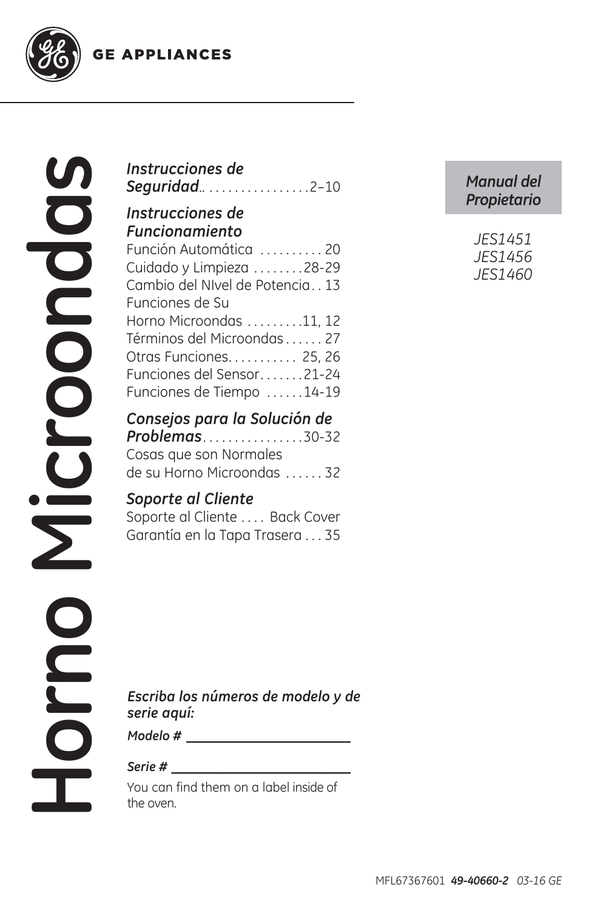GE APPLIANCES

# Horno Microondas

***Instrucciones de Seguridad***.. . . . . . . . . . . . . . . . .2–10

***Instrucciones de Funcionamiento***

Función Automática . . . . . . . . . . 20

Cuidado y Limpieza . . . . . . . .28-29

Cambio del NIvel de Potencia . . 13

Funciones de Su Horno Microondas . . . . . . . . .11, 12

Términos del Microondas . . . . . . 27

Otras Funciones. . . . . . . . . . . 25, 26

Funciones del Sensor. . . . . . .21-24

Funciones de Tiempo . . . . . .14-19

***Consejos para la Solución de Problemas***. . . . . . . . . . . . . . . .30-32

Cosas que son Normales de su Horno Microondas . . . . . . 32

***Soporte al Cliente***

Soporte al Cliente . . . . Back Cover

Garantía en la Tapa Trasera . . . 35

*Manual del Propietario*

*JES1451*
*JES1456*
*JES1460*

***Escriba los números de modelo y de serie aquí:***

***Modelo #*** ______________________

***Serie #*** ________________________

You can find them on a label inside of the oven.

MFL67367601 ***49-40660-2*** *03-16 GE*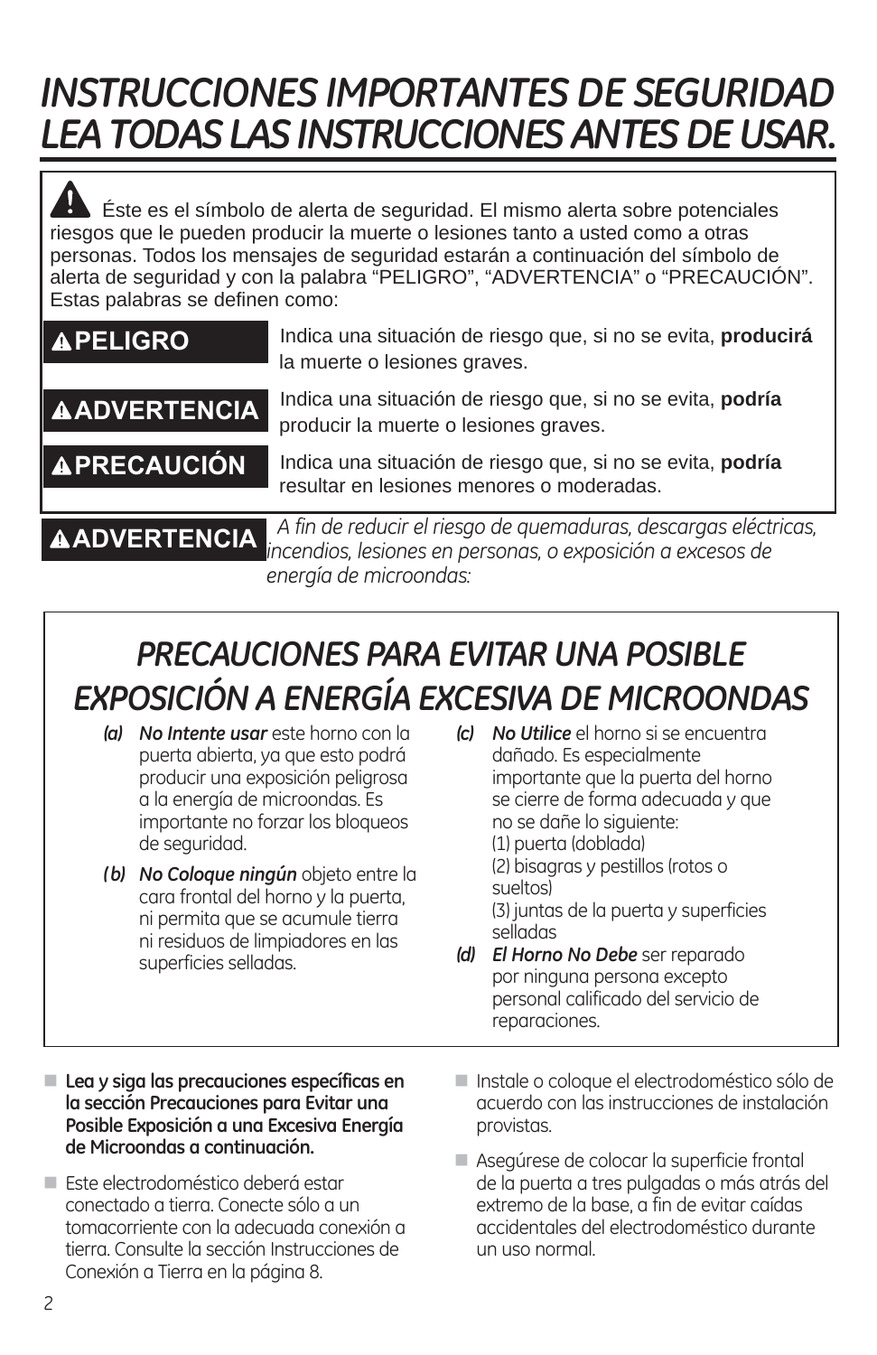# *INSTRUCCIONES IMPORTANTES DE SEGURIDAD LEA TODAS LAS INSTRUCCIONES ANTES DE USAR.*

⚠ Éste es el símbolo de alerta de seguridad. El mismo alerta sobre potenciales riesgos que le pueden producir la muerte o lesiones tanto a usted como a otras personas. Todos los mensajes de seguridad estarán a continuación del símbolo de alerta de seguridad y con la palabra "PELIGRO", "ADVERTENCIA" o "PRECAUCIÓN". Estas palabras se definen como:

| | |
|---|---|
| **⚠PELIGRO** | Indica una situación de riesgo que, si no se evita, **producirá** la muerte o lesiones graves. |
| **⚠ADVERTENCIA** | Indica una situación de riesgo que, si no se evita, **podría** producir la muerte o lesiones graves. |
| **⚠PRECAUCIÓN** | Indica una situación de riesgo que, si no se evita, **podría** resultar en lesiones menores o moderadas. |

**⚠ADVERTENCIA** *A fin de reducir el riesgo de quemaduras, descargas eléctricas, incendios, lesiones en personas, o exposición a excesos de energía de microondas:*

## *PRECAUCIONES PARA EVITAR UNA POSIBLE EXPOSICIÓN A ENERGÍA EXCESIVA DE MICROONDAS*

***(a)*** ***No Intente usar*** este horno con la puerta abierta, ya que esto podrá producir una exposición peligrosa a la energía de microondas. Es importante no forzar los bloqueos de seguridad.

***(b)*** ***No Coloque ningún*** objeto entre la cara frontal del horno y la puerta, ni permita que se acumule tierra ni residuos de limpiadores en las superficies selladas.

***(c)*** ***No Utilice*** el horno si se encuentra dañado. Es especialmente importante que la puerta del horno se cierre de forma adecuada y que no se dañe lo siguiente:
(1) puerta (doblada)
(2) bisagras y pestillos (rotos o sueltos)
(3) juntas de la puerta y superficies selladas

***(d)*** ***El Horno No Debe*** ser reparado por ninguna persona excepto personal calificado del servicio de reparaciones.

- **Lea y siga las precauciones específicas en la sección Precauciones para Evitar una Posible Exposición a una Excesiva Energía de Microondas a continuación.**
- Este electrodoméstico deberá estar conectado a tierra. Conecte sólo a un tomacorriente con la adecuada conexión a tierra. Consulte la sección Instrucciones de Conexión a Tierra en la página 8.
- Instale o coloque el electrodoméstico sólo de acuerdo con las instrucciones de instalación provistas.
- Asegúrese de colocar la superficie frontal de la puerta a tres pulgadas o más atrás del extremo de la base, a fin de evitar caídas accidentales del electrodoméstico durante un uso normal.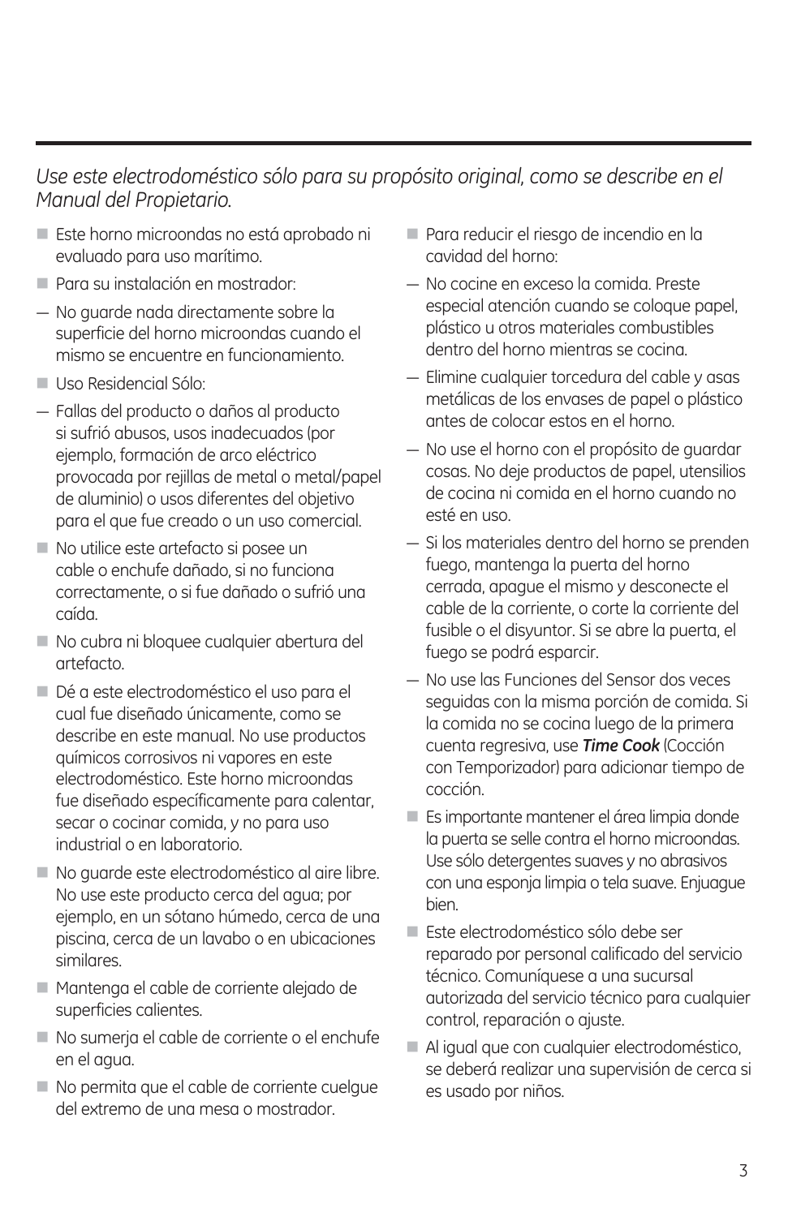*Use este electrodoméstico sólo para su propósito original, como se describe en el Manual del Propietario.*

- Este horno microondas no está aprobado ni evaluado para uso marítimo.
- Para su instalación en mostrador:

— No guarde nada directamente sobre la superficie del horno microondas cuando el mismo se encuentre en funcionamiento.

- Uso Residencial Sólo:

— Fallas del producto o daños al producto si sufrió abusos, usos inadecuados (por ejemplo, formación de arco eléctrico provocada por rejillas de metal o metal/papel de aluminio) o usos diferentes del objetivo para el que fue creado o un uso comercial.

- No utilice este artefacto si posee un cable o enchufe dañado, si no funciona correctamente, o si fue dañado o sufrió una caída.
- No cubra ni bloquee cualquier abertura del artefacto.
- Dé a este electrodoméstico el uso para el cual fue diseñado únicamente, como se describe en este manual. No use productos químicos corrosivos ni vapores en este electrodoméstico. Este horno microondas fue diseñado específicamente para calentar, secar o cocinar comida, y no para uso industrial o en laboratorio.
- No guarde este electrodoméstico al aire libre. No use este producto cerca del agua; por ejemplo, en un sótano húmedo, cerca de una piscina, cerca de un lavabo o en ubicaciones similares.
- Mantenga el cable de corriente alejado de superficies calientes.
- No sumerja el cable de corriente o el enchufe en el agua.
- No permita que el cable de corriente cuelgue del extremo de una mesa o mostrador.
- Para reducir el riesgo de incendio en la cavidad del horno:

— No cocine en exceso la comida. Preste especial atención cuando se coloque papel, plástico u otros materiales combustibles dentro del horno mientras se cocina.

— Elimine cualquier torcedura del cable y asas metálicas de los envases de papel o plástico antes de colocar estos en el horno.

— No use el horno con el propósito de guardar cosas. No deje productos de papel, utensilios de cocina ni comida en el horno cuando no esté en uso.

— Si los materiales dentro del horno se prenden fuego, mantenga la puerta del horno cerrada, apague el mismo y desconecte el cable de la corriente, o corte la corriente del fusible o el disyuntor. Si se abre la puerta, el fuego se podrá esparcir.

— No use las Funciones del Sensor dos veces seguidas con la misma porción de comida. Si la comida no se cocina luego de la primera cuenta regresiva, use ***Time Cook*** (Cocción con Temporizador) para adicionar tiempo de cocción.

- Es importante mantener el área limpia donde la puerta se selle contra el horno microondas. Use sólo detergentes suaves y no abrasivos con una esponja limpia o tela suave. Enjuague bien.
- Este electrodoméstico sólo debe ser reparado por personal calificado del servicio técnico. Comuníquese a una sucursal autorizada del servicio técnico para cualquier control, reparación o ajuste.
- Al igual que con cualquier electrodoméstico, se deberá realizar una supervisión de cerca si es usado por niños.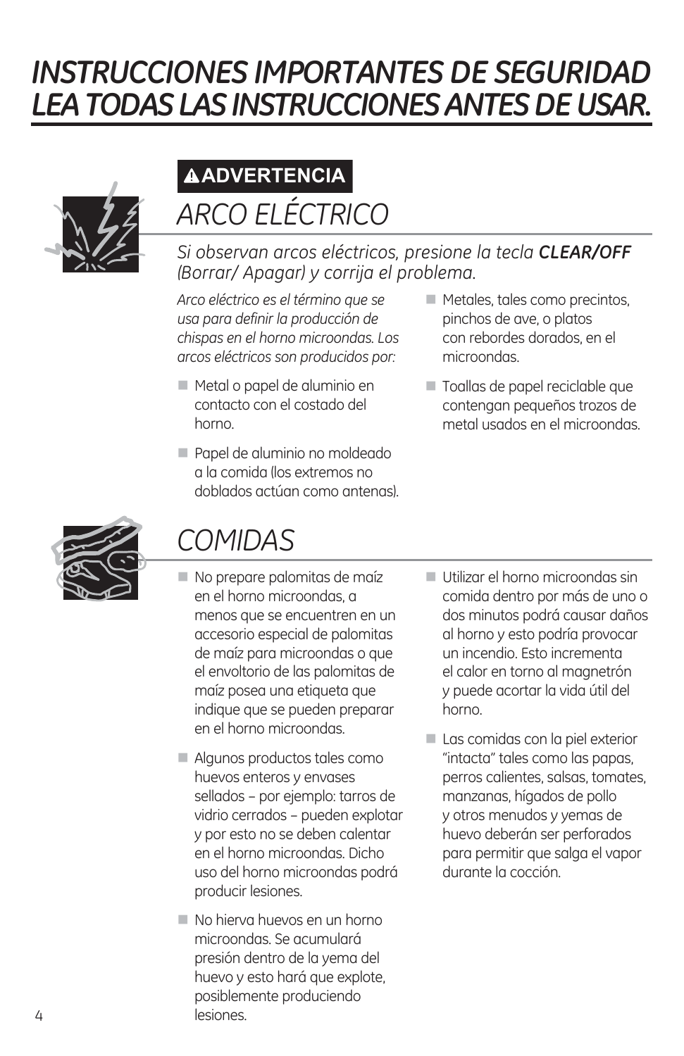# *INSTRUCCIONES IMPORTANTES DE SEGURIDAD LEA TODAS LAS INSTRUCCIONES ANTES DE USAR.*

**⚠ADVERTENCIA**

## *ARCO ELÉCTRICO*

*Si observan arcos eléctricos, presione la tecla **CLEAR/OFF** (Borrar/ Apagar) y corrija el problema.*

*Arco eléctrico es el término que se usa para definir la producción de chispas en el horno microondas. Los arcos eléctricos son producidos por:*

- Metal o papel de aluminio en contacto con el costado del horno.
- Papel de aluminio no moldeado a la comida (los extremos no doblados actúan como antenas).
- Metales, tales como precintos, pinchos de ave, o platos con rebordes dorados, en el microondas.
- Toallas de papel reciclable que contengan pequeños trozos de metal usados en el microondas.

## *COMIDAS*

- No prepare palomitas de maíz en el horno microondas, a menos que se encuentren en un accesorio especial de palomitas de maíz para microondas o que el envoltorio de las palomitas de maíz posea una etiqueta que indique que se pueden preparar en el horno microondas.
- Algunos productos tales como huevos enteros y envases sellados – por ejemplo: tarros de vidrio cerrados – pueden explotar y por esto no se deben calentar en el horno microondas. Dicho uso del horno microondas podrá producir lesiones.
- No hierva huevos en un horno microondas. Se acumulará presión dentro de la yema del huevo y esto hará que explote, posiblemente produciendo lesiones.
- Utilizar el horno microondas sin comida dentro por más de uno o dos minutos podrá causar daños al horno y esto podría provocar un incendio. Esto incrementa el calor en torno al magnetrón y puede acortar la vida útil del horno.
- Las comidas con la piel exterior "intacta" tales como las papas, perros calientes, salsas, tomates, manzanas, hígados de pollo y otros menudos y yemas de huevo deberán ser perforados para permitir que salga el vapor durante la cocción.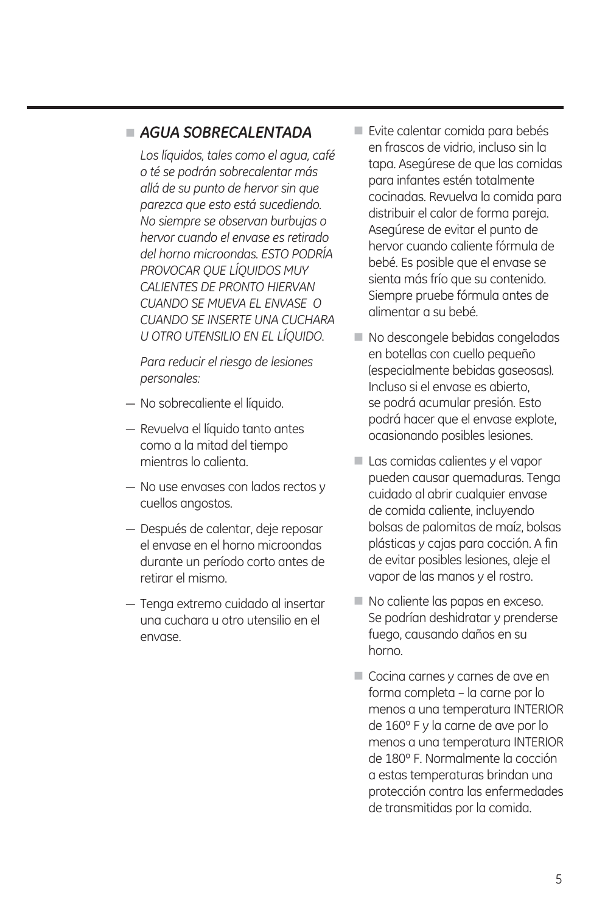- ***AGUA SOBRECALENTADA***

  *Los líquidos, tales como el agua, café o té se podrán sobrecalentar más allá de su punto de hervor sin que parezca que esto está sucediendo. No siempre se observan burbujas o hervor cuando el envase es retirado del horno microondas. ESTO PODRÍA PROVOCAR QUE LÍQUIDOS MUY CALIENTES DE PRONTO HIERVAN CUANDO SE MUEVA EL ENVASE O CUANDO SE INSERTE UNA CUCHARA U OTRO UTENSILIO EN EL LÍQUIDO.*

  *Para reducir el riesgo de lesiones personales:*

  — No sobrecaliente el líquido.

  — Revuelva el líquido tanto antes como a la mitad del tiempo mientras lo calienta.

  — No use envases con lados rectos y cuellos angostos.

  — Después de calentar, deje reposar el envase en el horno microondas durante un período corto antes de retirar el mismo.

  — Tenga extremo cuidado al insertar una cuchara u otro utensilio en el envase.

- Evite calentar comida para bebés en frascos de vidrio, incluso sin la tapa. Asegúrese de que las comidas para infantes estén totalmente cocinadas. Revuelva la comida para distribuir el calor de forma pareja. Asegúrese de evitar el punto de hervor cuando caliente fórmula de bebé. Es posible que el envase se sienta más frío que su contenido. Siempre pruebe fórmula antes de alimentar a su bebé.

- No descongele bebidas congeladas en botellas con cuello pequeño (especialmente bebidas gaseosas). Incluso si el envase es abierto, se podrá acumular presión. Esto podrá hacer que el envase explote, ocasionando posibles lesiones.

- Las comidas calientes y el vapor pueden causar quemaduras. Tenga cuidado al abrir cualquier envase de comida caliente, incluyendo bolsas de palomitas de maíz, bolsas plásticas y cajas para cocción. A fin de evitar posibles lesiones, aleje el vapor de las manos y el rostro.

- No caliente las papas en exceso. Se podrían deshidratar y prenderse fuego, causando daños en su horno.

- Cocina carnes y carnes de ave en forma completa – la carne por lo menos a una temperatura INTERIOR de 160° F y la carne de ave por lo menos a una temperatura INTERIOR de 180° F. Normalmente la cocción a estas temperaturas brindan una protección contra las enfermedades de transmitidas por la comida.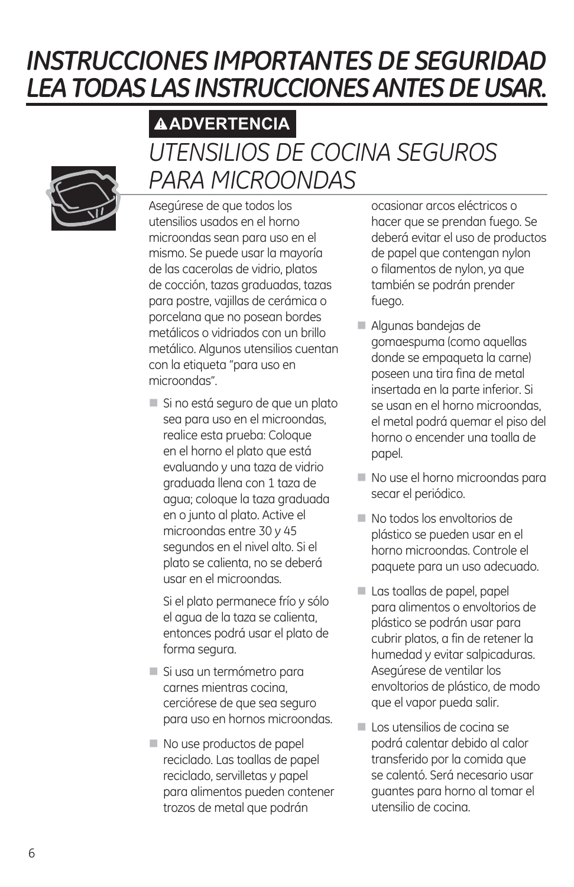# *INSTRUCCIONES IMPORTANTES DE SEGURIDAD LEA TODAS LAS INSTRUCCIONES ANTES DE USAR.*

**⚠ADVERTENCIA**

## *UTENSILIOS DE COCINA SEGUROS PARA MICROONDAS*

Asegúrese de que todos los utensilios usados en el horno microondas sean para uso en el mismo. Se puede usar la mayoría de las cacerolas de vidrio, platos de cocción, tazas graduadas, tazas para postre, vajillas de cerámica o porcelana que no posean bordes metálicos o vidriados con un brillo metálico. Algunos utensilios cuentan con la etiqueta "para uso en microondas".

- Si no está seguro de que un plato sea para uso en el microondas, realice esta prueba: Coloque en el horno el plato que está evaluando y una taza de vidrio graduada llena con 1 taza de agua; coloque la taza graduada en o junto al plato. Active el microondas entre 30 y 45 segundos en el nivel alto. Si el plato se calienta, no se deberá usar en el microondas.

  Si el plato permanece frío y sólo el agua de la taza se calienta, entonces podrá usar el plato de forma segura.

- Si usa un termómetro para carnes mientras cocina, cerciórese de que sea seguro para uso en hornos microondas.
- No use productos de papel reciclado. Las toallas de papel reciclado, servilletas y papel para alimentos pueden contener trozos de metal que podrán ocasionar arcos eléctricos o hacer que se prendan fuego. Se deberá evitar el uso de productos de papel que contengan nylon o filamentos de nylon, ya que también se podrán prender fuego.
- Algunas bandejas de gomaespuma (como aquellas donde se empaqueta la carne) poseen una tira fina de metal insertada en la parte inferior. Si se usan en el horno microondas, el metal podrá quemar el piso del horno o encender una toalla de papel.
- No use el horno microondas para secar el periódico.
- No todos los envoltorios de plástico se pueden usar en el horno microondas. Controle el paquete para un uso adecuado.
- Las toallas de papel, papel para alimentos o envoltorios de plástico se podrán usar para cubrir platos, a fin de retener la humedad y evitar salpicaduras. Asegúrese de ventilar los envoltorios de plástico, de modo que el vapor pueda salir.
- Los utensilios de cocina se podrá calentar debido al calor transferido por la comida que se calentó. Será necesario usar guantes para horno al tomar el utensilio de cocina.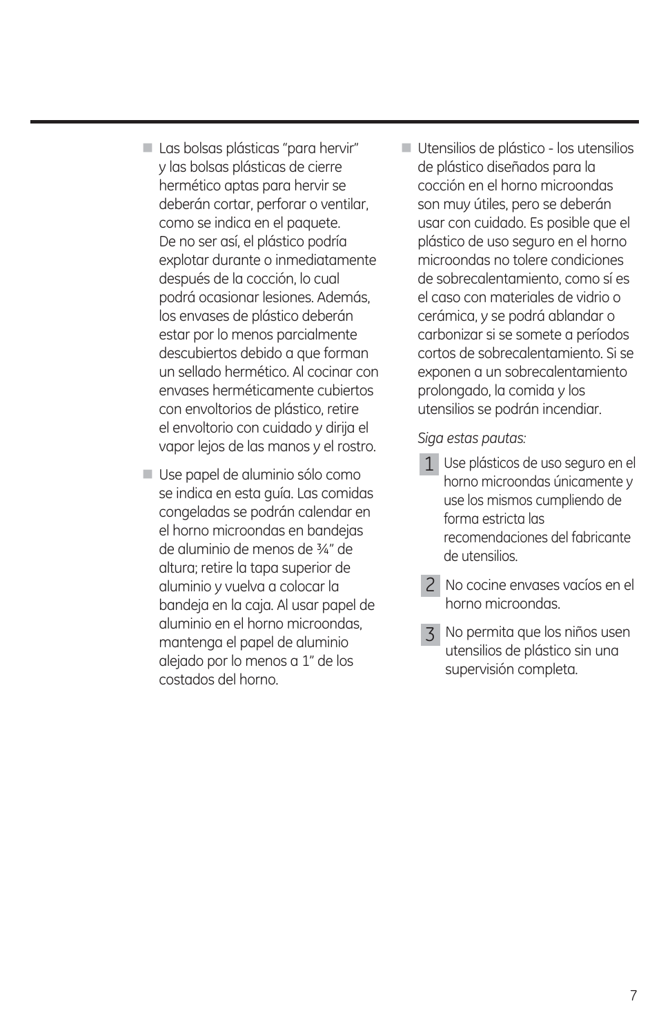- Las bolsas plásticas “para hervir” y las bolsas plásticas de cierre hermético aptas para hervir se deberán cortar, perforar o ventilar, como se indica en el paquete. De no ser así, el plástico podría explotar durante o inmediatamente después de la cocción, lo cual podrá ocasionar lesiones. Además, los envases de plástico deberán estar por lo menos parcialmente descubiertos debido a que forman un sellado hermético. Al cocinar con envases herméticamente cubiertos con envoltorios de plástico, retire el envoltorio con cuidado y dirija el vapor lejos de las manos y el rostro.

- Use papel de aluminio sólo como se indica en esta guía. Las comidas congeladas se podrán calendar en el horno microondas en bandejas de aluminio de menos de ¾” de altura; retire la tapa superior de aluminio y vuelva a colocar la bandeja en la caja. Al usar papel de aluminio en el horno microondas, mantenga el papel de aluminio alejado por lo menos a 1” de los costados del horno.

- Utensilios de plástico - los utensilios de plástico diseñados para la cocción en el horno microondas son muy útiles, pero se deberán usar con cuidado. Es posible que el plástico de uso seguro en el horno microondas no tolere condiciones de sobrecalentamiento, como sí es el caso con materiales de vidrio o cerámica, y se podrá ablandar o carbonizar si se somete a períodos cortos de sobrecalentamiento. Si se exponen a un sobrecalentamiento prolongado, la comida y los utensilios se podrán incendiar.

  *Siga estas pautas:*

  1. Use plásticos de uso seguro en el horno microondas únicamente y use los mismos cumpliendo de forma estricta las recomendaciones del fabricante de utensilios.
  2. No cocine envases vacíos en el horno microondas.
  3. No permita que los niños usen utensilios de plástico sin una supervisión completa.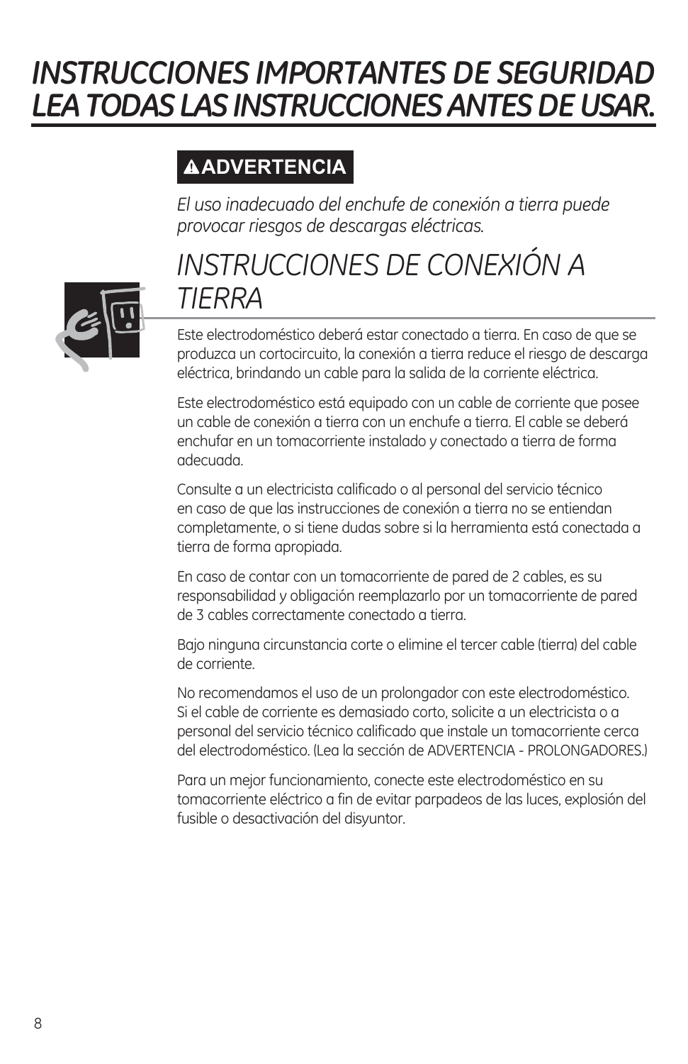# *INSTRUCCIONES IMPORTANTES DE SEGURIDAD LEA TODAS LAS INSTRUCCIONES ANTES DE USAR.*

**⚠ADVERTENCIA**

*El uso inadecuado del enchufe de conexión a tierra puede provocar riesgos de descargas eléctricas.*

## *INSTRUCCIONES DE CONEXIÓN A TIERRA*

Este electrodoméstico deberá estar conectado a tierra. En caso de que se produzca un cortocircuito, la conexión a tierra reduce el riesgo de descarga eléctrica, brindando un cable para la salida de la corriente eléctrica.

Este electrodoméstico está equipado con un cable de corriente que posee un cable de conexión a tierra con un enchufe a tierra. El cable se deberá enchufar en un tomacorriente instalado y conectado a tierra de forma adecuada.

Consulte a un electricista calificado o al personal del servicio técnico en caso de que las instrucciones de conexión a tierra no se entiendan completamente, o si tiene dudas sobre si la herramienta está conectada a tierra de forma apropiada.

En caso de contar con un tomacorriente de pared de 2 cables, es su responsabilidad y obligación reemplazarlo por un tomacorriente de pared de 3 cables correctamente conectado a tierra.

Bajo ninguna circunstancia corte o elimine el tercer cable (tierra) del cable de corriente.

No recomendamos el uso de un prolongador con este electrodoméstico. Si el cable de corriente es demasiado corto, solicite a un electricista o a personal del servicio técnico calificado que instale un tomacorriente cerca del electrodoméstico. (Lea la sección de ADVERTENCIA - PROLONGADORES.)

Para un mejor funcionamiento, conecte este electrodoméstico en su tomacorriente eléctrico a fin de evitar parpadeos de las luces, explosión del fusible o desactivación del disyuntor.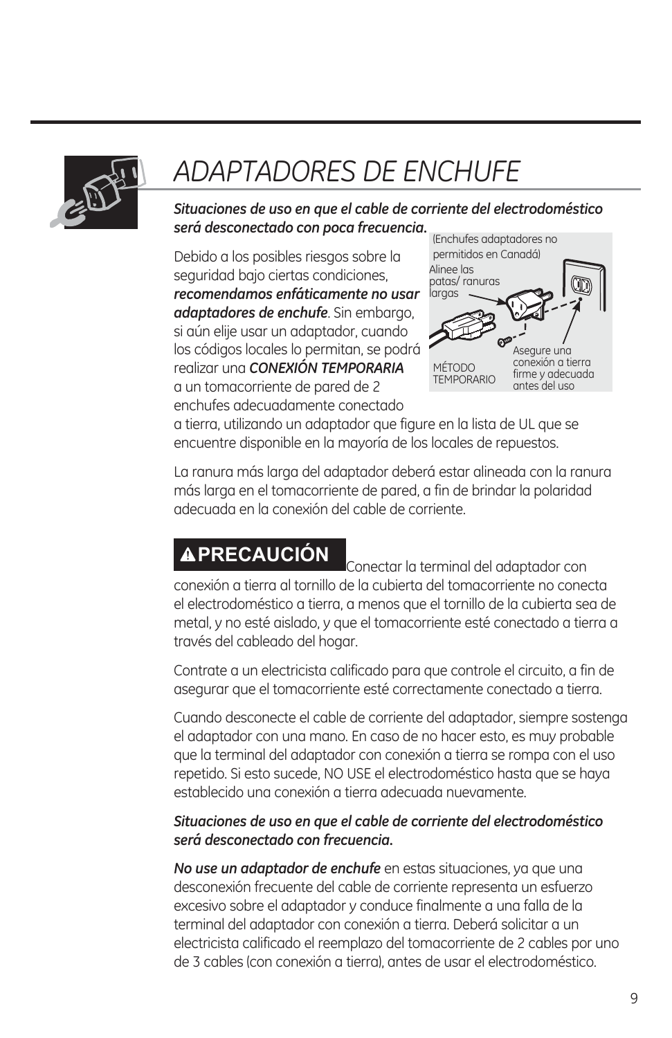# *ADAPTADORES DE ENCHUFE*

***Situaciones de uso en que el cable de corriente del electrodoméstico será desconectado con poca frecuencia.***

(Enchufes adaptadores no permitidos en Canadá)

Alinee las patas/ ranuras largas

Asegure una conexión a tierra firme y adecuada antes del uso

MÉTODO TEMPORARIO

Debido a los posibles riesgos sobre la seguridad bajo ciertas condiciones, ***recomendamos enfáticamente no usar adaptadores de enchufe***. Sin embargo, si aún elije usar un adaptador, cuando los códigos locales lo permitan, se podrá realizar una ***CONEXIÓN TEMPORARIA*** a un tomacorriente de pared de 2 enchufes adecuadamente conectado a tierra, utilizando un adaptador que figure en la lista de UL que se encuentre disponible en la mayoría de los locales de repuestos.

La ranura más larga del adaptador deberá estar alineada con la ranura más larga en el tomacorriente de pared, a fin de brindar la polaridad adecuada en la conexión del cable de corriente.

**⚠PRECAUCIÓN** Conectar la terminal del adaptador con conexión a tierra al tornillo de la cubierta del tomacorriente no conecta el electrodoméstico a tierra, a menos que el tornillo de la cubierta sea de metal, y no esté aislado, y que el tomacorriente esté conectado a tierra a través del cableado del hogar.

Contrate a un electricista calificado para que controle el circuito, a fin de asegurar que el tomacorriente esté correctamente conectado a tierra.

Cuando desconecte el cable de corriente del adaptador, siempre sostenga el adaptador con una mano. En caso de no hacer esto, es muy probable que la terminal del adaptador con conexión a tierra se rompa con el uso repetido. Si esto sucede, NO USE el electrodoméstico hasta que se haya establecido una conexión a tierra adecuada nuevamente.

***Situaciones de uso en que el cable de corriente del electrodoméstico será desconectado con frecuencia.***

***No use un adaptador de enchufe*** en estas situaciones, ya que una desconexión frecuente del cable de corriente representa un esfuerzo excesivo sobre el adaptador y conduce finalmente a una falla de la terminal del adaptador con conexión a tierra. Deberá solicitar a un electricista calificado el reemplazo del tomacorriente de 2 cables por uno de 3 cables (con conexión a tierra), antes de usar el electrodoméstico.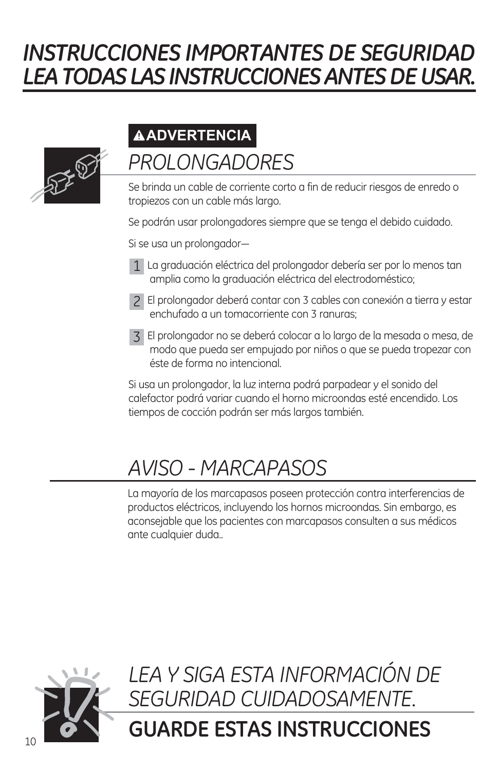# *INSTRUCCIONES IMPORTANTES DE SEGURIDAD LEA TODAS LAS INSTRUCCIONES ANTES DE USAR.*

**⚠ADVERTENCIA**

## *PROLONGADORES*

Se brinda un cable de corriente corto a fin de reducir riesgos de enredo o tropiezos con un cable más largo.

Se podrán usar prolongadores siempre que se tenga el debido cuidado.

Si se usa un prolongador—

1. La graduación eléctrica del prolongador debería ser por lo menos tan amplia como la graduación eléctrica del electrodoméstico;
2. El prolongador deberá contar con 3 cables con conexión a tierra y estar enchufado a un tomacorriente con 3 ranuras;
3. El prolongador no se deberá colocar a lo largo de la mesada o mesa, de modo que pueda ser empujado por niños o que se pueda tropezar con éste de forma no intencional.

Si usa un prolongador, la luz interna podrá parpadear y el sonido del calefactor podrá variar cuando el horno microondas esté encendido. Los tiempos de cocción podrán ser más largos también.

## *AVISO - MARCAPASOS*

La mayoría de los marcapasos poseen protección contra interferencias de productos eléctricos, incluyendo los hornos microondas. Sin embargo, es aconsejable que los pacientes con marcapasos consulten a sus médicos ante cualquier duda..

## *LEA Y SIGA ESTA INFORMACIÓN DE SEGURIDAD CUIDADOSAMENTE.*

## **GUARDE ESTAS INSTRUCCIONES**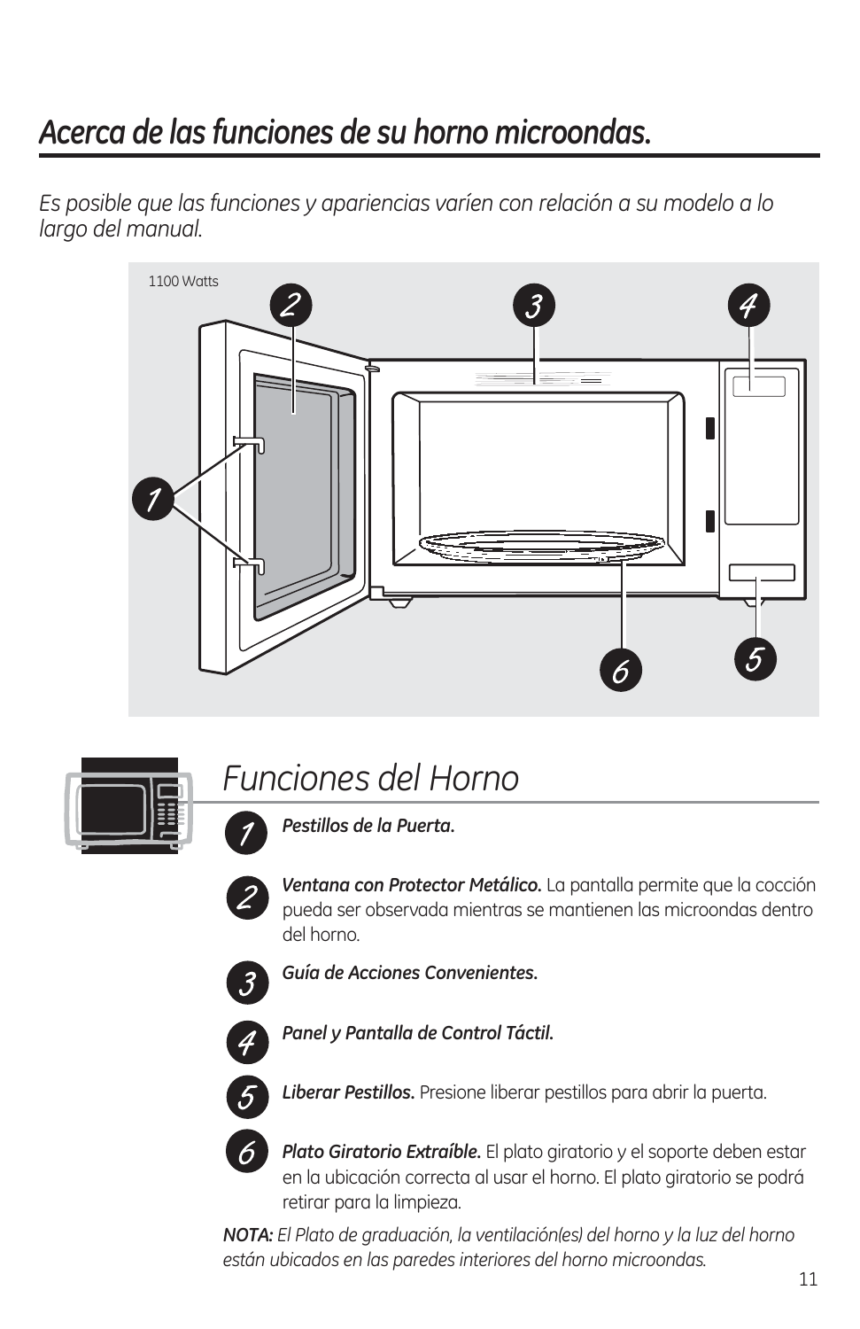# Acerca de las funciones de su horno microondas.

*Es posible que las funciones y apariencias varíen con relación a su modelo a lo largo del manual.*

1100 Watts

## Funciones del Horno

1. ***Pestillos de la Puerta.***

2. ***Ventana con Protector Metálico.*** La pantalla permite que la cocción pueda ser observada mientras se mantienen las microondas dentro del horno.

3. ***Guía de Acciones Convenientes.***

4. ***Panel y Pantalla de Control Táctil.***

5. ***Liberar Pestillos.*** Presione liberar pestillos para abrir la puerta.

6. ***Plato Giratorio Extraíble.*** El plato giratorio y el soporte deben estar en la ubicación correcta al usar el horno. El plato giratorio se podrá retirar para la limpieza.

***NOTA:*** *El Plato de graduación, la ventilación(es) del horno y la luz del horno están ubicados en las paredes interiores del horno microondas.*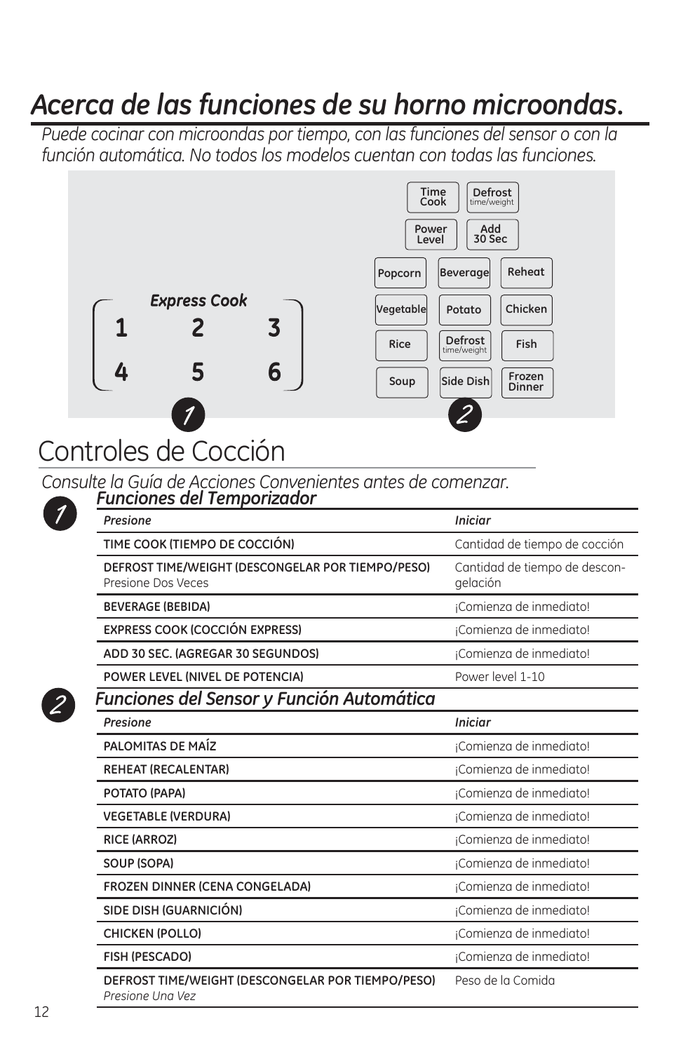# Acerca de las funciones de su horno microondas.

*Puede cocinar con microondas por tiempo, con las funciones del sensor o con la función automática. No todos los modelos cuentan con todas las funciones.*

Time Cook | Defrost time/weight
Power Level | Add 30 Sec
Popcorn | Beverage | Reheat
Vegetable | Potato | Chicken
Rice | Defrost time/weight | Fish
Soup | Side Dish | Frozen Dinner

**Express Cook**
1 2 3
4 5 6

1 2

## Controles de Cocción

*Consulte la Guía de Acciones Convenientes antes de comenzar.*

### 1 *Funciones del Temporizador*

| *Presione* | *Iniciar* |
|---|---|
| **TIME COOK (TIEMPO DE COCCIÓN)** | Cantidad de tiempo de cocción |
| **DEFROST TIME/WEIGHT (DESCONGELAR POR TIEMPO/PESO)** Presione Dos Veces | Cantidad de tiempo de descongelación |
| **BEVERAGE (BEBIDA)** | ¡Comienza de inmediato! |
| **EXPRESS COOK (COCCIÓN EXPRESS)** | ¡Comienza de inmediato! |
| **ADD 30 SEC. (AGREGAR 30 SEGUNDOS)** | ¡Comienza de inmediato! |
| **POWER LEVEL (NIVEL DE POTENCIA)** | Power level 1-10 |

### 2 *Funciones del Sensor y Función Automática*

| *Presione* | *Iniciar* |
|---|---|
| **PALOMITAS DE MAÍZ** | ¡Comienza de inmediato! |
| **REHEAT (RECALENTAR)** | ¡Comienza de inmediato! |
| **POTATO (PAPA)** | ¡Comienza de inmediato! |
| **VEGETABLE (VERDURA)** | ¡Comienza de inmediato! |
| **RICE (ARROZ)** | ¡Comienza de inmediato! |
| **SOUP (SOPA)** | ¡Comienza de inmediato! |
| **FROZEN DINNER (CENA CONGELADA)** | ¡Comienza de inmediato! |
| **SIDE DISH (GUARNICIÓN)** | ¡Comienza de inmediato! |
| **CHICKEN (POLLO)** | ¡Comienza de inmediato! |
| **FISH (PESCADO)** | ¡Comienza de inmediato! |
| **DEFROST TIME/WEIGHT (DESCONGELAR POR TIEMPO/PESO)** *Presione Una Vez* | Peso de la Comida |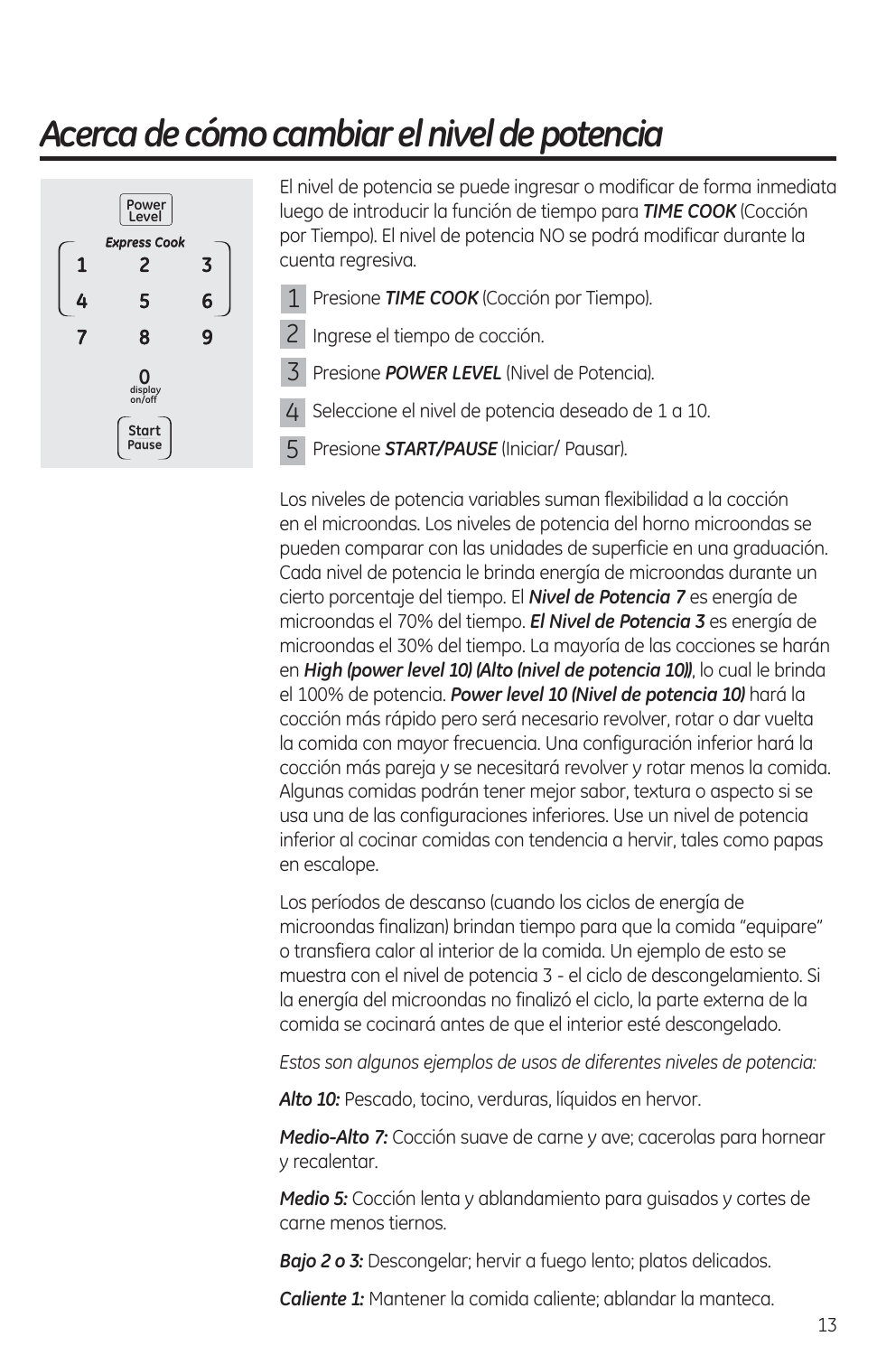# *Acerca de cómo cambiar el nivel de potencia*

El nivel de potencia se puede ingresar o modificar de forma inmediata luego de introducir la función de tiempo para ***TIME COOK*** (Cocción por Tiempo). El nivel de potencia NO se podrá modificar durante la cuenta regresiva.

1. Presione ***TIME COOK*** (Cocción por Tiempo).
2. Ingrese el tiempo de cocción.
3. Presione ***POWER LEVEL*** (Nivel de Potencia).
4. Seleccione el nivel de potencia deseado de 1 a 10.
5. Presione ***START/PAUSE*** (Iniciar/ Pausar).

Los niveles de potencia variables suman flexibilidad a la cocción en el microondas. Los niveles de potencia del horno microondas se pueden comparar con las unidades de superficie en una graduación. Cada nivel de potencia le brinda energía de microondas durante un cierto porcentaje del tiempo. El ***Nivel de Potencia 7*** es energía de microondas el 70% del tiempo. ***El Nivel de Potencia 3*** es energía de microondas el 30% del tiempo. La mayoría de las cocciones se harán en ***High (power level 10) (Alto (nivel de potencia 10))***, lo cual le brinda el 100% de potencia. ***Power level 10 (Nivel de potencia 10)*** hará la cocción más rápido pero será necesario revolver, rotar o dar vuelta la comida con mayor frecuencia. Una configuración inferior hará la cocción más pareja y se necesitará revolver y rotar menos la comida. Algunas comidas podrán tener mejor sabor, textura o aspecto si se usa una de las configuraciones inferiores. Use un nivel de potencia inferior al cocinar comidas con tendencia a hervir, tales como papas en escalope.

Los períodos de descanso (cuando los ciclos de energía de microondas finalizan) brindan tiempo para que la comida "equipare" o transfiera calor al interior de la comida. Un ejemplo de esto se muestra con el nivel de potencia 3 - el ciclo de descongelamiento. Si la energía del microondas no finalizó el ciclo, la parte externa de la comida se cocinará antes de que el interior esté descongelado.

*Estos son algunos ejemplos de usos de diferentes niveles de potencia:*

***Alto 10:*** Pescado, tocino, verduras, líquidos en hervor.

***Medio-Alto 7:*** Cocción suave de carne y ave; cacerolas para hornear y recalentar.

***Medio 5:*** Cocción lenta y ablandamiento para guisados y cortes de carne menos tiernos.

***Bajo 2 o 3:*** Descongelar; hervir a fuego lento; platos delicados.

***Caliente 1:*** Mantener la comida caliente; ablandar la manteca.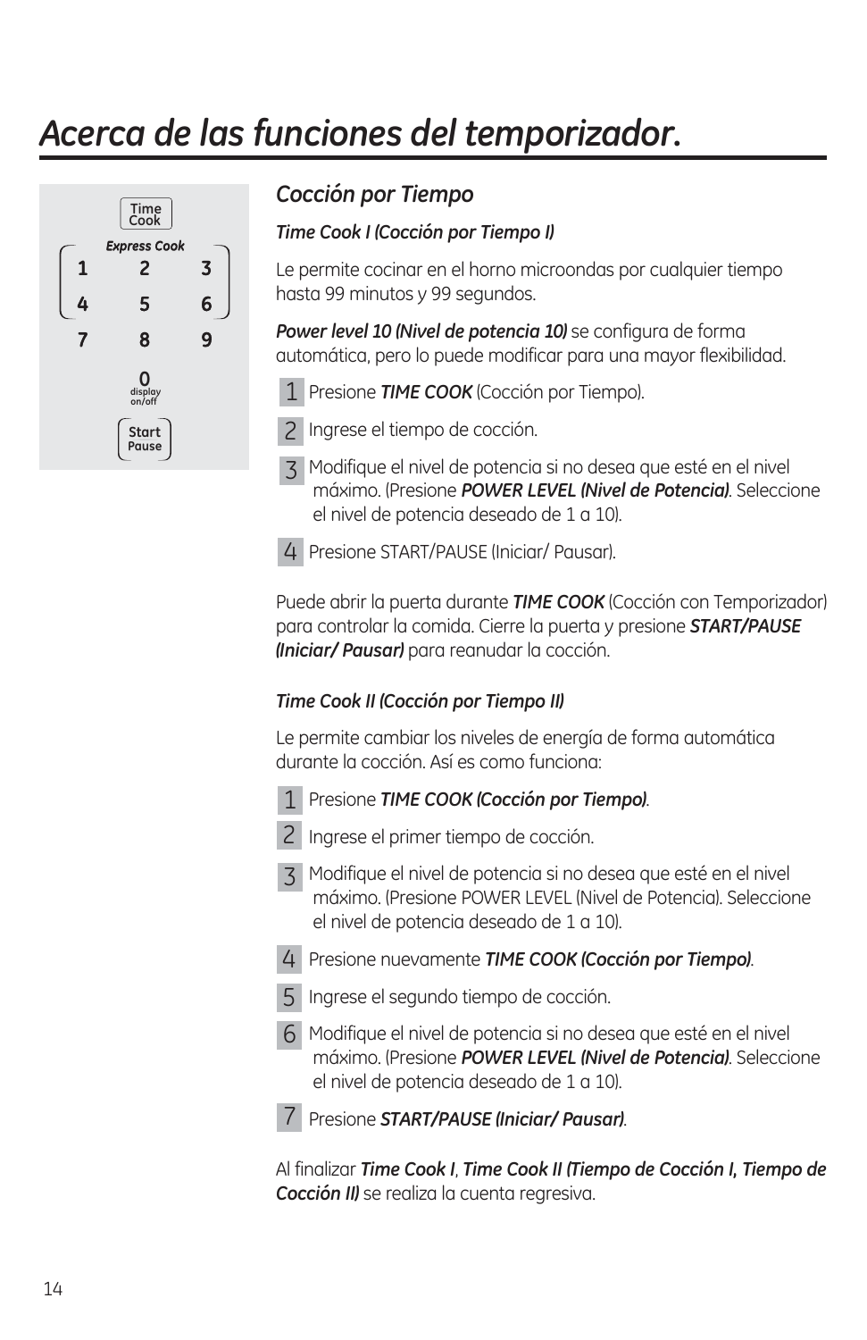# Acerca de las funciones del temporizador.

## Cocción por Tiempo

*Time Cook I (Cocción por Tiempo I)*

Le permite cocinar en el horno microondas por cualquier tiempo hasta 99 minutos y 99 segundos.

***Power level 10 (Nivel de potencia 10)*** se configura de forma automática, pero lo puede modificar para una mayor flexibilidad.

1. Presione ***TIME COOK*** (Cocción por Tiempo).
2. Ingrese el tiempo de cocción.
3. Modifique el nivel de potencia si no desea que esté en el nivel máximo. (Presione ***POWER LEVEL (Nivel de Potencia)***. Seleccione el nivel de potencia deseado de 1 a 10).
4. Presione START/PAUSE (Iniciar/ Pausar).

Puede abrir la puerta durante ***TIME COOK*** (Cocción con Temporizador) para controlar la comida. Cierre la puerta y presione ***START/PAUSE (Iniciar/ Pausar)*** para reanudar la cocción.

*Time Cook II (Cocción por Tiempo II)*

Le permite cambiar los niveles de energía de forma automática durante la cocción. Así es como funciona:

1. Presione ***TIME COOK (Cocción por Tiempo)***.
2. Ingrese el primer tiempo de cocción.
3. Modifique el nivel de potencia si no desea que esté en el nivel máximo. (Presione POWER LEVEL (Nivel de Potencia). Seleccione el nivel de potencia deseado de 1 a 10).
4. Presione nuevamente ***TIME COOK (Cocción por Tiempo)***.
5. Ingrese el segundo tiempo de cocción.
6. Modifique el nivel de potencia si no desea que esté en el nivel máximo. (Presione ***POWER LEVEL (Nivel de Potencia)***. Seleccione el nivel de potencia deseado de 1 a 10).
7. Presione ***START/PAUSE (Iniciar/ Pausar)***.

Al finalizar ***Time Cook I***, ***Time Cook II (Tiempo de Cocción I, Tiempo de Cocción II)*** se realiza la cuenta regresiva.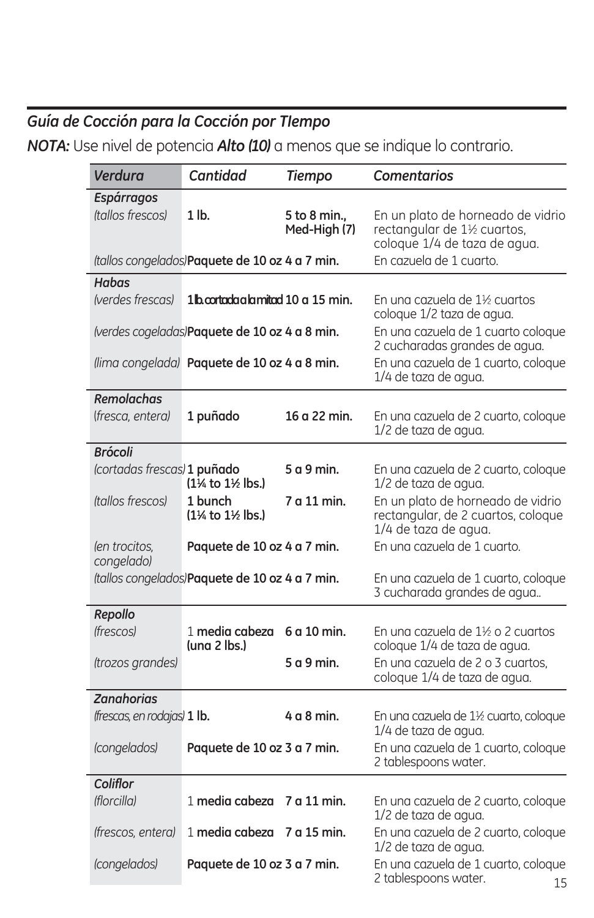### *Guía de Cocción para la Cocción por TIempo*

***NOTA:*** Use nivel de potencia ***Alto (10)*** a menos que se indique lo contrario.

| *Verdura* | *Cantidad* | *Tiempo* | *Comentarios* |
|---|---|---|---|
| ***Espárragos*** | | | |
| *(tallos frescos)* | **1 lb.** | **5 to 8 min., Med-High (7)** | En un plato de horneado de vidrio rectangular de 1½ cuartos, coloque 1/4 de taza de agua. |
| *(tallos congelados)* | **Paquete de 10 oz** | **4 a 7 min.** | En cazuela de 1 cuarto. |
| ***Habas*** | | | |
| *(verdes frescas)* | **1 lb. cortada a la mitad** | **10 a 15 min.** | En una cazuela de 1½ cuartos coloque 1/2 taza de agua. |
| *(verdes cogeladas)* | **Paquete de 10 oz** | **4 a 8 min.** | En una cazuela de 1 cuarto coloque 2 cucharadas grandes de agua. |
| *(lima congelada)* | **Paquete de 10 oz** | **4 a 8 min.** | En una cazuela de 1 cuarto, coloque 1/4 de taza de agua. |
| ***Remolachas*** | | | |
| *(fresca, entera)* | **1 puñado** | **16 a 22 min.** | En una cazuela de 2 cuarto, coloque 1/2 de taza de agua. |
| ***Brócoli*** | | | |
| *(cortadas frescas)* | **1 puñado (1¼ to 1½ lbs.)** | **5 a 9 min.** | En una cazuela de 2 cuarto, coloque 1/2 de taza de agua. |
| *(tallos frescos)* | **1 bunch (1¼ to 1½ lbs.)** | **7 a 11 min.** | En un plato de horneado de vidrio rectangular, de 2 cuartos, coloque 1/4 de taza de agua. |
| *(en trocitos, congelado)* | **Paquete de 10 oz** | **4 a 7 min.** | En una cazuela de 1 cuarto. |
| *(tallos congelados)* | **Paquete de 10 oz** | **4 a 7 min.** | En una cazuela de 1 cuarto, coloque 3 cucharada grandes de agua.. |
| ***Repollo*** | | | |
| *(frescos)* | 1 **media cabeza (una 2 lbs.)** | **6 a 10 min.** | En una cazuela de 1½ o 2 cuartos coloque 1/4 de taza de agua. |
| *(trozos grandes)* | | **5 a 9 min.** | En una cazuela de 2 o 3 cuartos, coloque 1/4 de taza de agua. |
| ***Zanahorias*** | | | |
| *(frescas, en rodajas)* | **1 lb.** | **4 a 8 min.** | En una cazuela de 1½ cuarto, coloque 1/4 de taza de agua. |
| *(congelados)* | **Paquete de 10 oz** | **3 a 7 min.** | En una cazuela de 1 cuarto, coloque 2 tablespoons water. |
| ***Coliflor*** | | | |
| *(florcilla)* | 1 **media cabeza** | **7 a 11 min.** | En una cazuela de 2 cuarto, coloque 1/2 de taza de agua. |
| *(frescos, entera)* | 1 **media cabeza** | **7 a 15 min.** | En una cazuela de 2 cuarto, coloque 1/2 de taza de agua. |
| *(congelados)* | **Paquete de 10 oz** | **3 a 7 min.** | En una cazuela de 1 cuarto, coloque 2 tablespoons water. |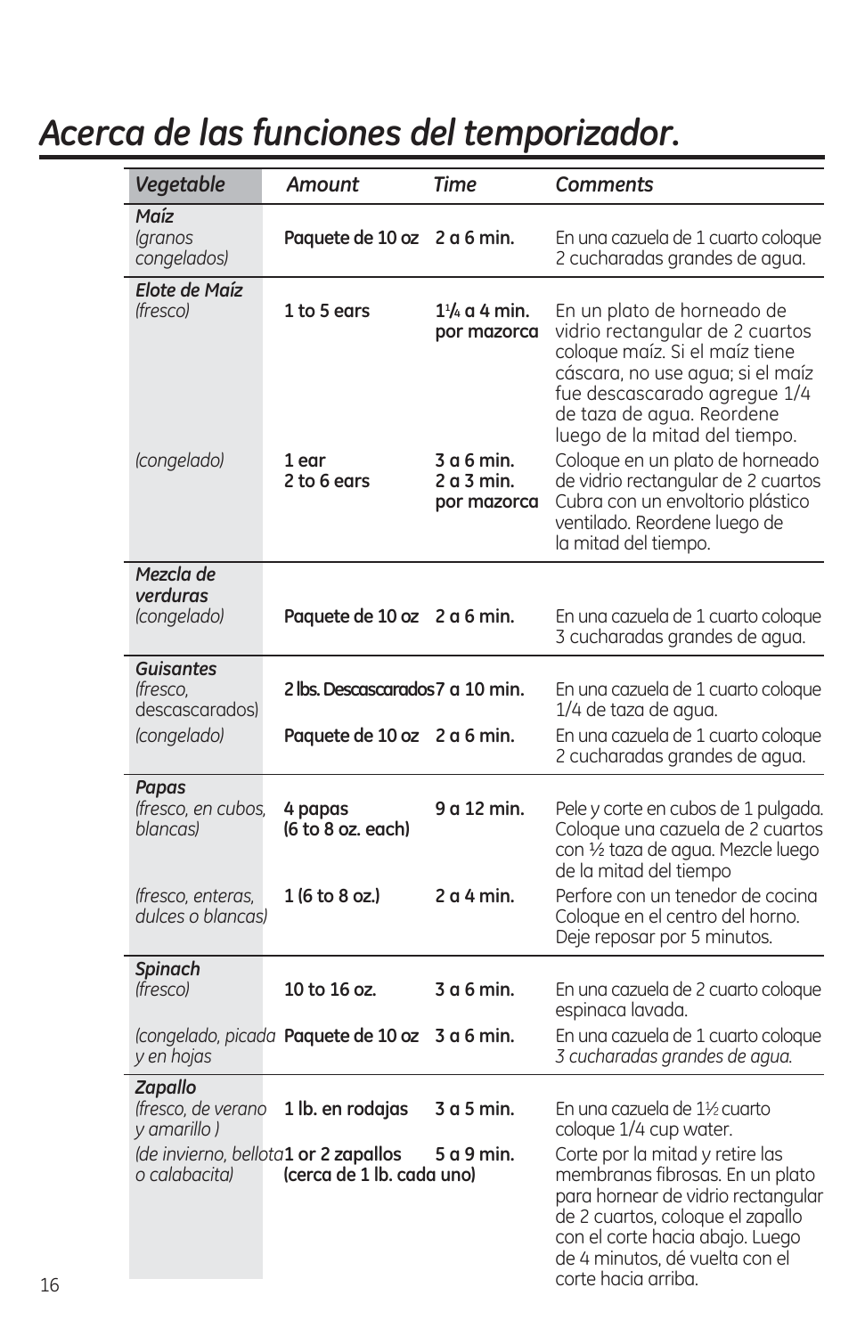# Acerca de las funciones del temporizador.

| *Vegetable* | *Amount* | *Time* | *Comments* |
|---|---|---|---|
| ***Maíz*** *(granos congelados)* | **Paquete de 10 oz** | **2 a 6 min.** | En una cazuela de 1 cuarto coloque 2 cucharadas grandes de agua. |
| ***Elote de Maíz*** *(fresco)* | **1 to 5 ears** | **1¼ a 4 min. por mazorca** | En un plato de horneado de vidrio rectangular de 2 cuartos coloque maíz. Si el maíz tiene cáscara, no use agua; si el maíz fue descascarado agregue 1/4 de taza de agua. Reordene luego de la mitad del tiempo. |
| *(congelado)* | **1 ear** **2 to 6 ears** | **3 a 6 min.** **2 a 3 min. por mazorca** | Coloque en un plato de horneado de vidrio rectangular de 2 cuartos Cubra con un envoltorio plástico ventilado. Reordene luego de la mitad del tiempo. |
| ***Mezcla de verduras*** *(congelado)* | **Paquete de 10 oz** | **2 a 6 min.** | En una cazuela de 1 cuarto coloque 3 cucharadas grandes de agua. |
| ***Guisantes*** *(fresco, descascarados)* | **2 lbs. Descascarados** | **7 a 10 min.** | En una cazuela de 1 cuarto coloque 1/4 de taza de agua. |
| *(congelado)* | **Paquete de 10 oz** | **2 a 6 min.** | En una cazuela de 1 cuarto coloque 2 cucharadas grandes de agua. |
| ***Papas*** *(fresco, en cubos, blancas)* | **4 papas (6 to 8 oz. each)** | **9 a 12 min.** | Pele y corte en cubos de 1 pulgada. Coloque una cazuela de 2 cuartos con ½ taza de agua. Mezcle luego de la mitad del tiempo |
| *(fresco, enteras, dulces o blancas)* | **1 (6 to 8 oz.)** | **2 a 4 min.** | Perfore con un tenedor de cocina Coloque en el centro del horno. Deje reposar por 5 minutos. |
| ***Spinach*** *(fresco)* | **10 to 16 oz.** | **3 a 6 min.** | En una cazuela de 2 cuarto coloque espinaca lavada. |
| *(congelado, picada y en hojas* | **Paquete de 10 oz** | **3 a 6 min.** | En una cazuela de 1 cuarto coloque *3 cucharadas grandes de agua.* |
| ***Zapallo*** *(fresco, de verano y amarillo )* | **1 lb. en rodajas** | **3 a 5 min.** | En una cazuela de 1½ cuarto coloque 1/4 cup water. |
| *(de invierno, bellota o calabacita)* | **1 or 2 zapallos (cerca de 1 lb. cada uno)** | **5 a 9 min.** | Corte por la mitad y retire las membranas fibrosas. En un plato para hornear de vidrio rectangular de 2 cuartos, coloque el zapallo con el corte hacia abajo. Luego de 4 minutos, dé vuelta con el corte hacia arriba. |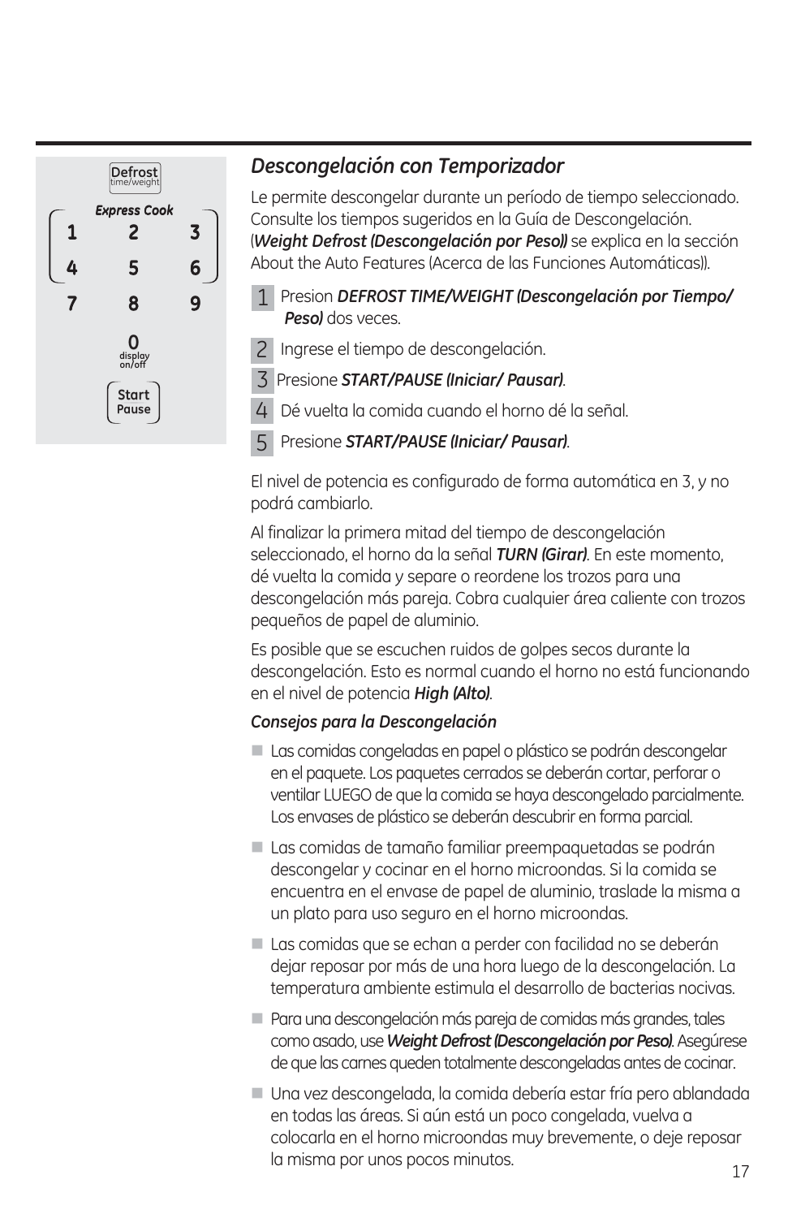Defrost
time/weight

*Express Cook*

1 2 3
4 5 6
7 8 9
0
display on/off

Start
Pause

## *Descongelación con Temporizador*

Le permite descongelar durante un período de tiempo seleccionado. Consulte los tiempos sugeridos en la Guía de Descongelación. (***Weight Defrost (Descongelación por Peso))*** se explica en la sección About the Auto Features (Acerca de las Funciones Automáticas)).

1. Presion ***DEFROST TIME/WEIGHT (Descongelación por Tiempo/ Peso)*** dos veces.
2. Ingrese el tiempo de descongelación.
3. Presione ***START/PAUSE (Iniciar/ Pausar)***.
4. Dé vuelta la comida cuando el horno dé la señal.
5. Presione ***START/PAUSE (Iniciar/ Pausar)***.

El nivel de potencia es configurado de forma automática en 3, y no podrá cambiarlo.

Al finalizar la primera mitad del tiempo de descongelación seleccionado, el horno da la señal ***TURN (Girar)***. En este momento, dé vuelta la comida y separe o reordene los trozos para una descongelación más pareja. Cobra cualquier área caliente con trozos pequeños de papel de aluminio.

Es posible que se escuchen ruidos de golpes secos durante la descongelación. Esto es normal cuando el horno no está funcionando en el nivel de potencia ***High (Alto)***.

***Consejos para la Descongelación***

- Las comidas congeladas en papel o plástico se podrán descongelar en el paquete. Los paquetes cerrados se deberán cortar, perforar o ventilar LUEGO de que la comida se haya descongelado parcialmente. Los envases de plástico se deberán descubrir en forma parcial.
- Las comidas de tamaño familiar preempaquetadas se podrán descongelar y cocinar en el horno microondas. Si la comida se encuentra en el envase de papel de aluminio, traslade la misma a un plato para uso seguro en el horno microondas.
- Las comidas que se echan a perder con facilidad no se deberán dejar reposar por más de una hora luego de la descongelación. La temperatura ambiente estimula el desarrollo de bacterias nocivas.
- Para una descongelación más pareja de comidas más grandes, tales como asado, use ***Weight Defrost (Descongelación por Peso)***. Asegúrese de que las carnes queden totalmente descongeladas antes de cocinar.
- Una vez descongelada, la comida debería estar fría pero ablandada en todas las áreas. Si aún está un poco congelada, vuelva a colocarla en el horno microondas muy brevemente, o deje reposar la misma por unos pocos minutos.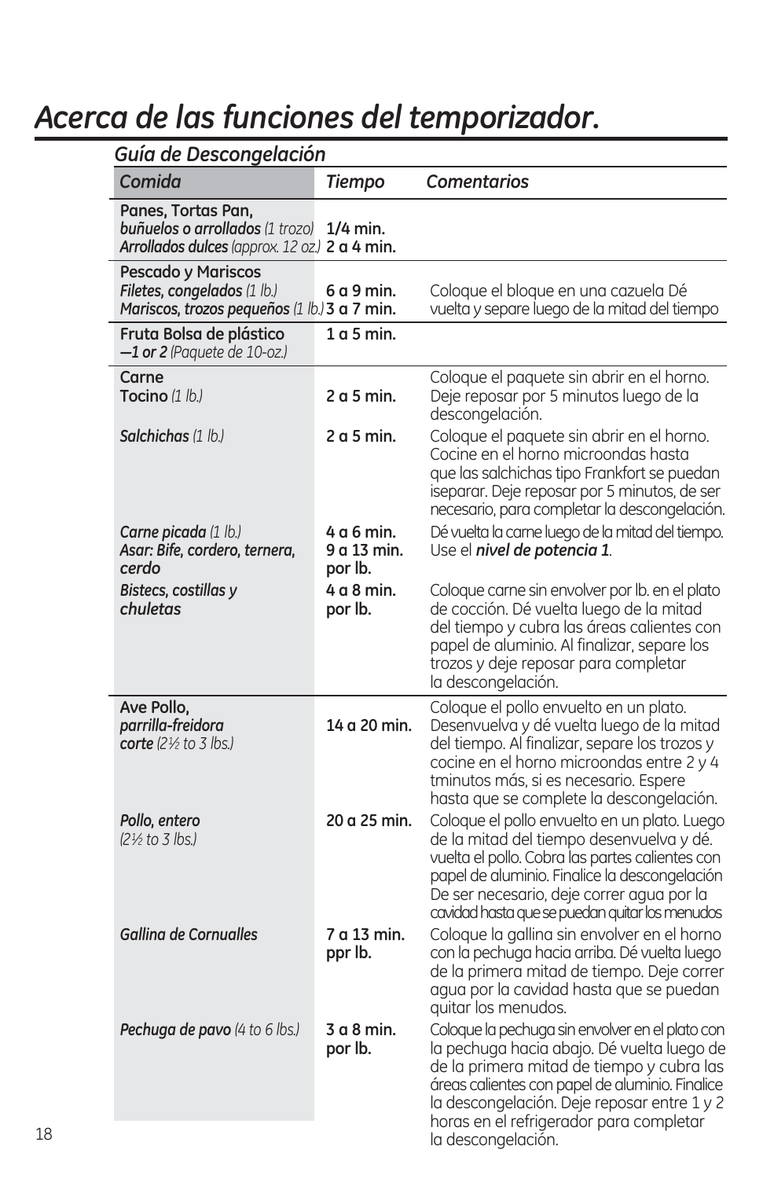# Acerca de las funciones del temporizador.

### Guía de Descongelación

| *Comida* | *Tiempo* | *Comentarios* |
|---|---|---|
| **Panes, Tortas Pan,**<br>***buñuelos o arrollados*** *(1 trozo)*<br>***Arrollados dulces*** *(approx. 12 oz.)* | **1/4 min.**<br>**2 a 4 min.** | |
| **Pescado y Mariscos**<br>***Filetes, congelados*** *(1 lb.)*<br>***Mariscos, trozos pequeños*** *(1 lb.)* | **6 a 9 min.**<br>**3 a 7 min.** | Coloque el bloque en una cazuela Dé vuelta y separe luego de la mitad del tiempo |
| **Fruta Bolsa de plástico**<br>***—1 or 2*** *(Paquete de 10-oz.)* | **1 a 5 min.** | |
| **Carne**<br>**Tocino** *(1 lb.)* | **2 a 5 min.** | Coloque el paquete sin abrir en el horno. Deje reposar por 5 minutos luego de la descongelación. |
| ***Salchichas*** *(1 lb.)* | **2 a 5 min.** | Coloque el paquete sin abrir en el horno. Cocine en el horno microondas hasta que las salchichas tipo Frankfort se puedan iseparar. Deje reposar por 5 minutos, de ser necesario, para completar la descongelación. |
| ***Carne picada*** *(1 lb.)*<br>***Asar: Bife, cordero, ternera, cerdo*** | **4 a 6 min.**<br>**9 a 13 min. por lb.** | Dé vuelta la carne luego de la mitad del tiempo. Use el ***nivel de potencia 1***. |
| ***Bistecs, costillas y chuletas*** | **4 a 8 min. por lb.** | Coloque carne sin envolver por lb. en el plato de cocción. Dé vuelta luego de la mitad del tiempo y cubra las áreas calientes con papel de aluminio. Al finalizar, separe los trozos y deje reposar para completar la descongelación. |
| **Ave Pollo,**<br>***parrilla-freidora corte*** *(2½ to 3 lbs.)* | **14 a 20 min.** | Coloque el pollo envuelto en un plato. Desenvuelva y dé vuelta luego de la mitad del tiempo. Al finalizar, separe los trozos y cocine en el horno microondas entre 2 y 4 tminutos más, si es necesario. Espere hasta que se complete la descongelación. |
| ***Pollo, entero*** *(2½ to 3 lbs.)* | **20 a 25 min.** | Coloque el pollo envuelto en un plato. Luego de la mitad del tiempo desenvuelva y dé. vuelta el pollo. Cobra las partes calientes con papel de aluminio. Finalice la descongelación De ser necesario, deje correr agua por la cavidad hasta que se puedan quitar los menudos |
| ***Gallina de Cornualles*** | **7 a 13 min. ppr lb.** | Coloque la gallina sin envolver en el horno con la pechuga hacia arriba. Dé vuelta luego de la primera mitad de tiempo. Deje correr agua por la cavidad hasta que se puedan quitar los menudos. |
| ***Pechuga de pavo*** *(4 to 6 lbs.)* | **3 a 8 min. por lb.** | Coloque la pechuga sin envolver en el plato con la pechuga hacia abajo. Dé vuelta luego de de la primera mitad de tiempo y cubra las áreas calientes con papel de aluminio. Finalice la descongelación. Deje reposar entre 1 y 2 horas en el refrigerador para completar la descongelación. |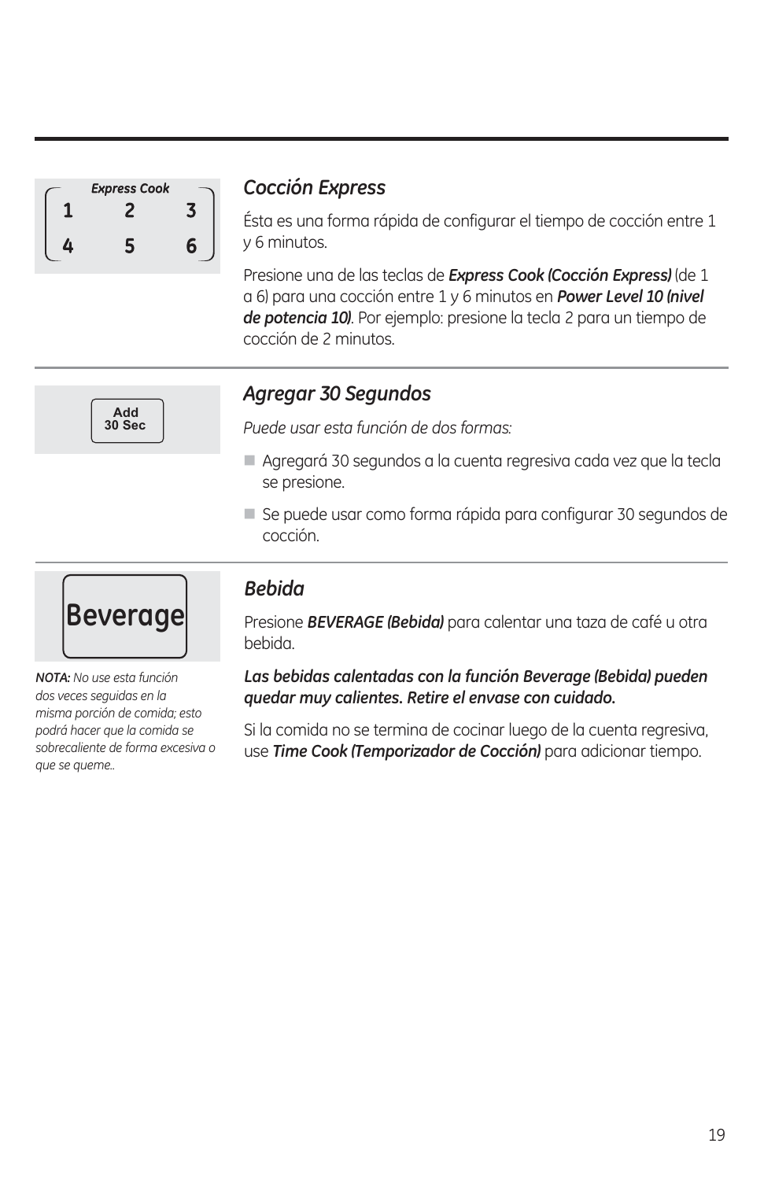Express Cook

1 2 3

4 5 6

## *Cocción Express*

Ésta es una forma rápida de configurar el tiempo de cocción entre 1 y 6 minutos.

Presione una de las teclas de ***Express Cook (Cocción Express)*** (de 1 a 6) para una cocción entre 1 y 6 minutos en ***Power Level 10 (nivel de potencia 10)***. Por ejemplo: presione la tecla 2 para un tiempo de cocción de 2 minutos.

---

Add
30 Sec

## *Agregar 30 Segundos*

*Puede usar esta función de dos formas:*

- Agregará 30 segundos a la cuenta regresiva cada vez que la tecla se presione.
- Se puede usar como forma rápida para configurar 30 segundos de cocción.

---

Beverage

*__NOTA:__ No use esta función dos veces seguidas en la misma porción de comida; esto podrá hacer que la comida se sobrecaliente de forma excesiva o que se queme..*

## *Bebida*

Presione ***BEVERAGE (Bebida)*** para calentar una taza de café u otra bebida.

***Las bebidas calentadas con la función Beverage (Bebida) pueden quedar muy calientes. Retire el envase con cuidado.***

Si la comida no se termina de cocinar luego de la cuenta regresiva, use ***Time Cook (Temporizador de Cocción)*** para adicionar tiempo.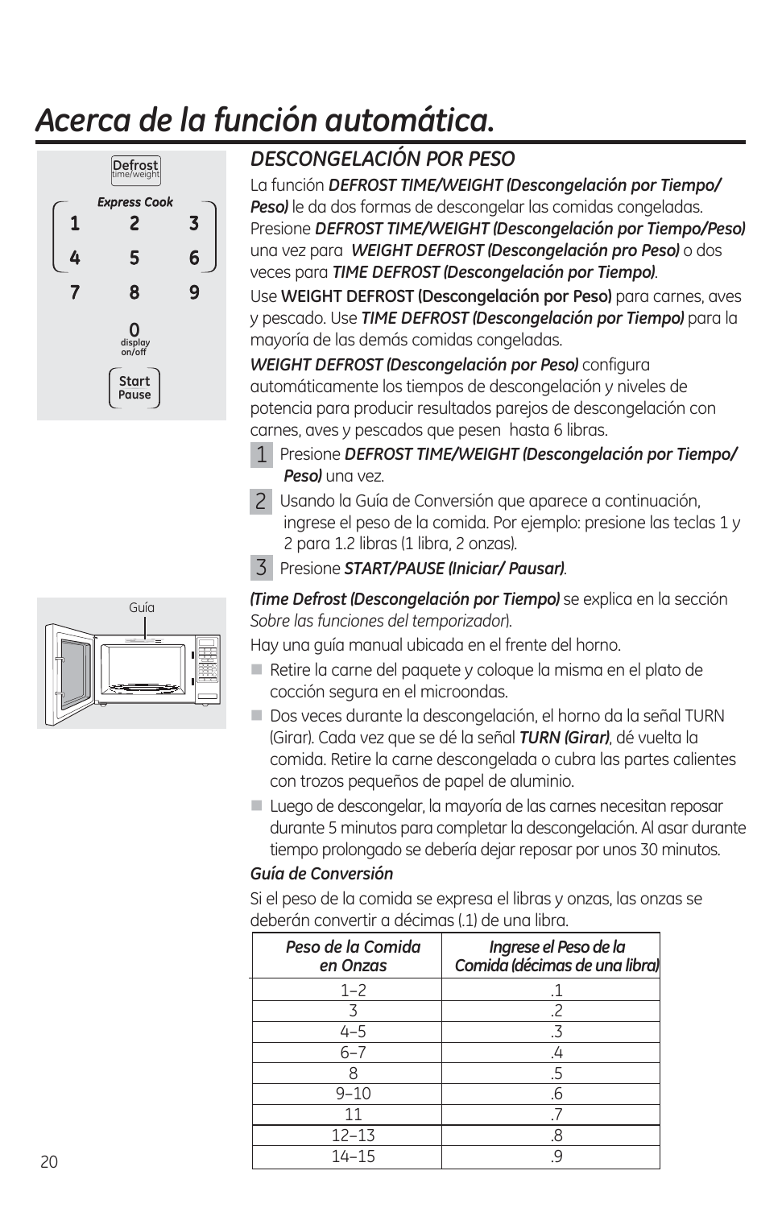# Acerca de la función automática.

## DESCONGELACIÓN POR PESO

La función ***DEFROST TIME/WEIGHT (Descongelación por Tiempo/ Peso)*** le da dos formas de descongelar las comidas congeladas. Presione ***DEFROST TIME/WEIGHT (Descongelación por Tiempo/Peso)*** una vez para ***WEIGHT DEFROST (Descongelación pro Peso)*** o dos veces para ***TIME DEFROST (Descongelación por Tiempo)***.

Use **WEIGHT DEFROST (Descongelación por Peso)** para carnes, aves y pescado. Use ***TIME DEFROST (Descongelación por Tiempo)*** para la mayoría de las demás comidas congeladas.

***WEIGHT DEFROST (Descongelación por Peso)*** configura automáticamente los tiempos de descongelación y niveles de potencia para producir resultados parejos de descongelación con carnes, aves y pescados que pesen hasta 6 libras.

1. Presione ***DEFROST TIME/WEIGHT (Descongelación por Tiempo/ Peso)*** una vez.
2. Usando la Guía de Conversión que aparece a continuación, ingrese el peso de la comida. Por ejemplo: presione las teclas 1 y 2 para 1.2 libras (1 libra, 2 onzas).
3. Presione ***START/PAUSE (Iniciar/ Pausar)***.

***(Time Defrost (Descongelación por Tiempo)*** se explica en la sección *Sobre las funciones del temporizador*).

Hay una guía manual ubicada en el frente del horno.

- Retire la carne del paquete y coloque la misma en el plato de cocción segura en el microondas.
- Dos veces durante la descongelación, el horno da la señal TURN (Girar). Cada vez que se dé la señal ***TURN (Girar)***, dé vuelta la comida. Retire la carne descongelada o cubra las partes calientes con trozos pequeños de papel de aluminio.
- Luego de descongelar, la mayoría de las carnes necesitan reposar durante 5 minutos para completar la descongelación. Al asar durante tiempo prolongado se debería dejar reposar por unos 30 minutos.

***Guía de Conversión***

Si el peso de la comida se expresa el libras y onzas, las onzas se deberán convertir a décimas (.1) de una libra.

| *Peso de la Comida en Onzas* | *Ingrese el Peso de la Comida (décimas de una libra)* |
|---|---|
| 1–2 | .1 |
| 3 | .2 |
| 4–5 | .3 |
| 6–7 | .4 |
| 8 | .5 |
| 9–10 | .6 |
| 11 | .7 |
| 12–13 | .8 |
| 14–15 | .9 |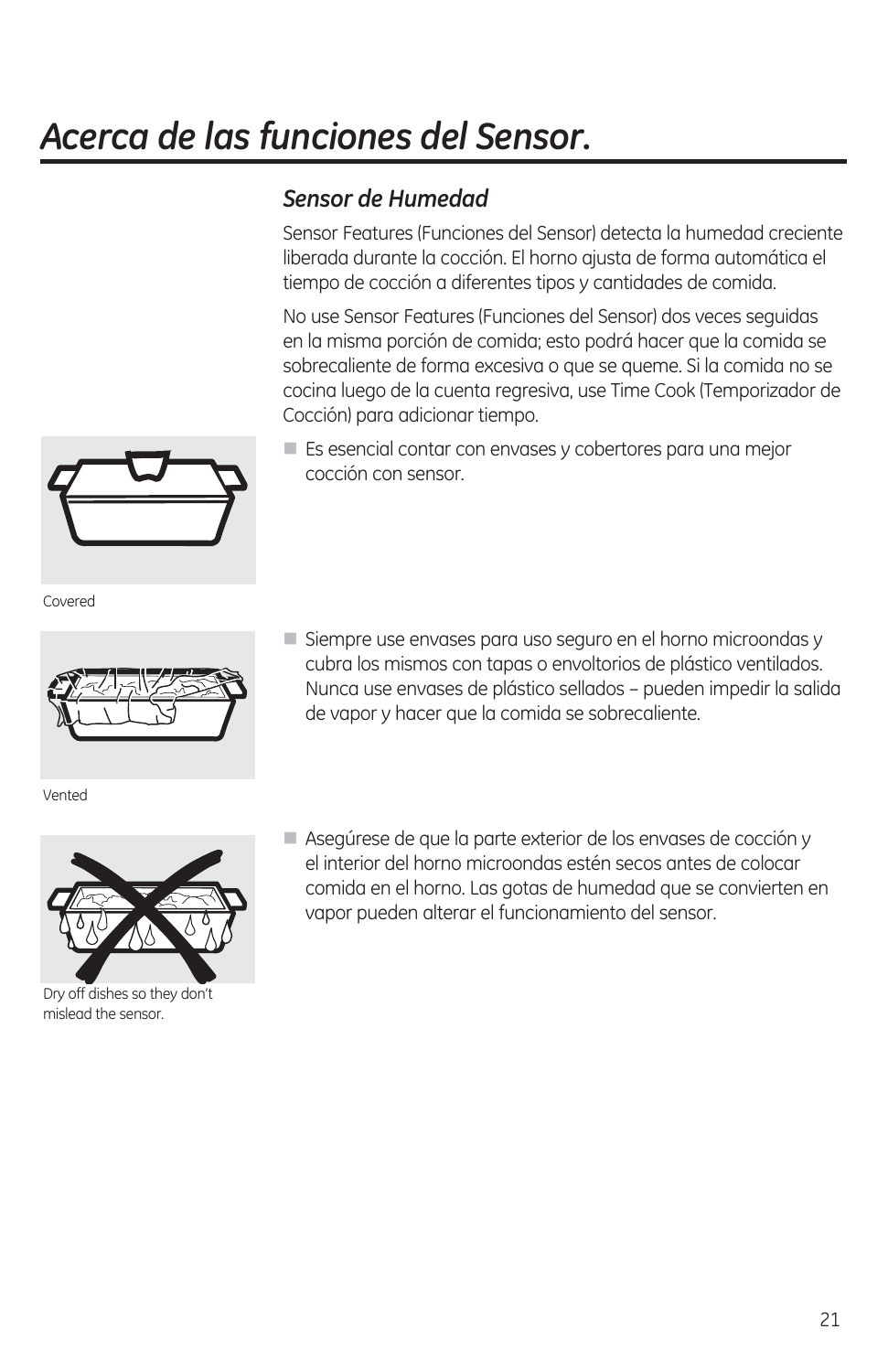# Acerca de las funciones del Sensor.

## Sensor de Humedad

Sensor Features (Funciones del Sensor) detecta la humedad creciente liberada durante la cocción. El horno ajusta de forma automática el tiempo de cocción a diferentes tipos y cantidades de comida.

No use Sensor Features (Funciones del Sensor) dos veces seguidas en la misma porción de comida; esto podrá hacer que la comida se sobrecaliente de forma excesiva o que se queme. Si la comida no se cocina luego de la cuenta regresiva, use Time Cook (Temporizador de Cocción) para adicionar tiempo.

Covered

- Es esencial contar con envases y cobertores para una mejor cocción con sensor.

Vented

- Siempre use envases para uso seguro en el horno microondas y cubra los mismos con tapas o envoltorios de plástico ventilados. Nunca use envases de plástico sellados – pueden impedir la salida de vapor y hacer que la comida se sobrecaliente.

Dry off dishes so they don't mislead the sensor.

- Asegúrese de que la parte exterior de los envases de cocción y el interior del horno microondas estén secos antes de colocar comida en el horno. Las gotas de humedad que se convierten en vapor pueden alterar el funcionamiento del sensor.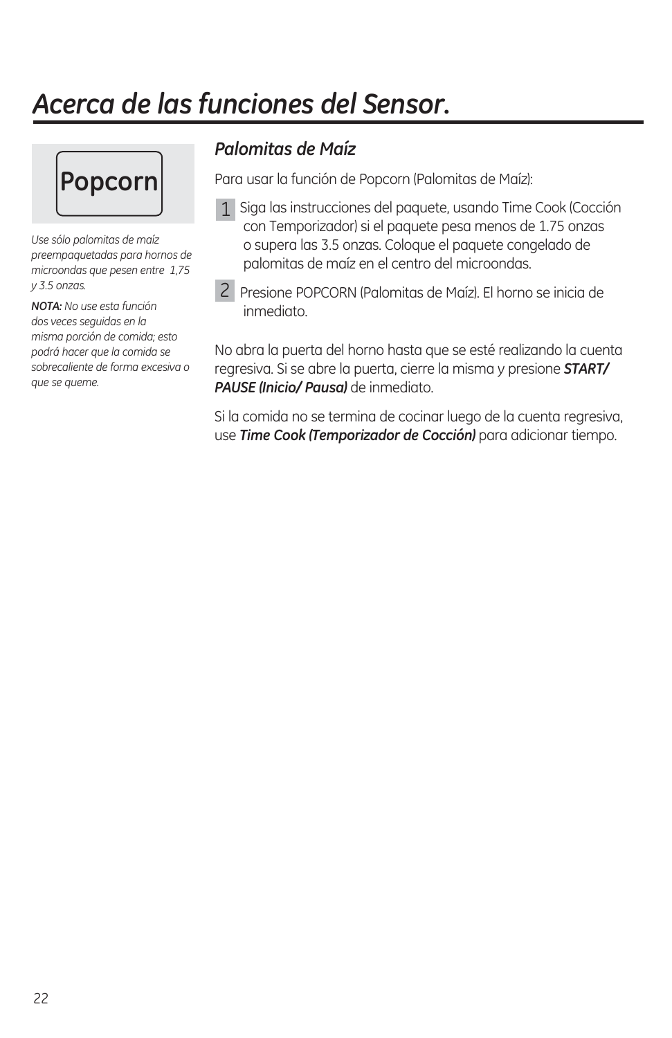# *Acerca de las funciones del Sensor.*

**Popcorn**

*Use sólo palomitas de maíz preempaquetadas para hornos de microondas que pesen entre 1,75 y 3.5 onzas.*

***NOTA:*** *No use esta función dos veces seguidas en la misma porción de comida; esto podrá hacer que la comida se sobrecaliente de forma excesiva o que se queme.*

## *Palomitas de Maíz*

Para usar la función de Popcorn (Palomitas de Maíz):

1. Siga las instrucciones del paquete, usando Time Cook (Cocción con Temporizador) si el paquete pesa menos de 1.75 onzas o supera las 3.5 onzas. Coloque el paquete congelado de palomitas de maíz en el centro del microondas.
2. Presione POPCORN (Palomitas de Maíz). El horno se inicia de inmediato.

No abra la puerta del horno hasta que se esté realizando la cuenta regresiva. Si se abre la puerta, cierre la misma y presione ***START/ PAUSE (Inicio/ Pausa)*** de inmediato.

Si la comida no se termina de cocinar luego de la cuenta regresiva, use ***Time Cook (Temporizador de Cocción)*** para adicionar tiempo.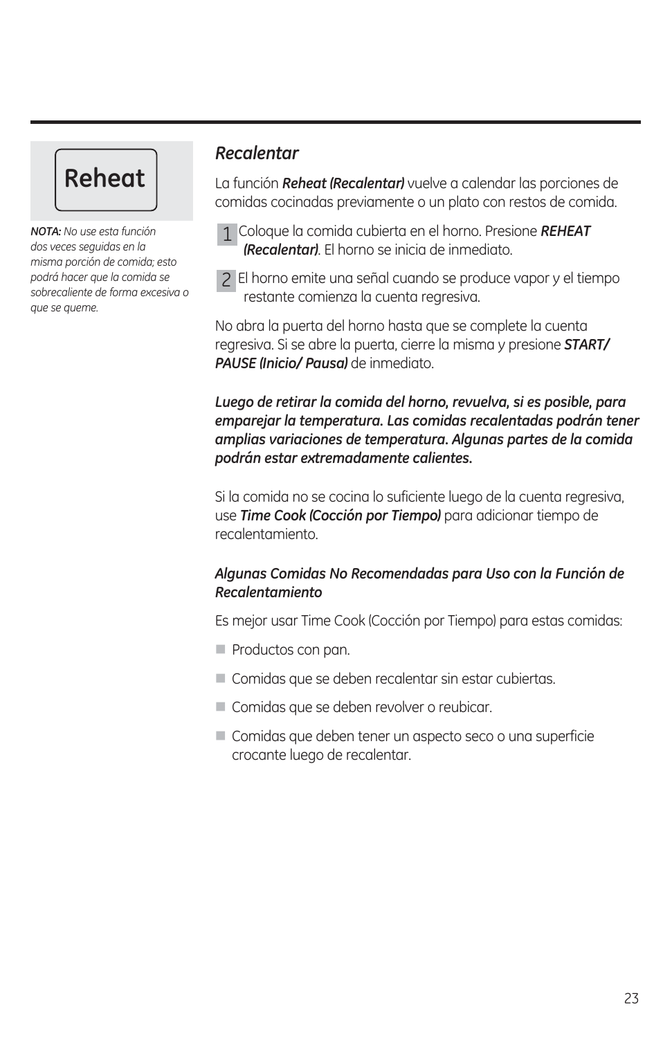**Reheat**

***NOTA:*** *No use esta función dos veces seguidas en la misma porción de comida; esto podrá hacer que la comida se sobrecaliente de forma excesiva o que se queme.*

## *Recalentar*

La función ***Reheat (Recalentar)*** vuelve a calendar las porciones de comidas cocinadas previamente o un plato con restos de comida.

1. Coloque la comida cubierta en el horno. Presione ***REHEAT (Recalentar)***. El horno se inicia de inmediato.
2. El horno emite una señal cuando se produce vapor y el tiempo restante comienza la cuenta regresiva.

No abra la puerta del horno hasta que se complete la cuenta regresiva. Si se abre la puerta, cierre la misma y presione ***START/ PAUSE (Inicio/ Pausa)*** de inmediato.

***Luego de retirar la comida del horno, revuelva, si es posible, para emparejar la temperatura. Las comidas recalentadas podrán tener amplias variaciones de temperatura. Algunas partes de la comida podrán estar extremadamente calientes.***

Si la comida no se cocina lo suficiente luego de la cuenta regresiva, use ***Time Cook (Cocción por Tiempo)*** para adicionar tiempo de recalentamiento.

***Algunas Comidas No Recomendadas para Uso con la Función de Recalentamiento***

Es mejor usar Time Cook (Cocción por Tiempo) para estas comidas:

- Productos con pan.
- Comidas que se deben recalentar sin estar cubiertas.
- Comidas que se deben revolver o reubicar.
- Comidas que deben tener un aspecto seco o una superficie crocante luego de recalentar.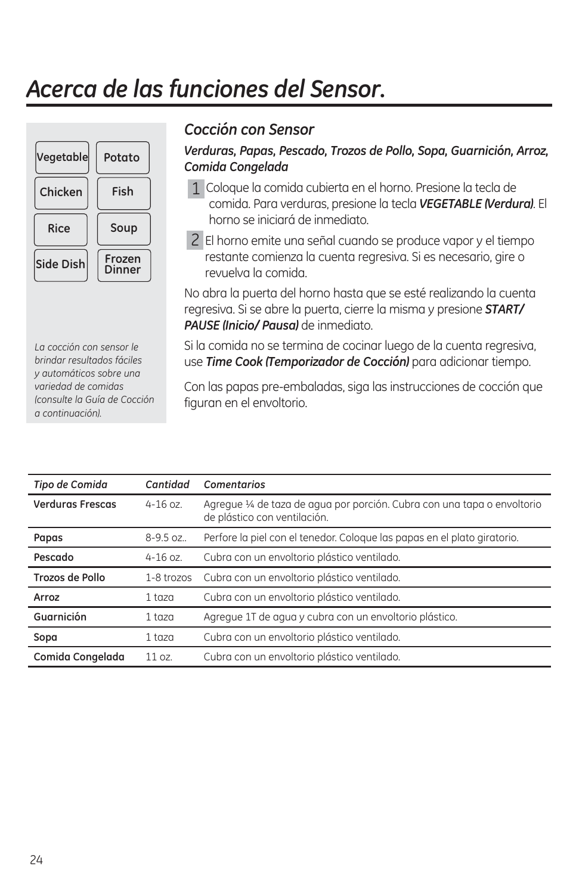# Acerca de las funciones del Sensor.

Vegetable | Potato
Chicken | Fish
Rice | Soup
Side Dish | Frozen Dinner

*La cocción con sensor le brindar resultados fáciles y automáticos sobre una variedad de comidas (consulte la Guía de Cocción a continuación).*

## *Cocción con Sensor*

***Verduras, Papas, Pescado, Trozos de Pollo, Sopa, Guarnición, Arroz, Comida Congelada***

1. Coloque la comida cubierta en el horno. Presione la tecla de comida. Para verduras, presione la tecla ***VEGETABLE (Verdura)***. El horno se iniciará de inmediato.
2. El horno emite una señal cuando se produce vapor y el tiempo restante comienza la cuenta regresiva. Si es necesario, gire o revuelva la comida.

No abra la puerta del horno hasta que se esté realizando la cuenta regresiva. Si se abre la puerta, cierre la misma y presione ***START/ PAUSE (Inicio/ Pausa)*** de inmediato.

Si la comida no se termina de cocinar luego de la cuenta regresiva, use ***Time Cook (Temporizador de Cocción)*** para adicionar tiempo.

Con las papas pre-embaladas, siga las instrucciones de cocción que figuran en el envoltorio.

| *Tipo de Comida* | *Cantidad* | *Comentarios* |
|---|---|---|
| **Verduras Frescas** | 4-16 oz. | Agregue ¼ de taza de agua por porción. Cubra con una tapa o envoltorio de plástico con ventilación. |
| **Papas** | 8-9.5 oz.. | Perfore la piel con el tenedor. Coloque las papas en el plato giratorio. |
| **Pescado** | 4-16 oz. | Cubra con un envoltorio plástico ventilado. |
| **Trozos de Pollo** | 1-8 trozos | Cubra con un envoltorio plástico ventilado. |
| **Arroz** | 1 taza | Cubra con un envoltorio plástico ventilado. |
| **Guarnición** | 1 taza | Agregue 1T de agua y cubra con un envoltorio plástico. |
| **Sopa** | 1 taza | Cubra con un envoltorio plástico ventilado. |
| **Comida Congelada** | 11 oz. | Cubra con un envoltorio plástico ventilado. |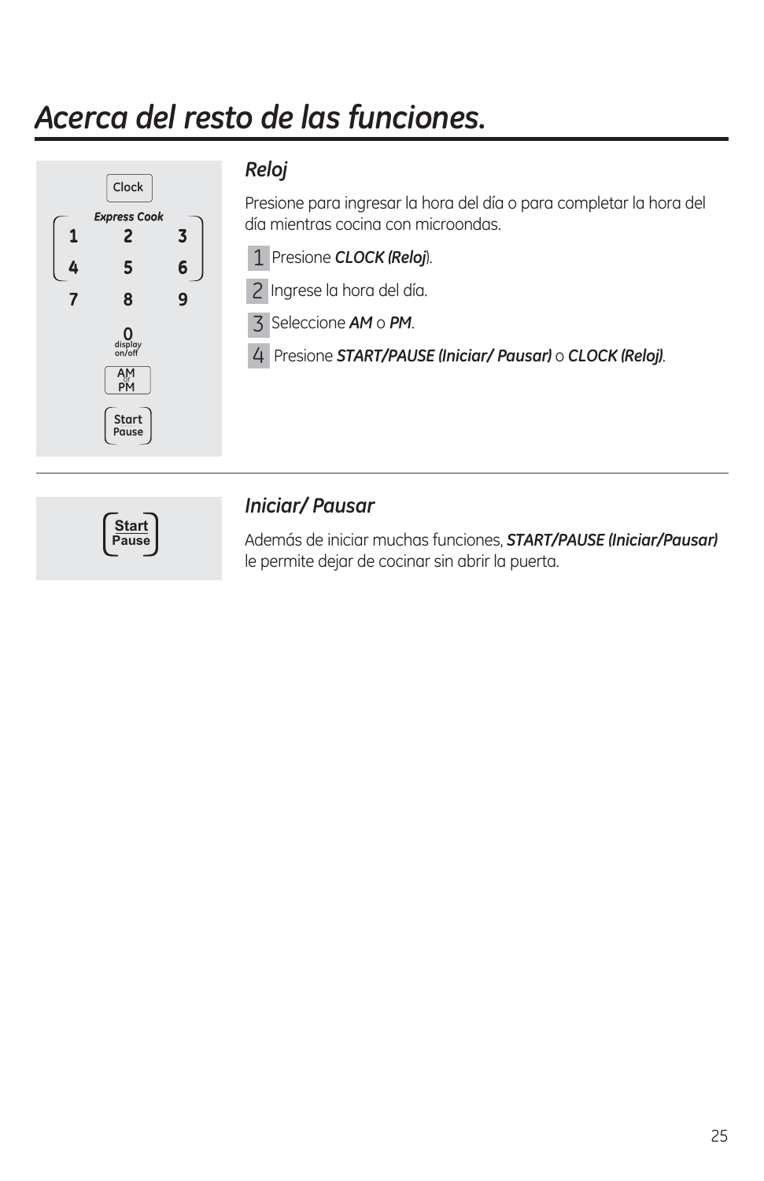# Acerca del resto de las funciones.

### Reloj

Presione para ingresar la hora del día o para completar la hora del día mientras cocina con microondas.

1. Presione ***CLOCK (Reloj***).
2. Ingrese la hora del día.
3. Seleccione ***AM*** o ***PM***.
4. Presione ***START/PAUSE (Iniciar/ Pausar)*** o ***CLOCK (Reloj)***.

### Iniciar/ Pausar

Además de iniciar muchas funciones, ***START/PAUSE (Iniciar/Pausar)*** le permite dejar de cocinar sin abrir la puerta.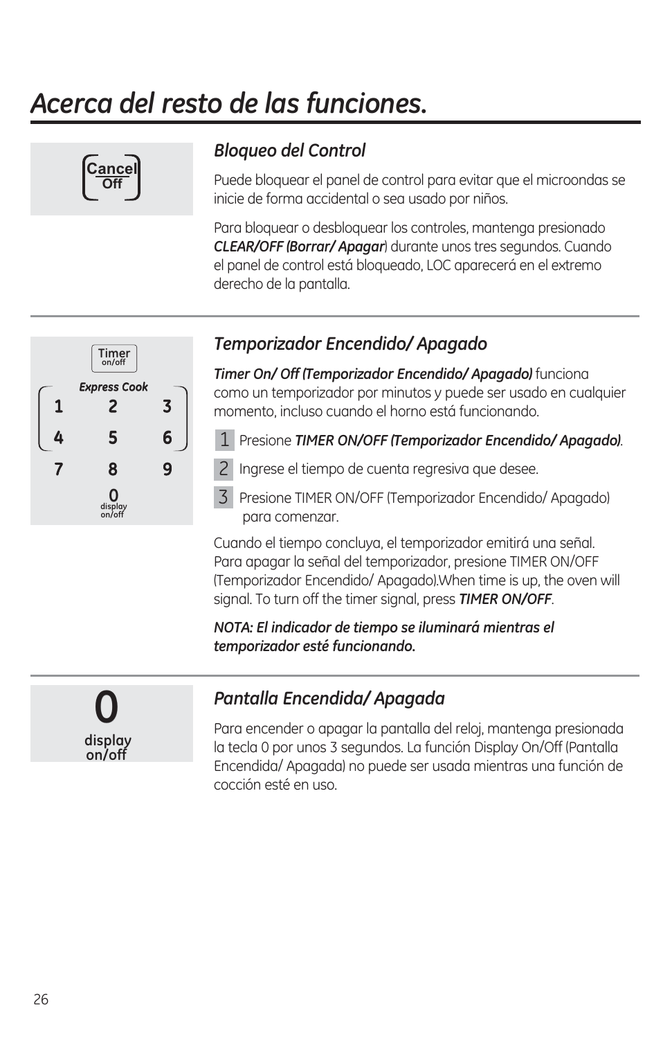# Acerca del resto de las funciones.

## *Bloqueo del Control*

Puede bloquear el panel de control para evitar que el microondas se inicie de forma accidental o sea usado por niños.

Para bloquear o desbloquear los controles, mantenga presionado ***CLEAR/OFF (Borrar/ Apagar***) durante unos tres segundos. Cuando el panel de control está bloqueado, LOC aparecerá en el extremo derecho de la pantalla.

## *Temporizador Encendido/ Apagado*

***Timer On/ Off (Temporizador Encendido/ Apagado)*** funciona como un temporizador por minutos y puede ser usado en cualquier momento, incluso cuando el horno está funcionando.

1. Presione ***TIMER ON/OFF (Temporizador Encendido/ Apagado)***.
2. Ingrese el tiempo de cuenta regresiva que desee.
3. Presione TIMER ON/OFF (Temporizador Encendido/ Apagado) para comenzar.

Cuando el tiempo concluya, el temporizador emitirá una señal. Para apagar la señal del temporizador, presione TIMER ON/OFF (Temporizador Encendido/ Apagado).When time is up, the oven will signal. To turn off the timer signal, press ***TIMER ON/OFF***.

***NOTA: El indicador de tiempo se iluminará mientras el temporizador esté funcionando.***

## *Pantalla Encendida/ Apagada*

Para encender o apagar la pantalla del reloj, mantenga presionada la tecla 0 por unos 3 segundos. La función Display On/Off (Pantalla Encendida/ Apagada) no puede ser usada mientras una función de cocción esté en uso.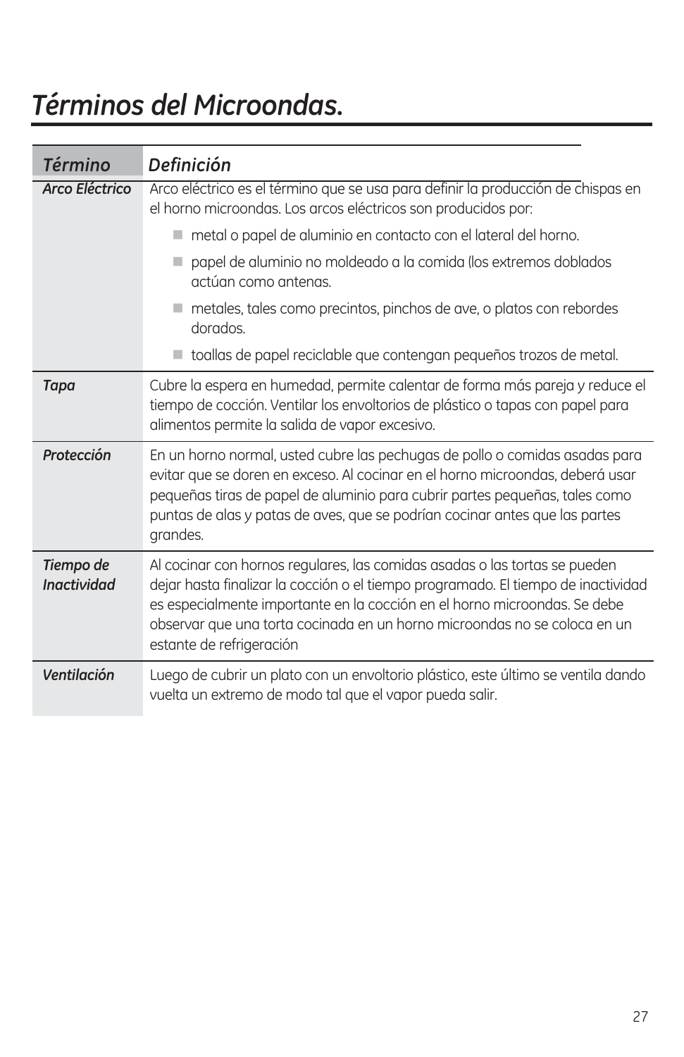# *Términos del Microondas.*

| *Término* | *Definición* |
|---|---|
| ***Arco Eléctrico*** | Arco eléctrico es el término que se usa para definir la producción de chispas en el horno microondas. Los arcos eléctricos son producidos por: <br> ■ metal o papel de aluminio en contacto con el lateral del horno. <br> ■ papel de aluminio no moldeado a la comida (los extremos doblados actúan como antenas. <br> ■ metales, tales como precintos, pinchos de ave, o platos con rebordes dorados. <br> ■ toallas de papel reciclable que contengan pequeños trozos de metal. |
| ***Tapa*** | Cubre la espera en humedad, permite calentar de forma más pareja y reduce el tiempo de cocción. Ventilar los envoltorios de plástico o tapas con papel para alimentos permite la salida de vapor excesivo. |
| ***Protección*** | En un horno normal, usted cubre las pechugas de pollo o comidas asadas para evitar que se doren en exceso. Al cocinar en el horno microondas, deberá usar pequeñas tiras de papel de aluminio para cubrir partes pequeñas, tales como puntas de alas y patas de aves, que se podrían cocinar antes que las partes grandes. |
| ***Tiempo de Inactividad*** | Al cocinar con hornos regulares, las comidas asadas o las tortas se pueden dejar hasta finalizar la cocción o el tiempo programado. El tiempo de inactividad es especialmente importante en la cocción en el horno microondas. Se debe observar que una torta cocinada en un horno microondas no se coloca en un estante de refrigeración |
| ***Ventilación*** | Luego de cubrir un plato con un envoltorio plástico, este último se ventila dando vuelta un extremo de modo tal que el vapor pueda salir. |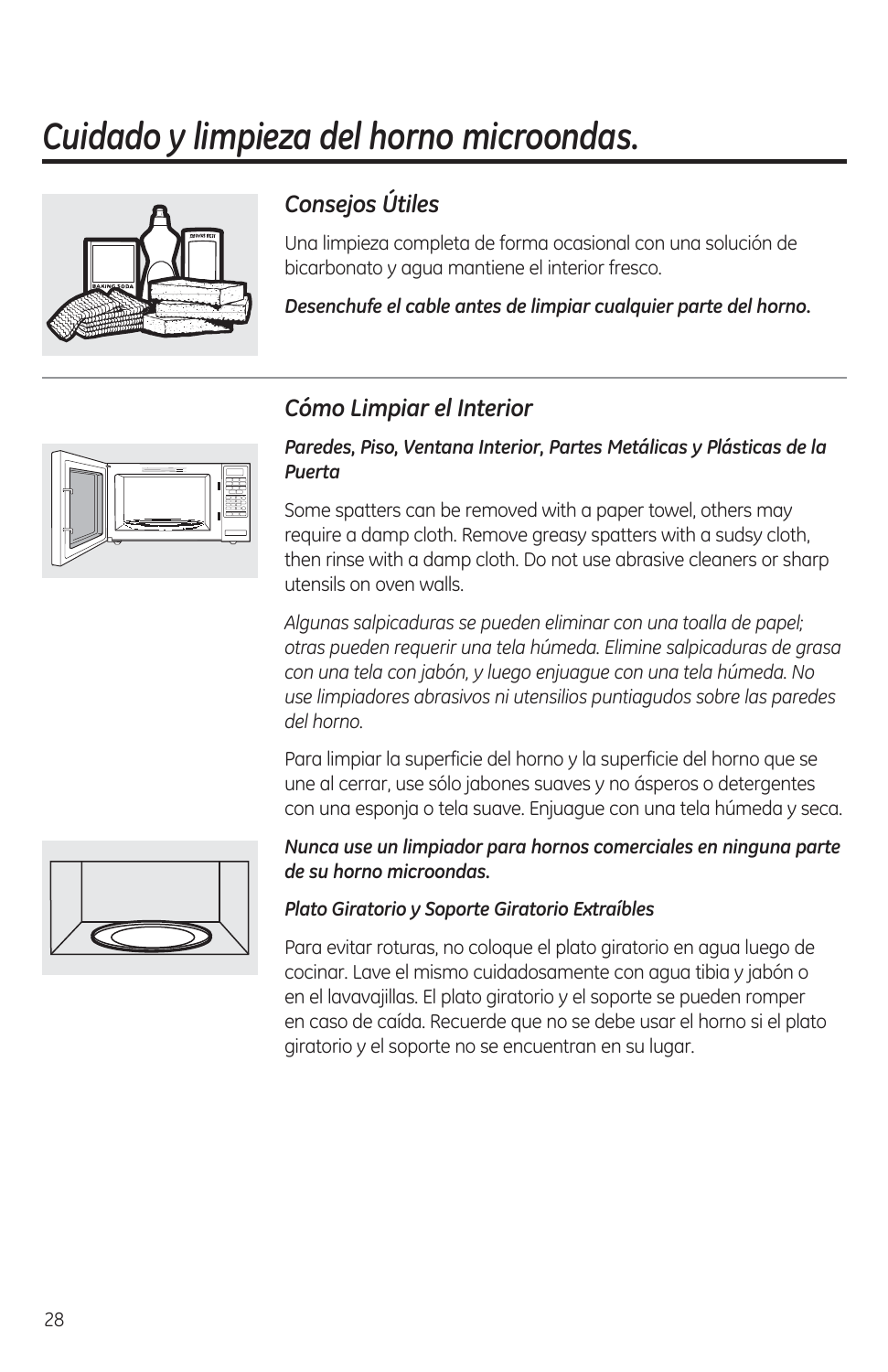# *Cuidado y limpieza del horno microondas.*

## *Consejos Útiles*

Una limpieza completa de forma ocasional con una solución de bicarbonato y agua mantiene el interior fresco.

***Desenchufe el cable antes de limpiar cualquier parte del horno.***

## *Cómo Limpiar el Interior*

***Paredes, Piso, Ventana Interior, Partes Metálicas y Plásticas de la Puerta***

Some spatters can be removed with a paper towel, others may require a damp cloth. Remove greasy spatters with a sudsy cloth, then rinse with a damp cloth. Do not use abrasive cleaners or sharp utensils on oven walls.

*Algunas salpicaduras se pueden eliminar con una toalla de papel; otras pueden requerir una tela húmeda. Elimine salpicaduras de grasa con una tela con jabón, y luego enjuague con una tela húmeda. No use limpiadores abrasivos ni utensilios puntiagudos sobre las paredes del horno.*

Para limpiar la superficie del horno y la superficie del horno que se une al cerrar, use sólo jabones suaves y no ásperos o detergentes con una esponja o tela suave. Enjuague con una tela húmeda y seca.

***Nunca use un limpiador para hornos comerciales en ninguna parte de su horno microondas.***

***Plato Giratorio y Soporte Giratorio Extraíbles***

Para evitar roturas, no coloque el plato giratorio en agua luego de cocinar. Lave el mismo cuidadosamente con agua tibia y jabón o en el lavavajillas. El plato giratorio y el soporte se pueden romper en caso de caída. Recuerde que no se debe usar el horno si el plato giratorio y el soporte no se encuentran en su lugar.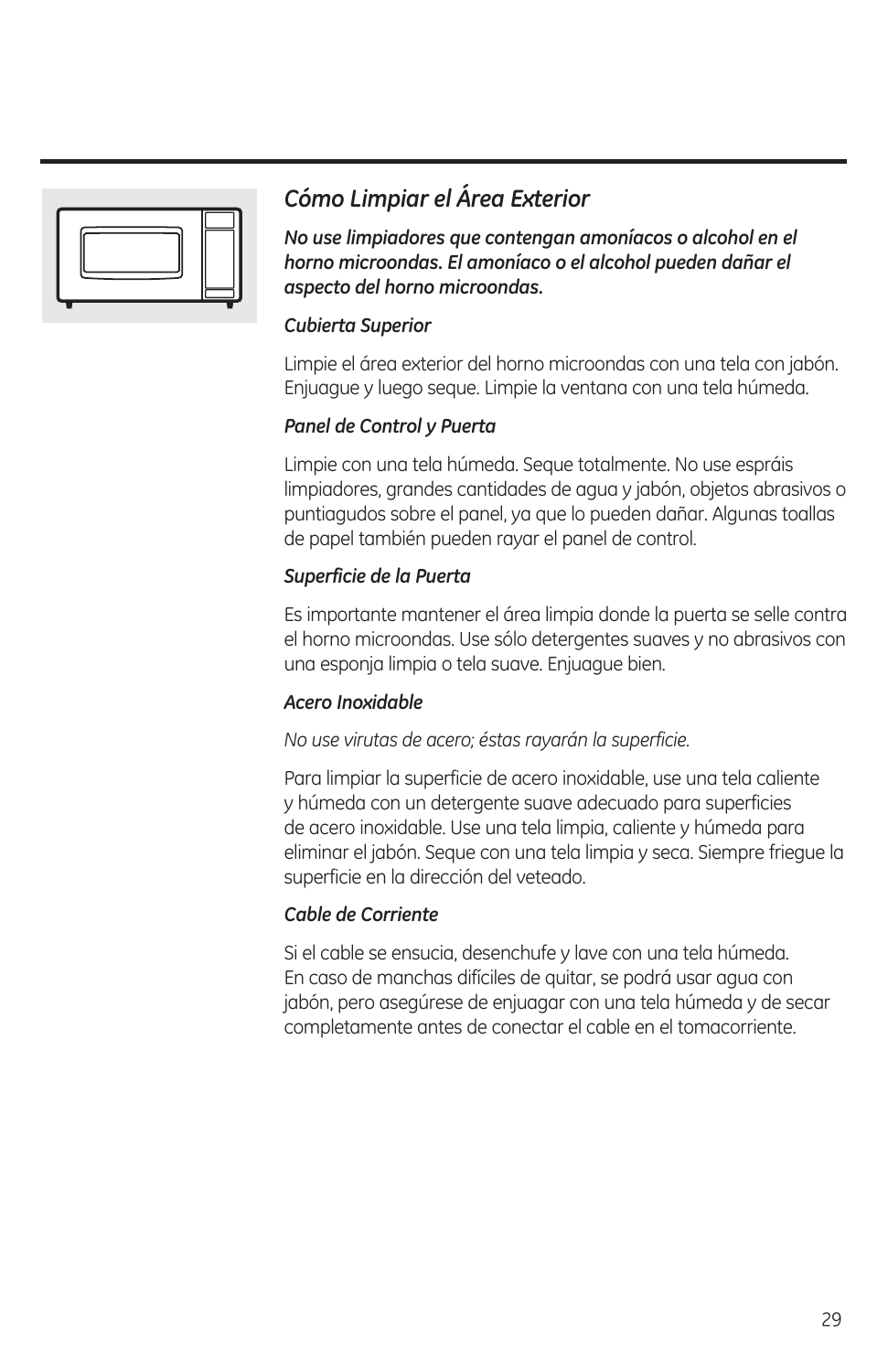## *Cómo Limpiar el Área Exterior*

***No use limpiadores que contengan amoníacos o alcohol en el horno microondas. El amoníaco o el alcohol pueden dañar el aspecto del horno microondas.***

*Cubierta Superior*

Limpie el área exterior del horno microondas con una tela con jabón. Enjuague y luego seque. Limpie la ventana con una tela húmeda.

*Panel de Control y Puerta*

Limpie con una tela húmeda. Seque totalmente. No use espráis limpiadores, grandes cantidades de agua y jabón, objetos abrasivos o puntiagudos sobre el panel, ya que lo pueden dañar. Algunas toallas de papel también pueden rayar el panel de control.

*Superficie de la Puerta*

Es importante mantener el área limpia donde la puerta se selle contra el horno microondas. Use sólo detergentes suaves y no abrasivos con una esponja limpia o tela suave. Enjuague bien.

*Acero Inoxidable*

*No use virutas de acero; éstas rayarán la superficie.*

Para limpiar la superficie de acero inoxidable, use una tela caliente y húmeda con un detergente suave adecuado para superficies de acero inoxidable. Use una tela limpia, caliente y húmeda para eliminar el jabón. Seque con una tela limpia y seca. Siempre friegue la superficie en la dirección del veteado.

*Cable de Corriente*

Si el cable se ensucia, desenchufe y lave con una tela húmeda. En caso de manchas difíciles de quitar, se podrá usar agua con jabón, pero asegúrese de enjuagar con una tela húmeda y de secar completamente antes de conectar el cable en el tomacorriente.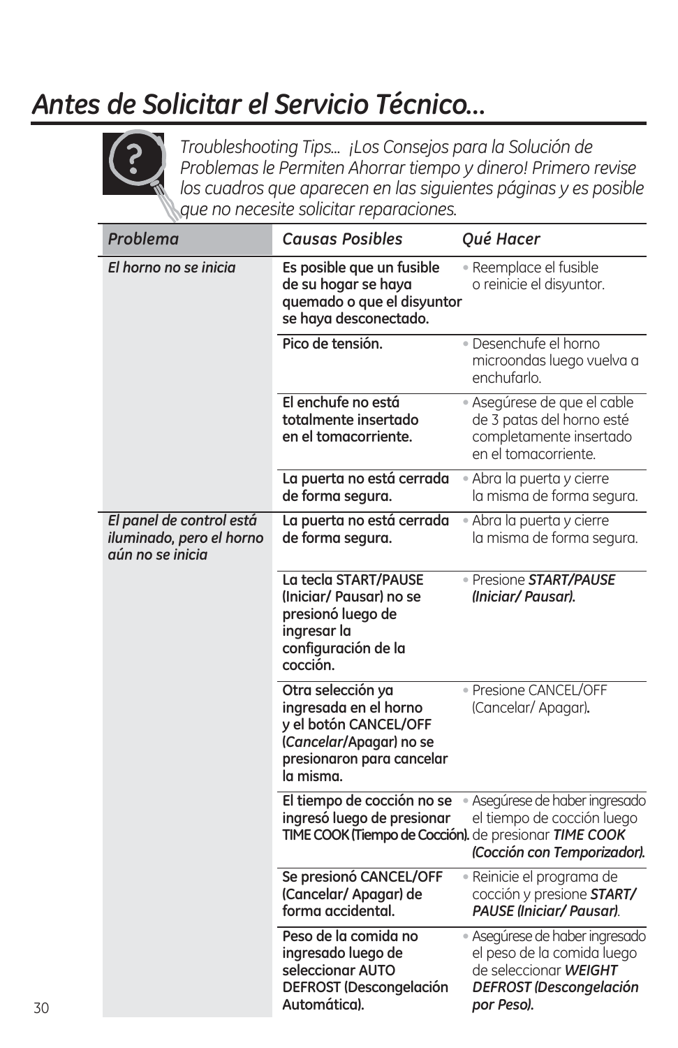# *Antes de Solicitar el Servicio Técnico...*

*Troubleshooting Tips... ¡Los Consejos para la Solución de Problemas le Permiten Ahorrar tiempo y dinero! Primero revise los cuadros que aparecen en las siguientes páginas y es posible que no necesite solicitar reparaciones.*

| *Problema* | *Causas Posibles* | *Qué Hacer* |
|---|---|---|
| *El horno no se inicia* | **Es posible que un fusible de su hogar se haya quemado o que el disyuntor se haya desconectado.** | • Reemplace el fusible o reinicie el disyuntor. |
| | **Pico de tensión.** | • Desenchufe el horno microondas luego vuelva a enchufarlo. |
| | **El enchufe no está totalmente insertado en el tomacorriente.** | • Asegúrese de que el cable de 3 patas del horno esté completamente insertado en el tomacorriente. |
| | **La puerta no está cerrada de forma segura.** | • Abra la puerta y cierre la misma de forma segura. |
| *El panel de control está iluminado, pero el horno aún no se inicia* | **La puerta no está cerrada de forma segura.** | • Abra la puerta y cierre la misma de forma segura. |
| | **La tecla START/PAUSE (Iniciar/ Pausar) no se presionó luego de ingresar la configuración de la cocción.** | • Presione ***START/PAUSE (Iniciar/ Pausar).*** |
| | **Otra selección ya ingresada en el horno y el botón CANCEL/OFF (*Cancelar*/Apagar) no se presionaron para cancelar la misma.** | • Presione CANCEL/OFF (Cancelar/ Apagar). |
| | **El tiempo de cocción no se ingresó luego de presionar TIME COOK (Tiempo de Cocción).** | • Asegúrese de haber ingresado el tiempo de cocción luego de presionar ***TIME COOK (Cocción con Temporizador).*** |
| | **Se presionó CANCEL/OFF (Cancelar/ Apagar) de forma accidental.** | • Reinicie el programa de cocción y presione ***START/ PAUSE (Iniciar/ Pausar)***. |
| | **Peso de la comida no ingresado luego de seleccionar AUTO DEFROST (Descongelación Automática).** | • Asegúrese de haber ingresado el peso de la comida luego de seleccionar ***WEIGHT DEFROST (Descongelación por Peso).*** |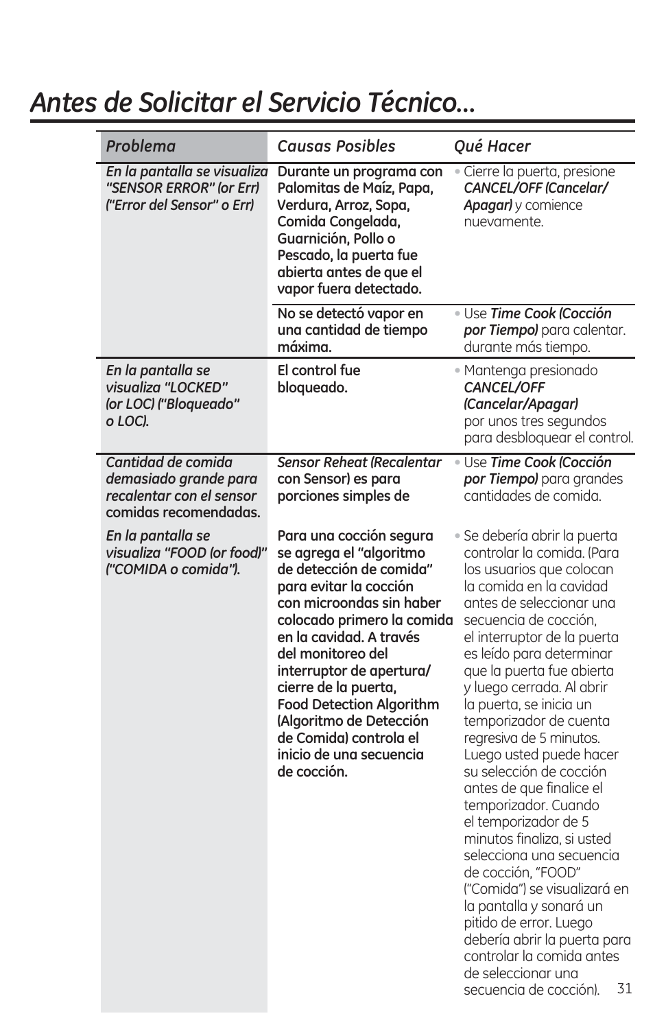# Antes de Solicitar el Servicio Técnico...

| *Problema* | *Causas Posibles* | *Qué Hacer* |
| --- | --- | --- |
| *En la pantalla se visualiza "SENSOR ERROR" (or Err) ("Error del Sensor" o Err)* | **Durante un programa con Palomitas de Maíz, Papa, Verdura, Arroz, Sopa, Comida Congelada, Guarnición, Pollo o Pescado, la puerta fue abierta antes de que el vapor fuera detectado.** | • Cierre la puerta, presione ***CANCEL/OFF (Cancelar/Apagar)*** y comience nuevamente. |
| | **No se detectó vapor en una cantidad de tiempo máxima.** | • Use ***Time Cook (Cocción por Tiempo)*** para calentar. durante más tiempo. |
| *En la pantalla se visualiza "LOCKED" (or LOC) ("Bloqueado" o LOC).* | **El control fue bloqueado.** | • Mantenga presionado ***CANCEL/OFF (Cancelar/Apagar)*** por unos tres segundos para desbloquear el control. |
| *Cantidad de comida demasiado grande para recalentar con el sensor* **comidas recomendadas.** | ***Sensor Reheat (Recalentar*** **con Sensor) es para porciones simples de** | • Use ***Time Cook (Cocción por Tiempo)*** para grandes cantidades de comida. |
| *En la pantalla se visualiza "FOOD (or food)" ("COMIDA o comida").* | **Para una cocción segura se agrega el "algoritmo de detección de comida" para evitar la cocción con microondas sin haber colocado primero la comida en la cavidad. A través del monitoreo del interruptor de apertura/cierre de la puerta, Food Detection Algorithm (Algoritmo de Detección de Comida) controla el inicio de una secuencia de cocción.** | • Se debería abrir la puerta controlar la comida. (Para los usuarios que colocan la comida en la cavidad antes de seleccionar una secuencia de cocción, el interruptor de la puerta es leído para determinar que la puerta fue abierta y luego cerrada. Al abrir la puerta, se inicia un temporizador de cuenta regresiva de 5 minutos. Luego usted puede hacer su selección de cocción antes de que finalice el temporizador. Cuando el temporizador de 5 minutos finaliza, si usted selecciona una secuencia de cocción, "FOOD" ("Comida") se visualizará en la pantalla y sonará un pitido de error. Luego debería abrir la puerta para controlar la comida antes de seleccionar una secuencia de cocción). |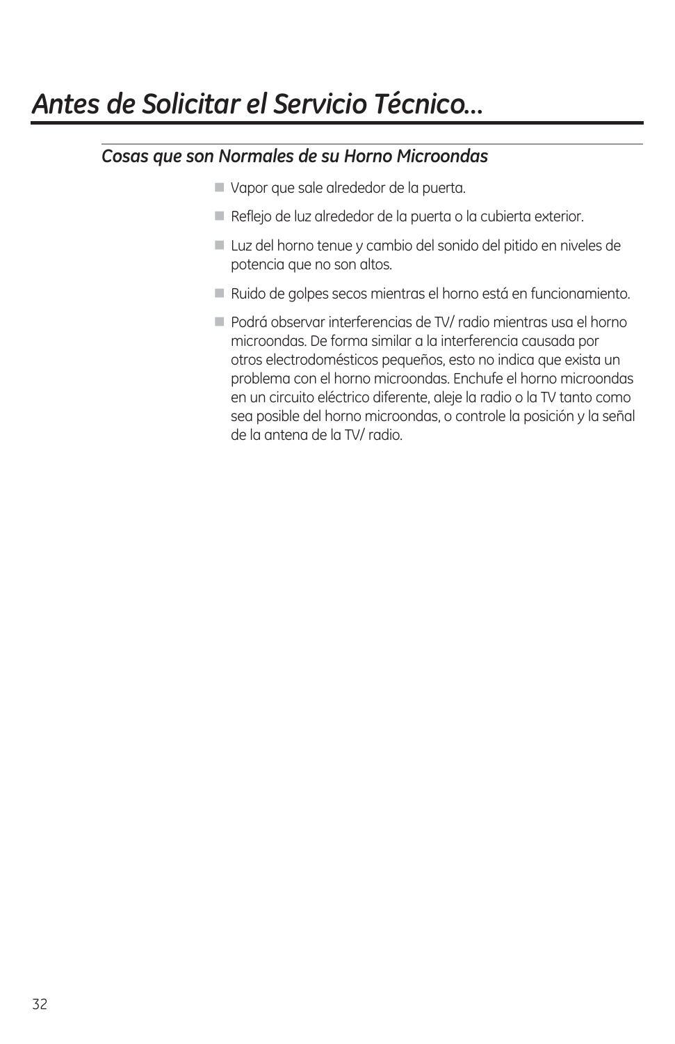# *Antes de Solicitar el Servicio Técnico…*

## *Cosas que son Normales de su Horno Microondas*

- Vapor que sale alrededor de la puerta.
- Reflejo de luz alrededor de la puerta o la cubierta exterior.
- Luz del horno tenue y cambio del sonido del pitido en niveles de potencia que no son altos.
- Ruido de golpes secos mientras el horno está en funcionamiento.
- Podrá observar interferencias de TV/ radio mientras usa el horno microondas. De forma similar a la interferencia causada por otros electrodomésticos pequeños, esto no indica que exista un problema con el horno microondas. Enchufe el horno microondas en un circuito eléctrico diferente, aleje la radio o la TV tanto como sea posible del horno microondas, o controle la posición y la señal de la antena de la TV/ radio.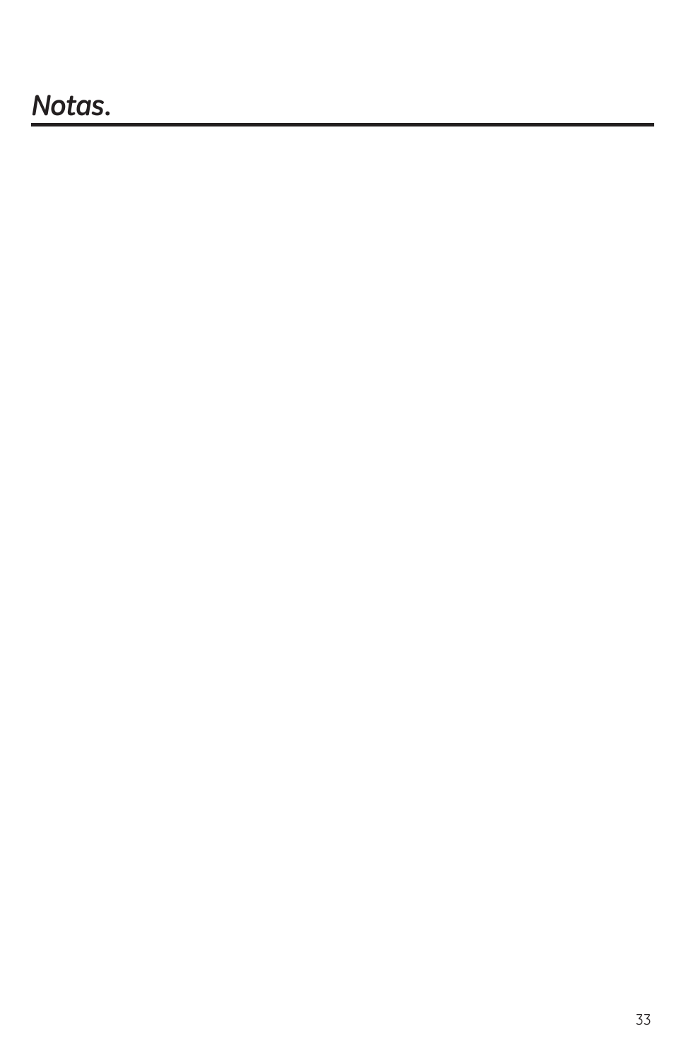# *Notas.*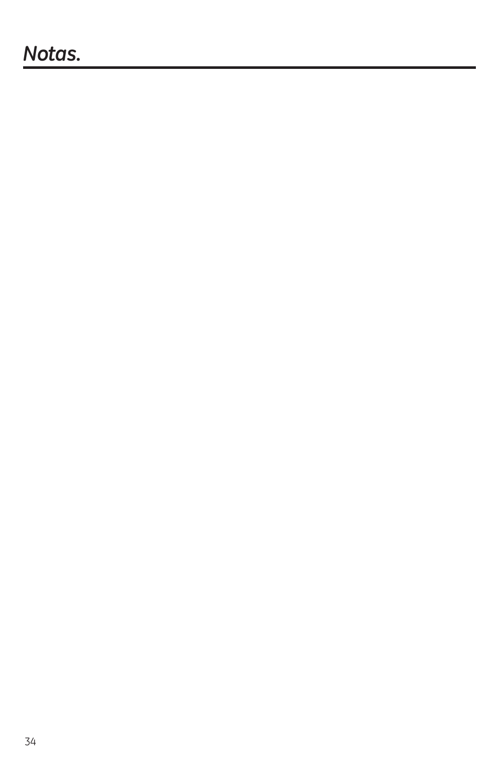# *Notas.*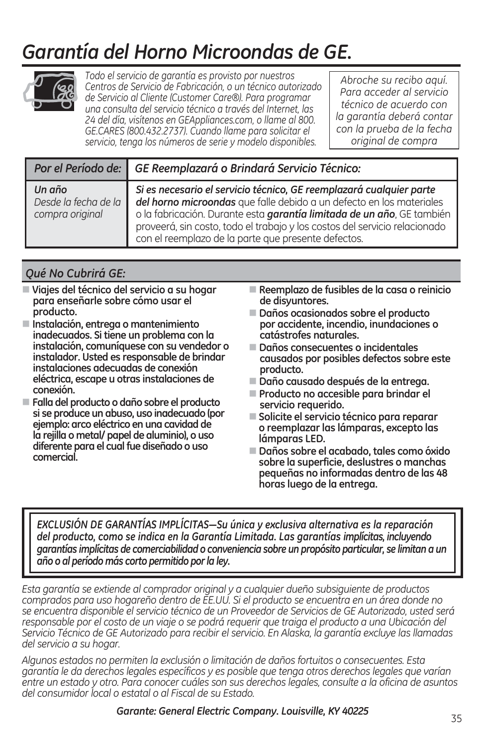# *Garantía del Horno Microondas de GE.*

*Todo el servicio de garantía es provisto por nuestros Centros de Servicio de Fabricación, o un técnico autorizado de Servicio al Cliente (Customer Care®). Para programar una consulta del servicio técnico a través del Internet, las 24 del día, visítenos en GEAppliances.com, o llame al 800. GE.CARES (800.432.2737). Cuando llame para solicitar el servicio, tenga los números de serie y modelo disponibles.*

*Abroche su recibo aquí. Para acceder al servicio técnico de acuerdo con la garantía deberá contar con la prueba de la fecha original de compra*

| *Por el Período de:* | *GE Reemplazará o Brindará Servicio Técnico:* |
|---|---|
| *Un año*<br>*Desde la fecha de la compra original* | ***Si es necesario el servicio técnico, GE reemplazará cualquier parte del horno microondas*** que falle debido a un defecto en los materiales o la fabricación. Durante esta ***garantía limitada de un año***, GE también proveerá, sin costo, todo el trabajo y los costos del servicio relacionado con el reemplazo de la parte que presente defectos. |

## *Qué No Cubrirá GE:*

- **Viajes del técnico del servicio a su hogar para enseñarle sobre cómo usar el producto.**
- **Instalación, entrega o mantenimiento inadecuados. Si tiene un problema con la instalación, comuníquese con su vendedor o instalador. Usted es responsable de brindar instalaciones adecuadas de conexión eléctrica, escape u otras instalaciones de conexión.**
- **Falla del producto o daño sobre el producto si se produce un abuso, uso inadecuado (por ejemplo: arco eléctrico en una cavidad de la rejilla o metal/ papel de aluminio), o uso diferente para el cual fue diseñado o uso comercial.**
- **Reemplazo de fusibles de la casa o reinicio de disyuntores.**
- **Daños ocasionados sobre el producto por accidente, incendio, inundaciones o catástrofes naturales.**
- **Daños consecuentes o incidentales causados por posibles defectos sobre este producto.**
- **Daño causado después de la entrega.**
- **Producto no accesible para brindar el servicio requerido.**
- **Solicite el servicio técnico para reparar o reemplazar las lámparas, excepto las lámparas LED.**
- **Daños sobre el acabado, tales como óxido sobre la superficie, deslustres o manchas pequeñas no informadas dentro de las 48 horas luego de la entrega.**

***EXCLUSIÓN DE GARANTÍAS IMPLÍCITAS—Su única y exclusiva alternativa es la reparación del producto, como se indica en la Garantía Limitada. Las garantías implícitas, incluyendo garantías implícitas de comerciabilidad o conveniencia sobre un propósito particular, se limitan a un año o al período más corto permitido por la ley.***

*Esta garantía se extiende al comprador original y a cualquier dueño subsiguiente de productos comprados para uso hogareño dentro de EE.UU. Si el producto se encuentra en un área donde no se encuentra disponible el servicio técnico de un Proveedor de Servicios de GE Autorizado, usted será responsable por el costo de un viaje o se podrá requerir que traiga el producto a una Ubicación del Servicio Técnico de GE Autorizado para recibir el servicio. En Alaska, la garantía excluye las llamadas del servicio a su hogar.*

*Algunos estados no permiten la exclusión o limitación de daños fortuitos o consecuentes. Esta garantía le da derechos legales específicos y es posible que tenga otros derechos legales que varían entre un estado y otro. Para conocer cuáles son sus derechos legales, consulte a la oficina de asuntos del consumidor local o estatal o al Fiscal de su Estado.*

***Garante: General Electric Company. Louisville, KY 40225***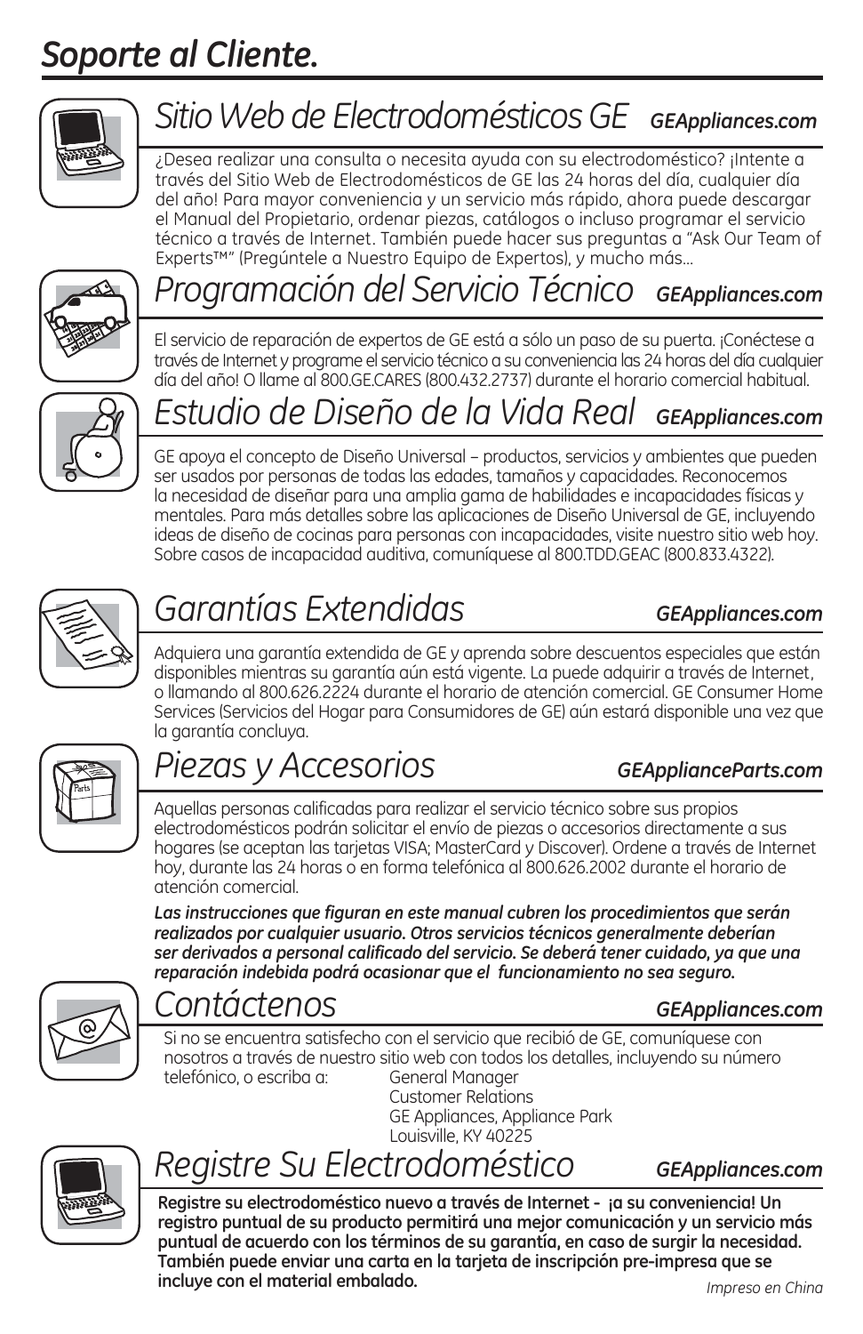# *Soporte al Cliente.*

## *Sitio Web de Electrodomésticos GE* ***GEAppliances.com***

¿Desea realizar una consulta o necesita ayuda con su electrodoméstico? ¡Intente a través del Sitio Web de Electrodomésticos de GE las 24 horas del día, cualquier día del año! Para mayor conveniencia y un servicio más rápido, ahora puede descargar el Manual del Propietario, ordenar piezas, catálogos o incluso programar el servicio técnico a través de Internet. También puede hacer sus preguntas a "Ask Our Team of Experts™" (Pregúntele a Nuestro Equipo de Expertos), y mucho más...

## *Programación del Servicio Técnico* ***GEAppliances.com***

El servicio de reparación de expertos de GE está a sólo un paso de su puerta. ¡Conéctese a través de Internet y programe el servicio técnico a su conveniencia las 24 horas del día cualquier día del año! O llame al 800.GE.CARES (800.432.2737) durante el horario comercial habitual.

## *Estudio de Diseño de la Vida Real* ***GEAppliances.com***

GE apoya el concepto de Diseño Universal – productos, servicios y ambientes que pueden ser usados por personas de todas las edades, tamaños y capacidades. Reconocemos la necesidad de diseñar para una amplia gama de habilidades e incapacidades físicas y mentales. Para más detalles sobre las aplicaciones de Diseño Universal de GE, incluyendo ideas de diseño de cocinas para personas con incapacidades, visite nuestro sitio web hoy. Sobre casos de incapacidad auditiva, comuníquese al 800.TDD.GEAC (800.833.4322).

## *Garantías Extendidas* ***GEAppliances.com***

Adquiera una garantía extendida de GE y aprenda sobre descuentos especiales que están disponibles mientras su garantía aún está vigente. La puede adquirir a través de Internet, o llamando al 800.626.2224 durante el horario de atención comercial. GE Consumer Home Services (Servicios del Hogar para Consumidores de GE) aún estará disponible una vez que la garantía concluya.

## *Piezas y Accesorios* ***GEApplianceParts.com***

Aquellas personas calificadas para realizar el servicio técnico sobre sus propios electrodomésticos podrán solicitar el envío de piezas o accesorios directamente a sus hogares (se aceptan las tarjetas VISA; MasterCard y Discover). Ordene a través de Internet hoy, durante las 24 horas o en forma telefónica al 800.626.2002 durante el horario de atención comercial.

***Las instrucciones que figuran en este manual cubren los procedimientos que serán realizados por cualquier usuario. Otros servicios técnicos generalmente deberían ser derivados a personal calificado del servicio. Se deberá tener cuidado, ya que una reparación indebida podrá ocasionar que el funcionamiento no sea seguro.***

## *Contáctenos* ***GEAppliances.com***

Si no se encuentra satisfecho con el servicio que recibió de GE, comuníquese con nosotros a través de nuestro sitio web con todos los detalles, incluyendo su número telefónico, o escriba a:

General Manager
Customer Relations
GE Appliances, Appliance Park
Louisville, KY 40225

## *Registre Su Electrodoméstico* ***GEAppliances.com***

**Registre su electrodoméstico nuevo a través de Internet - ¡a su conveniencia! Un registro puntual de su producto permitirá una mejor comunicación y un servicio más puntual de acuerdo con los términos de su garantía, en caso de surgir la necesidad. También puede enviar una carta en la tarjeta de inscripción pre-impresa que se incluye con el material embalado.**

*Impreso en China*